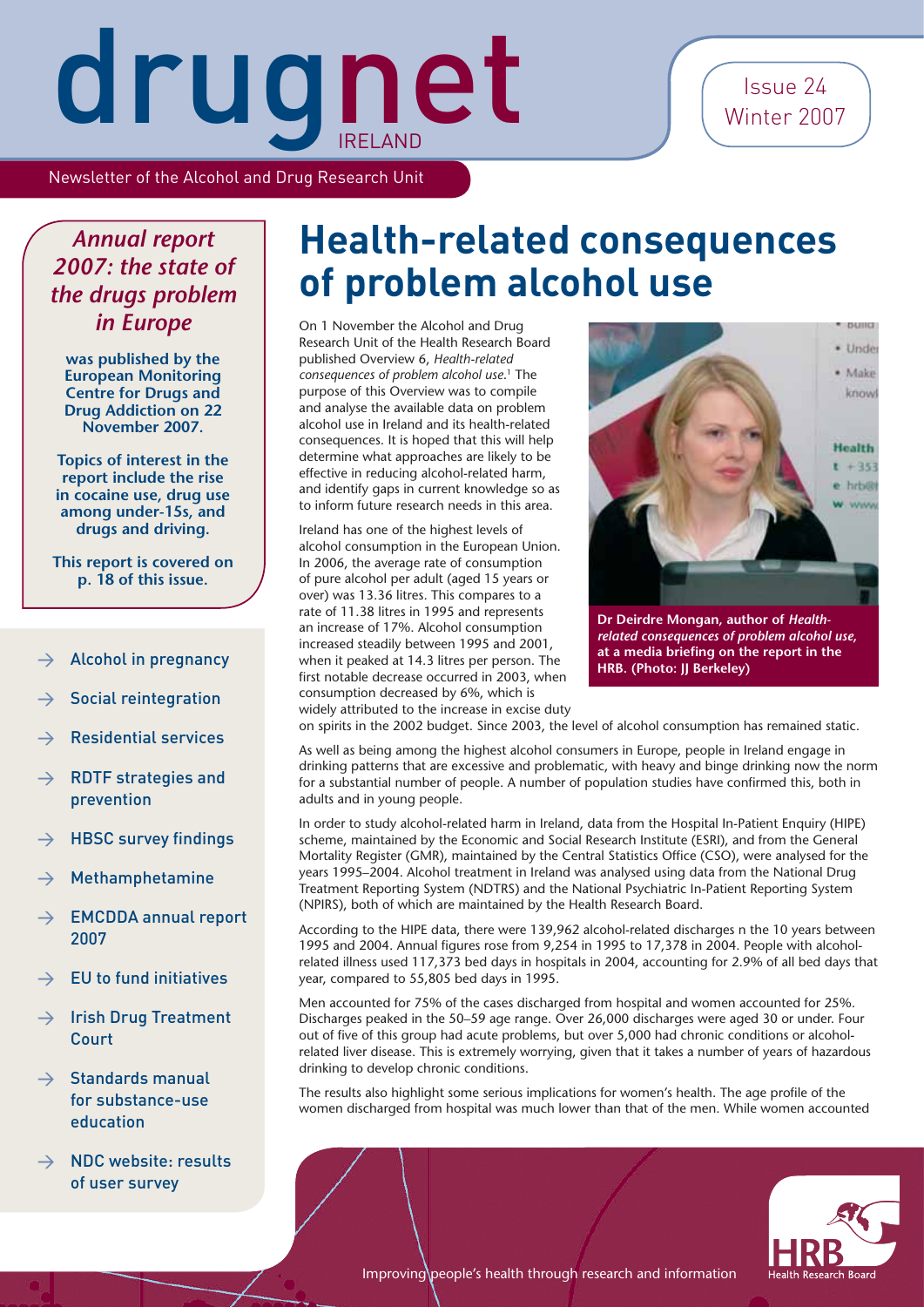# drugnet IRELAND

Issue 24 Winter 2007

Newsletter of the Alcohol and Drug Research Unit

*Annual report 2007: the state of the drugs problem in Europe*

**was published by the European Monitoring Centre for Drugs and Drug Addiction on 22 November 2007.**

**Topics of interest in the report include the rise in cocaine use, drug use among under-15s, and drugs and driving.**

**This report is covered on p. 18 of this issue.**

- → Alcohol in pregnancy
- → Social reintegration
- → Residential services
- → RDTF strategies and prevention
- → HBSC survey findings
- → Methamphetamine
- → EMCDDA annual report 2007
- → EU to fund initiatives
- → Irish Drug Treatment Court
- → Standards manual for substance-use education
- → NDC website: results of user survey

# Health-related consequences of problem alcohol use

On 1 November the Alcohol and Drug Research Unit of the Health Research Board published Overview 6, *Health-related consequences of problem alcohol use*.[1] The purpose of this Overview was to compile and analyse the available data on problem alcohol use in Ireland and its health-related consequences. It is hoped that this will help determine what approaches are likely to be effective in reducing alcohol-related harm, and identify gaps in current knowledge so as to inform future research needs in this area.

Ireland has one of the highest levels of alcohol consumption in the European Union. In 2006, the average rate of consumption of pure alcohol per adult (aged 15 years or over) was 13.36 litres. This compares to a rate of 11.38 litres in 1995 and represents an increase of 17%. Alcohol consumption increased steadily between 1995 and 2001, when it peaked at 14.3 litres per person. The first notable decrease occurred in 2003, when consumption decreased by 6%, which is widely attributed to the increase in excise duty on spirits in the 2002 budget. Since 2003, the level of alcohol consumption has remained static.

**Dr Deirdre Mongan, author of *Health-related consequences of problem alcohol use*, at a media briefing on the report in the HRB. (Photo: JJ Berkeley)**

As well as being among the highest alcohol consumers in Europe, people in Ireland engage in drinking patterns that are excessive and problematic, with heavy and binge drinking now the norm for a substantial number of people. A number of population studies have confirmed this, both in adults and in young people.

In order to study alcohol-related harm in Ireland, data from the Hospital In-Patient Enquiry (HIPE) scheme, maintained by the Economic and Social Research Institute (ESRI), and from the General Mortality Register (GMR), maintained by the Central Statistics Office (CSO), were analysed for the years 1995–2004. Alcohol treatment in Ireland was analysed using data from the National Drug Treatment Reporting System (NDTRS) and the National Psychiatric In-Patient Reporting System (NPIRS), both of which are maintained by the Health Research Board.

According to the HIPE data, there were 139,962 alcohol-related discharges n the 10 years between 1995 and 2004. Annual figures rose from 9,254 in 1995 to 17,378 in 2004. People with alcohol-related illness used 117,373 bed days in hospitals in 2004, accounting for 2.9% of all bed days that year, compared to 55,805 bed days in 1995.

Men accounted for 75% of the cases discharged from hospital and women accounted for 25%. Discharges peaked in the 50–59 age range. Over 26,000 discharges were aged 30 or under. Four out of five of this group had acute problems, but over 5,000 had chronic conditions or alcohol-related liver disease. This is extremely worrying, given that it takes a number of years of hazardous drinking to develop chronic conditions.

The results also highlight some serious implications for women's health. The age profile of the women discharged from hospital was much lower than that of the men. While women accounted

Improving people's health through research and information

HRB Health Research Board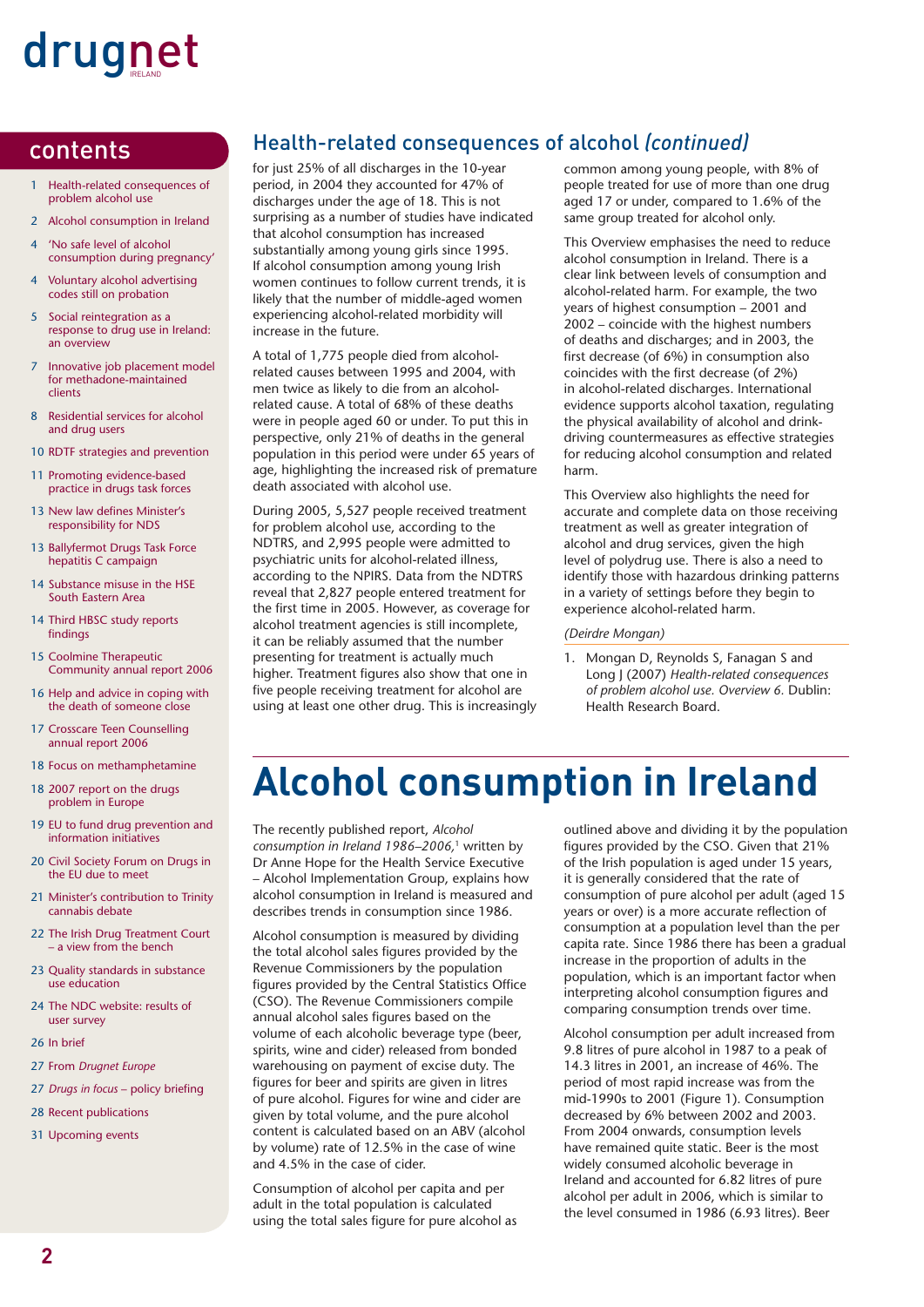## contents

- 1 Health-related consequences of problem alcohol use
- 2 Alcohol consumption in Ireland
- 4 'No safe level of alcohol consumption during pregnancy'
- 4 Voluntary alcohol advertising codes still on probation
- 5 Social reintegration as a response to drug use in Ireland: an overview
- 7 Innovative job placement model for methadone-maintained clients
- 8 Residential services for alcohol and drug users
- 10 RDTF strategies and prevention
- 11 Promoting evidence-based practice in drugs task forces
- 13 New law defines Minister's responsibility for NDS
- 13 Ballyfermot Drugs Task Force hepatitis C campaign
- 14 Substance misuse in the HSE South Eastern Area
- 14 Third HBSC study reports findings
- 15 Coolmine Therapeutic Community annual report 2006
- 16 Help and advice in coping with the death of someone close
- 17 Crosscare Teen Counselling annual report 2006
- 18 Focus on methamphetamine
- 18 2007 report on the drugs problem in Europe
- 19 EU to fund drug prevention and information initiatives
- 20 Civil Society Forum on Drugs in the EU due to meet
- 21 Minister's contribution to Trinity cannabis debate
- 22 The Irish Drug Treatment Court – a view from the bench
- 23 Quality standards in substance use education
- 24 The NDC website: results of user survey
- 26 In brief
- 27 From *Drugnet Europe*
- 27 *Drugs in focus* – policy briefing
- 28 Recent publications
- 31 Upcoming events

## Health-related consequences of alcohol *(continued)*

for just 25% of all discharges in the 10-year period, in 2004 they accounted for 47% of discharges under the age of 18. This is not surprising as a number of studies have indicated that alcohol consumption has increased substantially among young girls since 1995. If alcohol consumption among young Irish women continues to follow current trends, it is likely that the number of middle-aged women experiencing alcohol-related morbidity will increase in the future.

A total of 1,775 people died from alcohol-related causes between 1995 and 2004, with men twice as likely to die from an alcohol-related cause. A total of 68% of these deaths were in people aged 60 or under. To put this in perspective, only 21% of deaths in the general population in this period were under 65 years of age, highlighting the increased risk of premature death associated with alcohol use.

During 2005, 5,527 people received treatment for problem alcohol use, according to the NDTRS, and 2,995 people were admitted to psychiatric units for alcohol-related illness, according to the NPIRS. Data from the NDTRS reveal that 2,827 people entered treatment for the first time in 2005. However, as coverage for alcohol treatment agencies is still incomplete, it can be reliably assumed that the number presenting for treatment is actually much higher. Treatment figures also show that one in five people receiving treatment for alcohol are using at least one other drug. This is increasingly common among young people, with 8% of people treated for use of more than one drug aged 17 or under, compared to 1.6% of the same group treated for alcohol only.

This Overview emphasises the need to reduce alcohol consumption in Ireland. There is a clear link between levels of consumption and alcohol-related harm. For example, the two years of highest consumption – 2001 and 2002 – coincide with the highest numbers of deaths and discharges; and in 2003, the first decrease (of 6%) in consumption also coincides with the first decrease (of 2%) in alcohol-related discharges. International evidence supports alcohol taxation, regulating the physical availability of alcohol and drink-driving countermeasures as effective strategies for reducing alcohol consumption and related harm.

This Overview also highlights the need for accurate and complete data on those receiving treatment as well as greater integration of alcohol and drug services, given the high level of polydrug use. There is also a need to identify those with hazardous drinking patterns in a variety of settings before they begin to experience alcohol-related harm.

*(Deirdre Mongan)*

1. Mongan D, Reynolds S, Fanagan S and Long J (2007) *Health-related consequences of problem alcohol use. Overview 6.* Dublin: Health Research Board.

# Alcohol consumption in Ireland

The recently published report, *Alcohol consumption in Ireland 1986–2006,*[1] written by Dr Anne Hope for the Health Service Executive – Alcohol Implementation Group, explains how alcohol consumption in Ireland is measured and describes trends in consumption since 1986.

Alcohol consumption is measured by dividing the total alcohol sales figures provided by the Revenue Commissioners by the population figures provided by the Central Statistics Office (CSO). The Revenue Commissioners compile annual alcohol sales figures based on the volume of each alcoholic beverage type (beer, spirits, wine and cider) released from bonded warehousing on payment of excise duty. The figures for beer and spirits are given in litres of pure alcohol. Figures for wine and cider are given by total volume, and the pure alcohol content is calculated based on an ABV (alcohol by volume) rate of 12.5% in the case of wine and 4.5% in the case of cider.

Consumption of alcohol per capita and per adult in the total population is calculated using the total sales figure for pure alcohol as outlined above and dividing it by the population figures provided by the CSO. Given that 21% of the Irish population is aged under 15 years, it is generally considered that the rate of consumption of pure alcohol per adult (aged 15 years or over) is a more accurate reflection of consumption at a population level than the per capita rate. Since 1986 there has been a gradual increase in the proportion of adults in the population, which is an important factor when interpreting alcohol consumption figures and comparing consumption trends over time.

Alcohol consumption per adult increased from 9.8 litres of pure alcohol in 1987 to a peak of 14.3 litres in 2001, an increase of 46%. The period of most rapid increase was from the mid-1990s to 2001 (Figure 1). Consumption decreased by 6% between 2002 and 2003. From 2004 onwards, consumption levels have remained quite static. Beer is the most widely consumed alcoholic beverage in Ireland and accounted for 6.82 litres of pure alcohol per adult in 2006, which is similar to the level consumed in 1986 (6.93 litres). Beer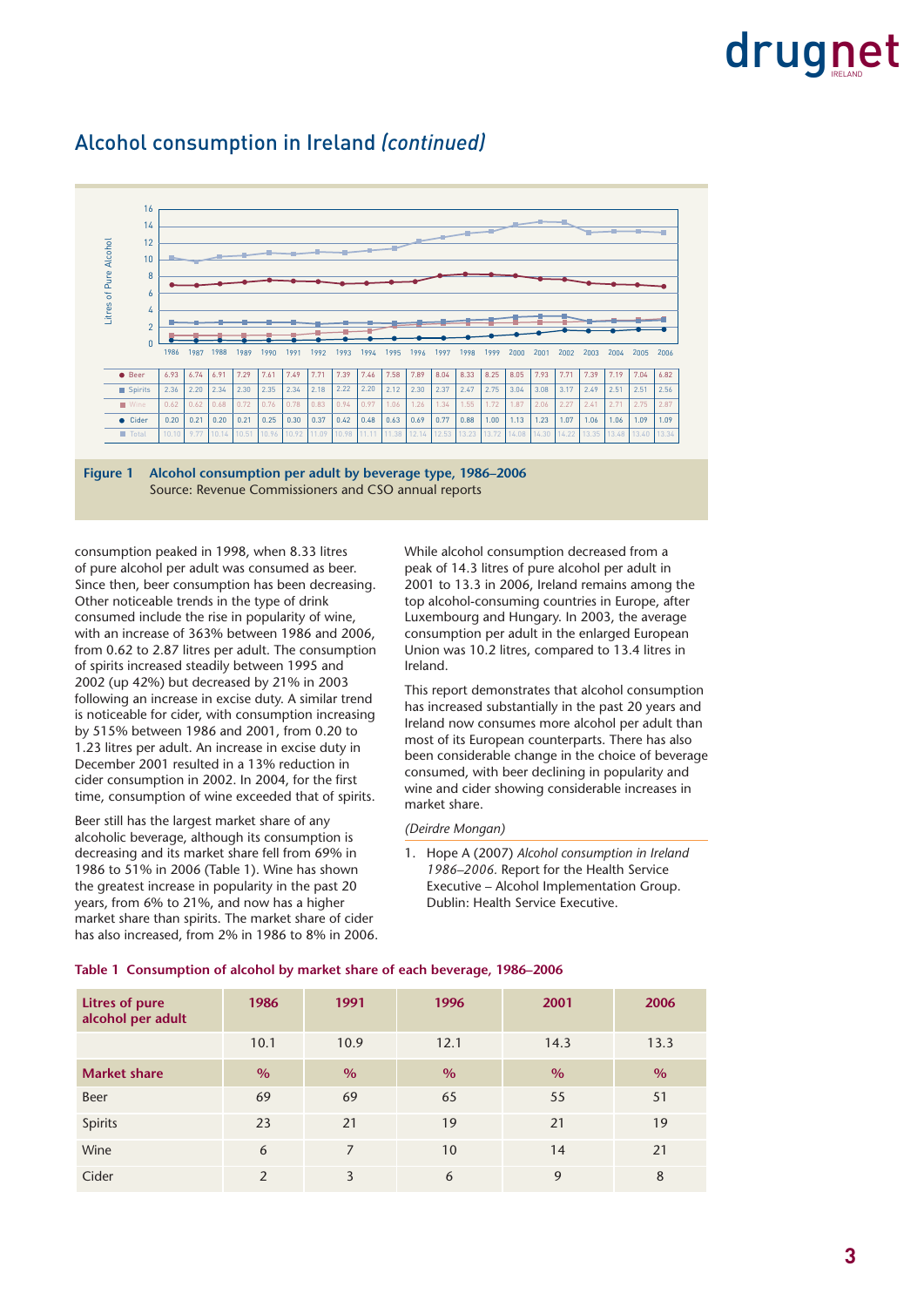## Alcohol consumption in Ireland *(continued)*

| | 1986 | 1987 | 1988 | 1989 | 1990 | 1991 | 1992 | 1993 | 1994 | 1995 | 1996 | 1997 | 1998 | 1999 | 2000 | 2001 | 2002 | 2003 | 2004 | 2005 | 2006 |
|---|---|---|---|---|---|---|---|---|---|---|---|---|---|---|---|---|---|---|---|---|---|
| Beer | 6.93 | 6.74 | 6.91 | 7.29 | 7.61 | 7.49 | 7.71 | 7.39 | 7.46 | 7.58 | 7.89 | 8.04 | 8.33 | 8.25 | 8.05 | 7.93 | 7.71 | 7.39 | 7.19 | 7.04 | 6.82 |
| Spirits | 2.36 | 2.20 | 2.34 | 2.30 | 2.35 | 2.34 | 2.18 | 2.22 | 2.20 | 2.12 | 2.30 | 2.37 | 2.47 | 2.75 | 3.04 | 3.08 | 3.17 | 2.49 | 2.51 | 2.51 | 2.56 |
| Wine | 0.62 | 0.62 | 0.68 | 0.72 | 0.76 | 0.78 | 0.83 | 0.94 | 0.97 | 1.06 | 1.26 | 1.34 | 1.55 | 1.72 | 1.87 | 2.06 | 2.27 | 2.41 | 2.71 | 2.75 | 2.87 |
| Cider | 0.20 | 0.21 | 0.20 | 0.21 | 0.25 | 0.30 | 0.37 | 0.42 | 0.48 | 0.63 | 0.69 | 0.77 | 0.88 | 1.00 | 1.13 | 1.23 | 1.07 | 1.06 | 1.06 | 1.09 | 1.09 |
| Total | 10.10 | 9.77 | 10.14 | 10.51 | 10.96 | 10.92 | 11.09 | 10.98 | 11.11 | 11.38 | 12.14 | 12.53 | 13.23 | 13.72 | 14.08 | 14.30 | 14.22 | 13.35 | 13.48 | 13.40 | 13.34 |

**Figure 1 Alcohol consumption per adult by beverage type, 1986–2006**
Source: Revenue Commissioners and CSO annual reports

consumption peaked in 1998, when 8.33 litres of pure alcohol per adult was consumed as beer. Since then, beer consumption has been decreasing. Other noticeable trends in the type of drink consumed include the rise in popularity of wine, with an increase of 363% between 1986 and 2006, from 0.62 to 2.87 litres per adult. The consumption of spirits increased steadily between 1995 and 2002 (up 42%) but decreased by 21% in 2003 following an increase in excise duty. A similar trend is noticeable for cider, with consumption increasing by 515% between 1986 and 2001, from 0.20 to 1.23 litres per adult. An increase in excise duty in December 2001 resulted in a 13% reduction in cider consumption in 2002. In 2004, for the first time, consumption of wine exceeded that of spirits.

Beer still has the largest market share of any alcoholic beverage, although its consumption is decreasing and its market share fell from 69% in 1986 to 51% in 2006 (Table 1). Wine has shown the greatest increase in popularity in the past 20 years, from 6% to 21%, and now has a higher market share than spirits. The market share of cider has also increased, from 2% in 1986 to 8% in 2006.

While alcohol consumption decreased from a peak of 14.3 litres of pure alcohol per adult in 2001 to 13.3 in 2006, Ireland remains among the top alcohol-consuming countries in Europe, after Luxembourg and Hungary. In 2003, the average consumption per adult in the enlarged European Union was 10.2 litres, compared to 13.4 litres in Ireland.

This report demonstrates that alcohol consumption has increased substantially in the past 20 years and Ireland now consumes more alcohol per adult than most of its European counterparts. There has also been considerable change in the choice of beverage consumed, with beer declining in popularity and wine and cider showing considerable increases in market share.

*(Deirdre Mongan)*

1. Hope A (2007) *Alcohol consumption in Ireland 1986–2006.* Report for the Health Service Executive – Alcohol Implementation Group. Dublin: Health Service Executive.

**Table 1 Consumption of alcohol by market share of each beverage, 1986–2006**

| Litres of pure alcohol per adult | 1986 | 1991 | 1996 | 2001 | 2006 |
|---|---|---|---|---|---|
| | 10.1 | 10.9 | 12.1 | 14.3 | 13.3 |
| **Market share** | % | % | % | % | % |
| Beer | 69 | 69 | 65 | 55 | 51 |
| Spirits | 23 | 21 | 19 | 21 | 19 |
| Wine | 6 | 7 | 10 | 14 | 21 |
| Cider | 2 | 3 | 6 | 9 | 8 |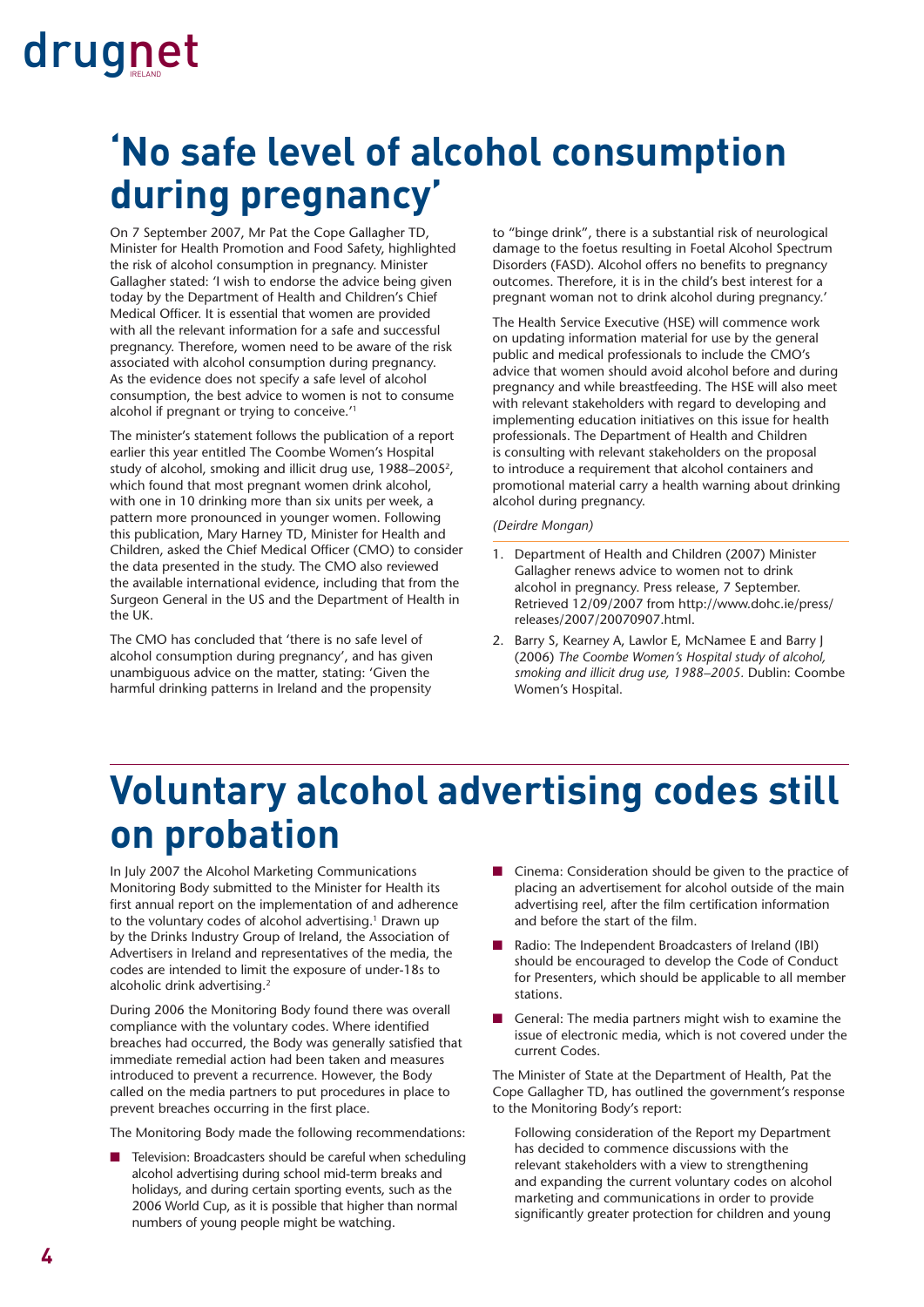# 'No safe level of alcohol consumption during pregnancy'

On 7 September 2007, Mr Pat the Cope Gallagher TD, Minister for Health Promotion and Food Safety, highlighted the risk of alcohol consumption in pregnancy. Minister Gallagher stated: 'I wish to endorse the advice being given today by the Department of Health and Children's Chief Medical Officer. It is essential that women are provided with all the relevant information for a safe and successful pregnancy. Therefore, women need to be aware of the risk associated with alcohol consumption during pregnancy. As the evidence does not specify a safe level of alcohol consumption, the best advice to women is not to consume alcohol if pregnant or trying to conceive.'[1]

The minister's statement follows the publication of a report earlier this year entitled The Coombe Women's Hospital study of alcohol, smoking and illicit drug use, 1988–2005[2], which found that most pregnant women drink alcohol, with one in 10 drinking more than six units per week, a pattern more pronounced in younger women. Following this publication, Mary Harney TD, Minister for Health and Children, asked the Chief Medical Officer (CMO) to consider the data presented in the study. The CMO also reviewed the available international evidence, including that from the Surgeon General in the US and the Department of Health in the UK.

The CMO has concluded that 'there is no safe level of alcohol consumption during pregnancy', and has given unambiguous advice on the matter, stating: 'Given the harmful drinking patterns in Ireland and the propensity to "binge drink", there is a substantial risk of neurological damage to the foetus resulting in Foetal Alcohol Spectrum Disorders (FASD). Alcohol offers no benefits to pregnancy outcomes. Therefore, it is in the child's best interest for a pregnant woman not to drink alcohol during pregnancy.'

The Health Service Executive (HSE) will commence work on updating information material for use by the general public and medical professionals to include the CMO's advice that women should avoid alcohol before and during pregnancy and while breastfeeding. The HSE will also meet with relevant stakeholders with regard to developing and implementing education initiatives on this issue for health professionals. The Department of Health and Children is consulting with relevant stakeholders on the proposal to introduce a requirement that alcohol containers and promotional material carry a health warning about drinking alcohol during pregnancy.

*(Deirdre Mongan)*

1. Department of Health and Children (2007) Minister Gallagher renews advice to women not to drink alcohol in pregnancy. Press release, 7 September. Retrieved 12/09/2007 from http://www.dohc.ie/press/releases/2007/20070907.html.
2. Barry S, Kearney A, Lawlor E, McNamee E and Barry J (2006) *The Coombe Women's Hospital study of alcohol, smoking and illicit drug use, 1988–2005*. Dublin: Coombe Women's Hospital.

# Voluntary alcohol advertising codes still on probation

In July 2007 the Alcohol Marketing Communications Monitoring Body submitted to the Minister for Health its first annual report on the implementation of and adherence to the voluntary codes of alcohol advertising.[1] Drawn up by the Drinks Industry Group of Ireland, the Association of Advertisers in Ireland and representatives of the media, the codes are intended to limit the exposure of under-18s to alcoholic drink advertising.[2]

During 2006 the Monitoring Body found there was overall compliance with the voluntary codes. Where identified breaches had occurred, the Body was generally satisfied that immediate remedial action had been taken and measures introduced to prevent a recurrence. However, the Body called on the media partners to put procedures in place to prevent breaches occurring in the first place.

The Monitoring Body made the following recommendations:

- Television: Broadcasters should be careful when scheduling alcohol advertising during school mid-term breaks and holidays, and during certain sporting events, such as the 2006 World Cup, as it is possible that higher than normal numbers of young people might be watching.
- Cinema: Consideration should be given to the practice of placing an advertisement for alcohol outside of the main advertising reel, after the film certification information and before the start of the film.
- Radio: The Independent Broadcasters of Ireland (IBI) should be encouraged to develop the Code of Conduct for Presenters, which should be applicable to all member stations.
- General: The media partners might wish to examine the issue of electronic media, which is not covered under the current Codes.

The Minister of State at the Department of Health, Pat the Cope Gallagher TD, has outlined the government's response to the Monitoring Body's report:

> Following consideration of the Report my Department has decided to commence discussions with the relevant stakeholders with a view to strengthening and expanding the current voluntary codes on alcohol marketing and communications in order to provide significantly greater protection for children and young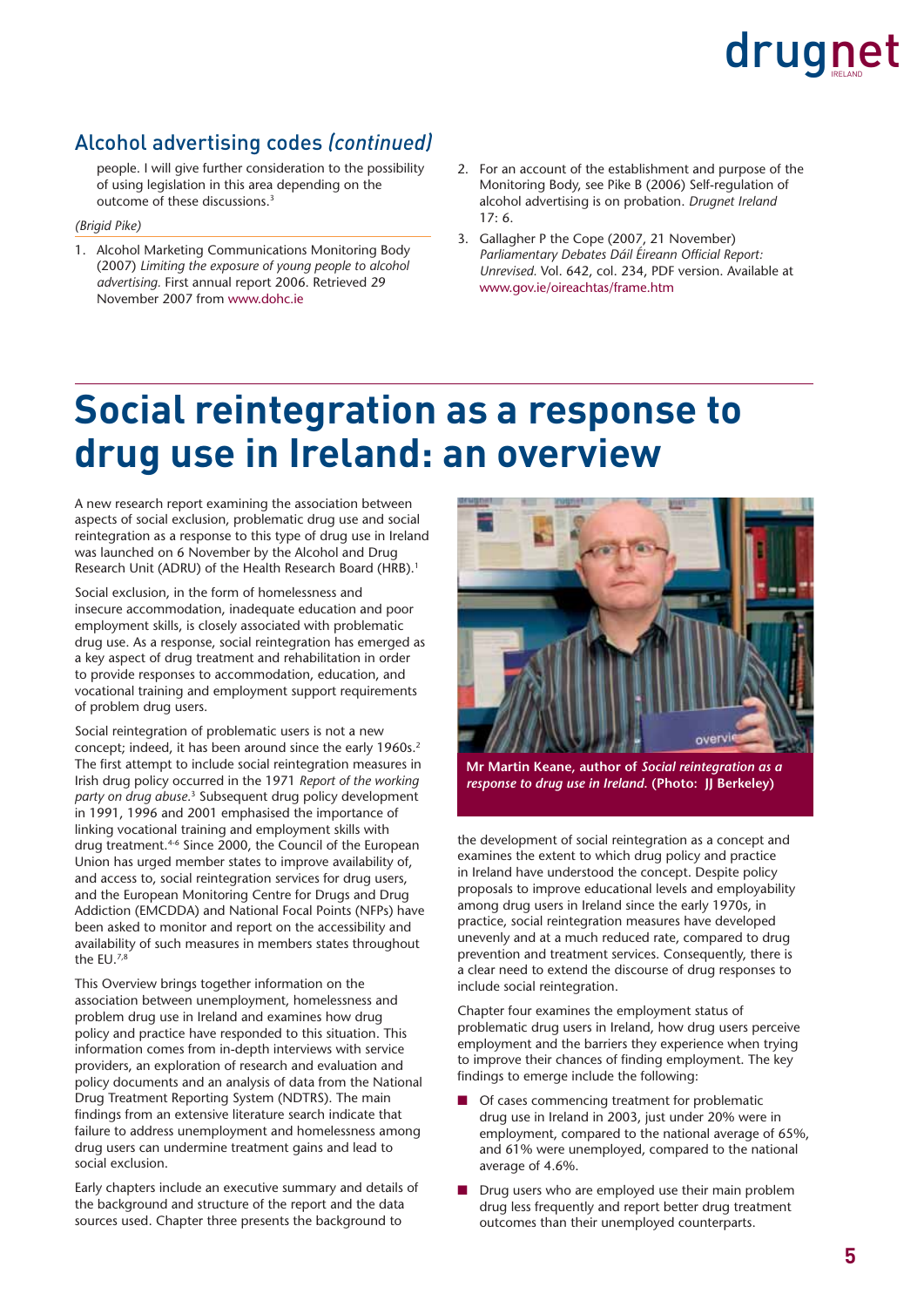## Alcohol advertising codes *(continued)*

people. I will give further consideration to the possibility of using legislation in this area depending on the outcome of these discussions.[3]

*(Brigid Pike)*

1. Alcohol Marketing Communications Monitoring Body (2007) *Limiting the exposure of young people to alcohol advertising.* First annual report 2006. Retrieved 29 November 2007 from www.dohc.ie
2. For an account of the establishment and purpose of the Monitoring Body, see Pike B (2006) Self-regulation of alcohol advertising is on probation. *Drugnet Ireland* 17: 6.
3. Gallagher P the Cope (2007, 21 November) *Parliamentary Debates Dáil Éireann Official Report: Unrevised.* Vol. 642, col. 234, PDF version. Available at www.gov.ie/oireachtas/frame.htm

# Social reintegration as a response to drug use in Ireland: an overview

A new research report examining the association between aspects of social exclusion, problematic drug use and social reintegration as a response to this type of drug use in Ireland was launched on 6 November by the Alcohol and Drug Research Unit (ADRU) of the Health Research Board (HRB).[1]

Social exclusion, in the form of homelessness and insecure accommodation, inadequate education and poor employment skills, is closely associated with problematic drug use. As a response, social reintegration has emerged as a key aspect of drug treatment and rehabilitation in order to provide responses to accommodation, education, and vocational training and employment support requirements of problem drug users.

Social reintegration of problematic users is not a new concept; indeed, it has been around since the early 1960s.[2] The first attempt to include social reintegration measures in Irish drug policy occurred in the 1971 *Report of the working party on drug abuse*.[3] Subsequent drug policy development in 1991, 1996 and 2001 emphasised the importance of linking vocational training and employment skills with drug treatment.[4-6] Since 2000, the Council of the European Union has urged member states to improve availability of, and access to, social reintegration services for drug users, and the European Monitoring Centre for Drugs and Drug Addiction (EMCDDA) and National Focal Points (NFPs) have been asked to monitor and report on the accessibility and availability of such measures in members states throughout the EU.[7,8]

This Overview brings together information on the association between unemployment, homelessness and problem drug use in Ireland and examines how drug policy and practice have responded to this situation. This information comes from in-depth interviews with service providers, an exploration of research and evaluation and policy documents and an analysis of data from the National Drug Treatment Reporting System (NDTRS). The main findings from an extensive literature search indicate that failure to address unemployment and homelessness among drug users can undermine treatment gains and lead to social exclusion.

Early chapters include an executive summary and details of the background and structure of the report and the data sources used. Chapter three presents the background to the development of social reintegration as a concept and examines the extent to which drug policy and practice in Ireland have understood the concept. Despite policy proposals to improve educational levels and employability among drug users in Ireland since the early 1970s, in practice, social reintegration measures have developed unevenly and at a much reduced rate, compared to drug prevention and treatment services. Consequently, there is a clear need to extend the discourse of drug responses to include social reintegration.

**Mr Martin Keane, author of *Social reintegration as a response to drug use in Ireland.* (Photo: JJ Berkeley)**

Chapter four examines the employment status of problematic drug users in Ireland, how drug users perceive employment and the barriers they experience when trying to improve their chances of finding employment. The key findings to emerge include the following:

- Of cases commencing treatment for problematic drug use in Ireland in 2003, just under 20% were in employment, compared to the national average of 65%, and 61% were unemployed, compared to the national average of 4.6%.
- Drug users who are employed use their main problem drug less frequently and report better drug treatment outcomes than their unemployed counterparts.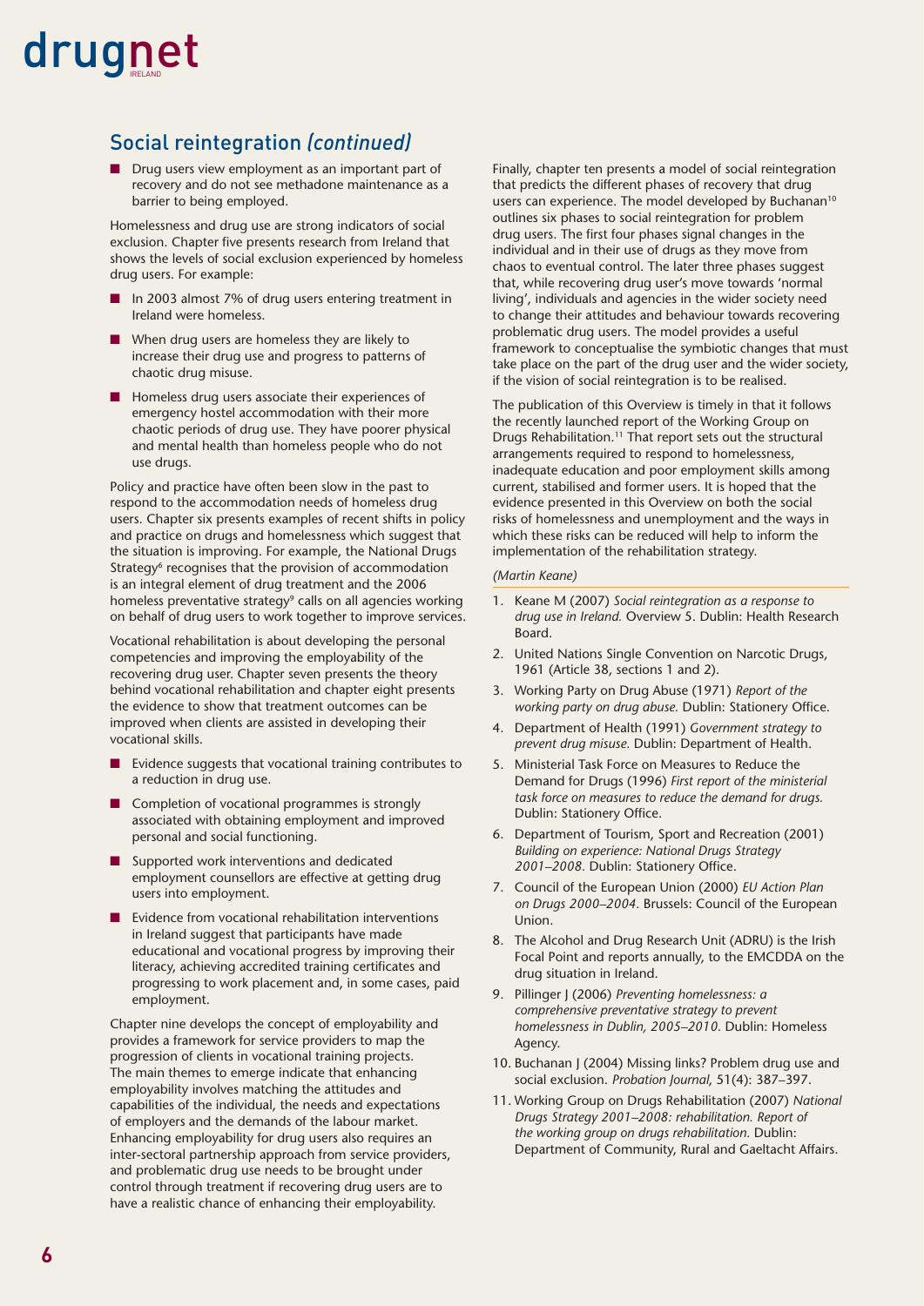## Social reintegration *(continued)*

- Drug users view employment as an important part of recovery and do not see methadone maintenance as a barrier to being employed.

Homelessness and drug use are strong indicators of social exclusion. Chapter five presents research from Ireland that shows the levels of social exclusion experienced by homeless drug users. For example:

- In 2003 almost 7% of drug users entering treatment in Ireland were homeless.
- When drug users are homeless they are likely to increase their drug use and progress to patterns of chaotic drug misuse.
- Homeless drug users associate their experiences of emergency hostel accommodation with their more chaotic periods of drug use. They have poorer physical and mental health than homeless people who do not use drugs.

Policy and practice have often been slow in the past to respond to the accommodation needs of homeless drug users. Chapter six presents examples of recent shifts in policy and practice on drugs and homelessness which suggest that the situation is improving. For example, the National Drugs Strategy[6] recognises that the provision of accommodation is an integral element of drug treatment and the 2006 homeless preventative strategy[9] calls on all agencies working on behalf of drug users to work together to improve services.

Vocational rehabilitation is about developing the personal competencies and improving the employability of the recovering drug user. Chapter seven presents the theory behind vocational rehabilitation and chapter eight presents the evidence to show that treatment outcomes can be improved when clients are assisted in developing their vocational skills.

- Evidence suggests that vocational training contributes to a reduction in drug use.
- Completion of vocational programmes is strongly associated with obtaining employment and improved personal and social functioning.
- Supported work interventions and dedicated employment counsellors are effective at getting drug users into employment.
- Evidence from vocational rehabilitation interventions in Ireland suggest that participants have made educational and vocational progress by improving their literacy, achieving accredited training certificates and progressing to work placement and, in some cases, paid employment.

Chapter nine develops the concept of employability and provides a framework for service providers to map the progression of clients in vocational training projects. The main themes to emerge indicate that enhancing employability involves matching the attitudes and capabilities of the individual, the needs and expectations of employers and the demands of the labour market. Enhancing employability for drug users also requires an inter-sectoral partnership approach from service providers, and problematic drug use needs to be brought under control through treatment if recovering drug users are to have a realistic chance of enhancing their employability.

Finally, chapter ten presents a model of social reintegration that predicts the different phases of recovery that drug users can experience. The model developed by Buchanan[10] outlines six phases to social reintegration for problem drug users. The first four phases signal changes in the individual and in their use of drugs as they move from chaos to eventual control. The later three phases suggest that, while recovering drug user's move towards 'normal living', individuals and agencies in the wider society need to change their attitudes and behaviour towards recovering problematic drug users. The model provides a useful framework to conceptualise the symbiotic changes that must take place on the part of the drug user and the wider society, if the vision of social reintegration is to be realised.

The publication of this Overview is timely in that it follows the recently launched report of the Working Group on Drugs Rehabilitation.[11] That report sets out the structural arrangements required to respond to homelessness, inadequate education and poor employment skills among current, stabilised and former users. It is hoped that the evidence presented in this Overview on both the social risks of homelessness and unemployment and the ways in which these risks can be reduced will help to inform the implementation of the rehabilitation strategy.

*(Martin Keane)*

1. Keane M (2007) *Social reintegration as a response to drug use in Ireland.* Overview 5. Dublin: Health Research Board.
2. United Nations Single Convention on Narcotic Drugs, 1961 (Article 38, sections 1 and 2).
3. Working Party on Drug Abuse (1971) *Report of the working party on drug abuse.* Dublin: Stationery Office.
4. Department of Health (1991) *Government strategy to prevent drug misuse.* Dublin: Department of Health.
5. Ministerial Task Force on Measures to Reduce the Demand for Drugs (1996) *First report of the ministerial task force on measures to reduce the demand for drugs.* Dublin: Stationery Office.
6. Department of Tourism, Sport and Recreation (2001) *Building on experience: National Drugs Strategy 2001–2008.* Dublin: Stationery Office.
7. Council of the European Union (2000) *EU Action Plan on Drugs 2000–2004.* Brussels: Council of the European Union.
8. The Alcohol and Drug Research Unit (ADRU) is the Irish Focal Point and reports annually, to the EMCDDA on the drug situation in Ireland.
9. Pillinger J (2006) *Preventing homelessness: a comprehensive preventative strategy to prevent homelessness in Dublin, 2005–2010.* Dublin: Homeless Agency.
10. Buchanan J (2004) Missing links? Problem drug use and social exclusion. *Probation Journal*, 51(4): 387–397.
11. Working Group on Drugs Rehabilitation (2007) *National Drugs Strategy 2001–2008: rehabilitation. Report of the working group on drugs rehabilitation.* Dublin: Department of Community, Rural and Gaeltacht Affairs.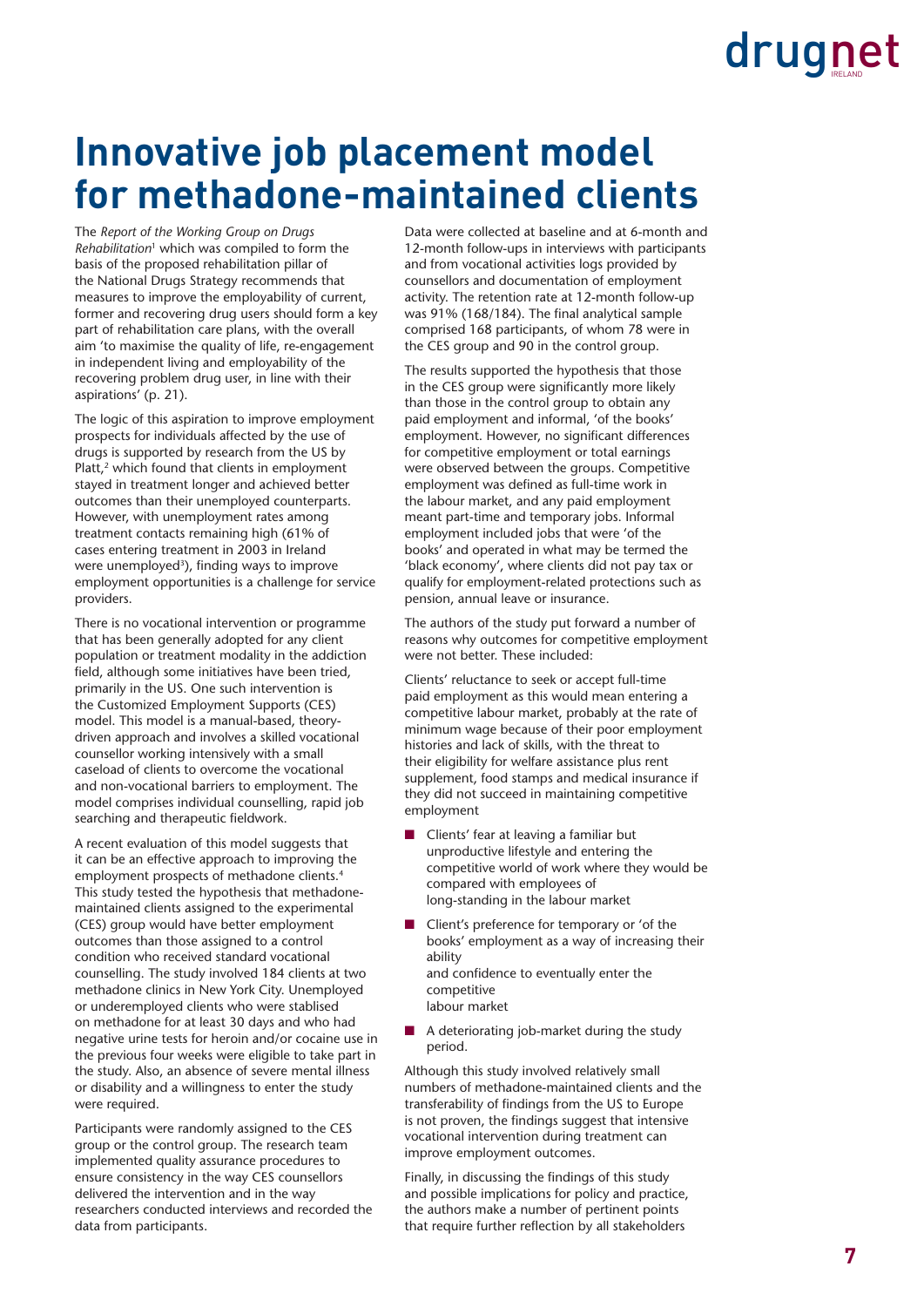# Innovative job placement model for methadone-maintained clients

The *Report of the Working Group on Drugs Rehabilitation*[1] which was compiled to form the basis of the proposed rehabilitation pillar of the National Drugs Strategy recommends that measures to improve the employability of current, former and recovering drug users should form a key part of rehabilitation care plans, with the overall aim 'to maximise the quality of life, re-engagement in independent living and employability of the recovering problem drug user, in line with their aspirations' (p. 21).

The logic of this aspiration to improve employment prospects for individuals affected by the use of drugs is supported by research from the US by Platt,[2] which found that clients in employment stayed in treatment longer and achieved better outcomes than their unemployed counterparts. However, with unemployment rates among treatment contacts remaining high (61% of cases entering treatment in 2003 in Ireland were unemployed[3]), finding ways to improve employment opportunities is a challenge for service providers.

There is no vocational intervention or programme that has been generally adopted for any client population or treatment modality in the addiction field, although some initiatives have been tried, primarily in the US. One such intervention is the Customized Employment Supports (CES) model. This model is a manual-based, theory-driven approach and involves a skilled vocational counsellor working intensively with a small caseload of clients to overcome the vocational and non-vocational barriers to employment. The model comprises individual counselling, rapid job searching and therapeutic fieldwork.

A recent evaluation of this model suggests that it can be an effective approach to improving the employment prospects of methadone clients.[4] This study tested the hypothesis that methadone-maintained clients assigned to the experimental (CES) group would have better employment outcomes than those assigned to a control condition who received standard vocational counselling. The study involved 184 clients at two methadone clinics in New York City. Unemployed or underemployed clients who were stablised on methadone for at least 30 days and who had negative urine tests for heroin and/or cocaine use in the previous four weeks were eligible to take part in the study. Also, an absence of severe mental illness or disability and a willingness to enter the study were required.

Participants were randomly assigned to the CES group or the control group. The research team implemented quality assurance procedures to ensure consistency in the way CES counsellors delivered the intervention and in the way researchers conducted interviews and recorded the data from participants.

Data were collected at baseline and at 6-month and 12-month follow-ups in interviews with participants and from vocational activities logs provided by counsellors and documentation of employment activity. The retention rate at 12-month follow-up was 91% (168/184). The final analytical sample comprised 168 participants, of whom 78 were in the CES group and 90 in the control group.

The results supported the hypothesis that those in the CES group were significantly more likely than those in the control group to obtain any paid employment and informal, 'of the books' employment. However, no significant differences for competitive employment or total earnings were observed between the groups. Competitive employment was defined as full-time work in the labour market, and any paid employment meant part-time and temporary jobs. Informal employment included jobs that were 'of the books' and operated in what may be termed the 'black economy', where clients did not pay tax or qualify for employment-related protections such as pension, annual leave or insurance.

The authors of the study put forward a number of reasons why outcomes for competitive employment were not better. These included:

Clients' reluctance to seek or accept full-time paid employment as this would mean entering a competitive labour market, probably at the rate of minimum wage because of their poor employment histories and lack of skills, with the threat to their eligibility for welfare assistance plus rent supplement, food stamps and medical insurance if they did not succeed in maintaining competitive employment

- Clients' fear at leaving a familiar but unproductive lifestyle and entering the competitive world of work where they would be compared with employees of long-standing in the labour market
- Client's preference for temporary or 'of the books' employment as a way of increasing their ability and confidence to eventually enter the competitive labour market
- A deteriorating job-market during the study period.

Although this study involved relatively small numbers of methadone-maintained clients and the transferability of findings from the US to Europe is not proven, the findings suggest that intensive vocational intervention during treatment can improve employment outcomes.

Finally, in discussing the findings of this study and possible implications for policy and practice, the authors make a number of pertinent points that require further reflection by all stakeholders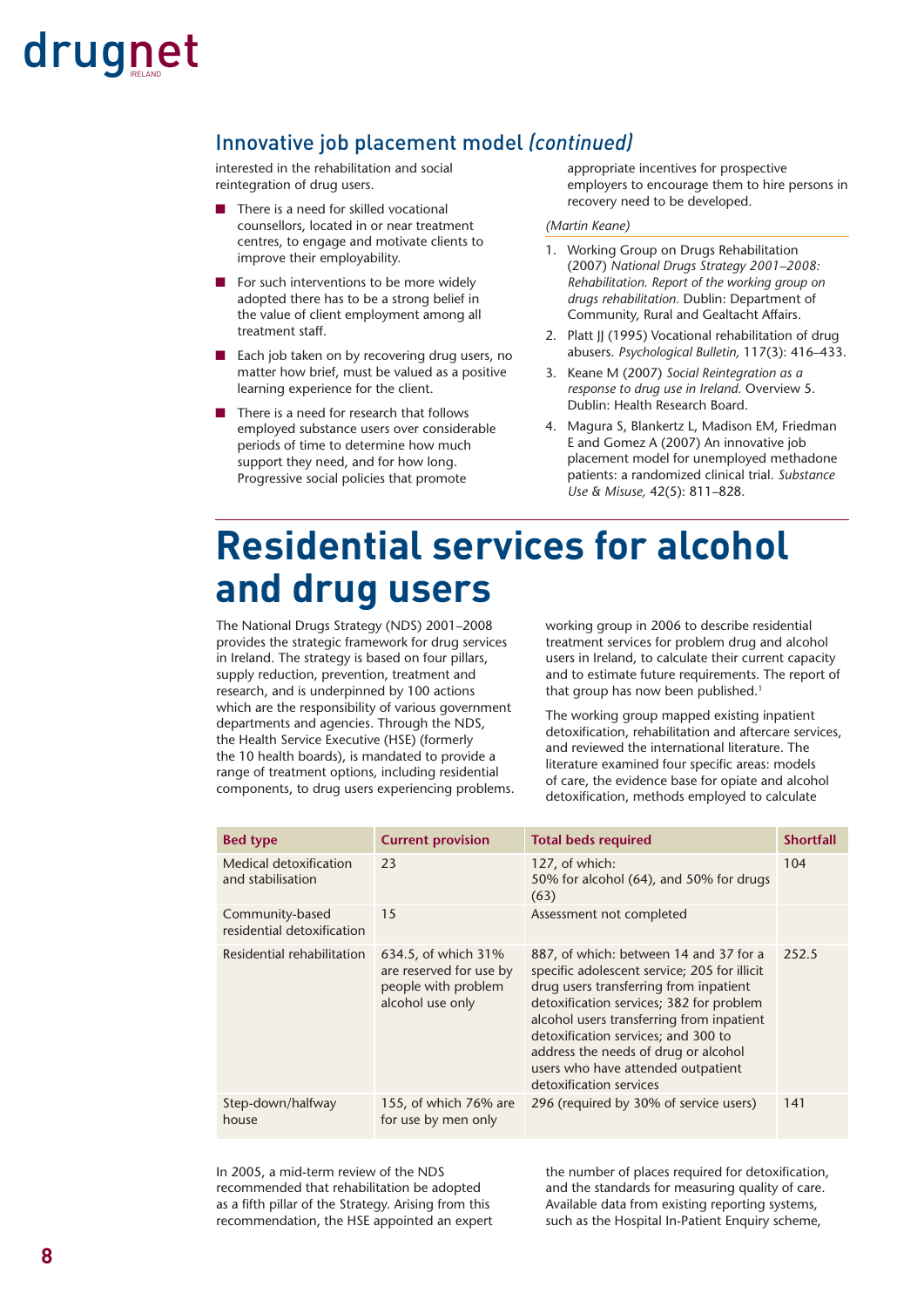## Innovative job placement model *(continued)*

interested in the rehabilitation and social reintegration of drug users.

- There is a need for skilled vocational counsellors, located in or near treatment centres, to engage and motivate clients to improve their employability.
- For such interventions to be more widely adopted there has to be a strong belief in the value of client employment among all treatment staff.
- Each job taken on by recovering drug users, no matter how brief, must be valued as a positive learning experience for the client.
- There is a need for research that follows employed substance users over considerable periods of time to determine how much support they need, and for how long. Progressive social policies that promote appropriate incentives for prospective employers to encourage them to hire persons in recovery need to be developed.

*(Martin Keane)*

1. Working Group on Drugs Rehabilitation (2007) *National Drugs Strategy 2001–2008: Rehabilitation. Report of the working group on drugs rehabilitation.* Dublin: Department of Community, Rural and Gealtacht Affairs.
2. Platt JJ (1995) Vocational rehabilitation of drug abusers. *Psychological Bulletin,* 117(3): 416–433.
3. Keane M (2007) *Social Reintegration as a response to drug use in Ireland.* Overview 5. Dublin: Health Research Board.
4. Magura S, Blankertz L, Madison EM, Friedman E and Gomez A (2007) An innovative job placement model for unemployed methadone patients: a randomized clinical trial. *Substance Use & Misuse,* 42(5): 811–828.

# Residential services for alcohol and drug users

The National Drugs Strategy (NDS) 2001–2008 provides the strategic framework for drug services in Ireland. The strategy is based on four pillars, supply reduction, prevention, treatment and research, and is underpinned by 100 actions which are the responsibility of various government departments and agencies. Through the NDS, the Health Service Executive (HSE) (formerly the 10 health boards), is mandated to provide a range of treatment options, including residential components, to drug users experiencing problems.

In 2005, a mid-term review of the NDS recommended that rehabilitation be adopted as a fifth pillar of the Strategy. Arising from this recommendation, the HSE appointed an expert working group in 2006 to describe residential treatment services for problem drug and alcohol users in Ireland, to calculate their current capacity and to estimate future requirements. The report of that group has now been published.[1]

The working group mapped existing inpatient detoxification, rehabilitation and aftercare services, and reviewed the international literature. The literature examined four specific areas: models of care, the evidence base for opiate and alcohol detoxification, methods employed to calculate the number of places required for detoxification, and the standards for measuring quality of care. Available data from existing reporting systems, such as the Hospital In-Patient Enquiry scheme,

| Bed type | Current provision | Total beds required | Shortfall |
|---|---|---|---|
| Medical detoxification and stabilisation | 23 | 127, of which: 50% for alcohol (64), and 50% for drugs (63) | 104 |
| Community-based residential detoxification | 15 | Assessment not completed | |
| Residential rehabilitation | 634.5, of which 31% are reserved for use by people with problem alcohol use only | 887, of which: between 14 and 37 for a specific adolescent service; 205 for illicit drug users transferring from inpatient detoxification services; 382 for problem alcohol users transferring from inpatient detoxification services; and 300 to address the needs of drug or alcohol users who have attended outpatient detoxification services | 252.5 |
| Step-down/halfway house | 155, of which 76% are for use by men only | 296 (required by 30% of service users) | 141 |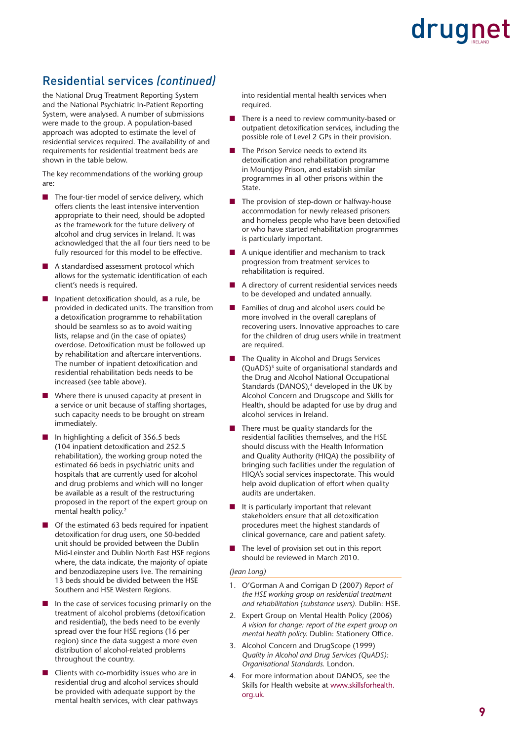## Residential services *(continued)*

the National Drug Treatment Reporting System and the National Psychiatric In-Patient Reporting System, were analysed. A number of submissions were made to the group. A population-based approach was adopted to estimate the level of residential services required. The availability of and requirements for residential treatment beds are shown in the table below.

The key recommendations of the working group are:

- The four-tier model of service delivery, which offers clients the least intensive intervention appropriate to their need, should be adopted as the framework for the future delivery of alcohol and drug services in Ireland. It was acknowledged that the all four tiers need to be fully resourced for this model to be effective.
- A standardised assessment protocol which allows for the systematic identification of each client's needs is required.
- Inpatient detoxification should, as a rule, be provided in dedicated units. The transition from a detoxification programme to rehabilitation should be seamless so as to avoid waiting lists, relapse and (in the case of opiates) overdose. Detoxification must be followed up by rehabilitation and aftercare interventions. The number of inpatient detoxification and residential rehabilitation beds needs to be increased (see table above).
- Where there is unused capacity at present in a service or unit because of staffing shortages, such capacity needs to be brought on stream immediately.
- In highlighting a deficit of 356.5 beds (104 inpatient detoxification and 252.5 rehabilitation), the working group noted the estimated 66 beds in psychiatric units and hospitals that are currently used for alcohol and drug problems and which will no longer be available as a result of the restructuring proposed in the report of the expert group on mental health policy.[2]
- Of the estimated 63 beds required for inpatient detoxification for drug users, one 50-bedded unit should be provided between the Dublin Mid-Leinster and Dublin North East HSE regions where, the data indicate, the majority of opiate and benzodiazepine users live. The remaining 13 beds should be divided between the HSE Southern and HSE Western Regions.
- In the case of services focusing primarily on the treatment of alcohol problems (detoxification and residential), the beds need to be evenly spread over the four HSE regions (16 per region) since the data suggest a more even distribution of alcohol-related problems throughout the country.
- Clients with co-morbidity issues who are in residential drug and alcohol services should be provided with adequate support by the mental health services, with clear pathways into residential mental health services when required.
- There is a need to review community-based or outpatient detoxification services, including the possible role of Level 2 GPs in their provision.
- The Prison Service needs to extend its detoxification and rehabilitation programme in Mountjoy Prison, and establish similar programmes in all other prisons within the State.
- The provision of step-down or halfway-house accommodation for newly released prisoners and homeless people who have been detoxified or who have started rehabilitation programmes is particularly important.
- A unique identifier and mechanism to track progression from treatment services to rehabilitation is required.
- A directory of current residential services needs to be developed and undated annually.
- Families of drug and alcohol users could be more involved in the overall careplans of recovering users. Innovative approaches to care for the children of drug users while in treatment are required.
- The Quality in Alcohol and Drugs Services (QuADS)[3] suite of organisational standards and the Drug and Alcohol National Occupational Standards (DANOS),[4] developed in the UK by Alcohol Concern and Drugscope and Skills for Health, should be adapted for use by drug and alcohol services in Ireland.
- There must be quality standards for the residential facilities themselves, and the HSE should discuss with the Health Information and Quality Authority (HIQA) the possibility of bringing such facilities under the regulation of HIQA's social services inspectorate. This would help avoid duplication of effort when quality audits are undertaken.
- It is particularly important that relevant stakeholders ensure that all detoxification procedures meet the highest standards of clinical governance, care and patient safety.
- The level of provision set out in this report should be reviewed in March 2010.

*(Jean Long)*

1. O'Gorman A and Corrigan D (2007) *Report of the HSE working group on residential treatment and rehabilitation (substance users).* Dublin: HSE.
2. Expert Group on Mental Health Policy (2006) *A vision for change: report of the expert group on mental health policy.* Dublin: Stationery Office.
3. Alcohol Concern and DrugScope (1999) *Quality in Alcohol and Drug Services (QuADS): Organisational Standards.* London.
4. For more information about DANOS, see the Skills for Health website at www.skillsforhealth.org.uk.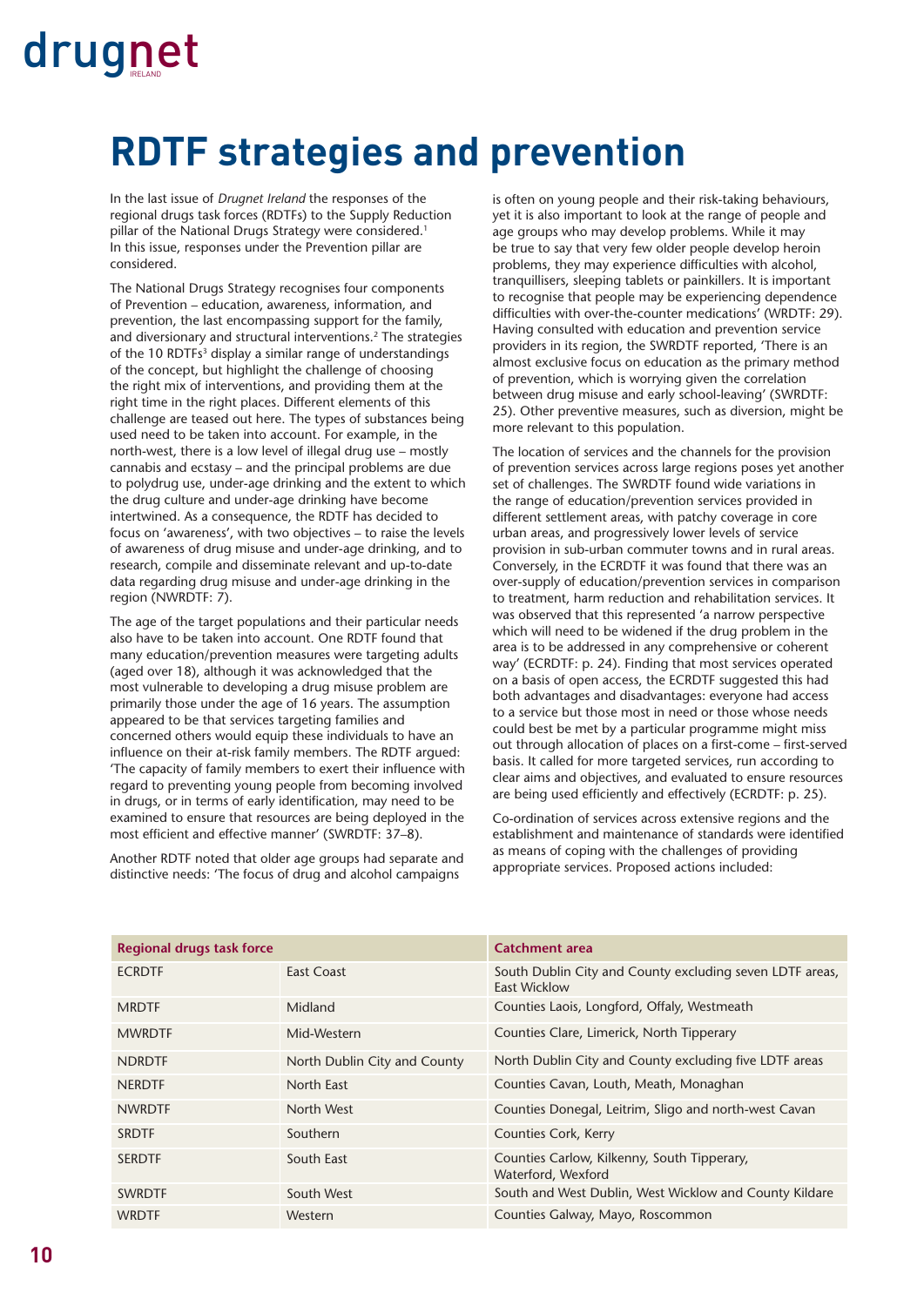# RDTF strategies and prevention

In the last issue of *Drugnet Ireland* the responses of the regional drugs task forces (RDTFs) to the Supply Reduction pillar of the National Drugs Strategy were considered.[1] In this issue, responses under the Prevention pillar are considered.

The National Drugs Strategy recognises four components of Prevention – education, awareness, information, and prevention, the last encompassing support for the family, and diversionary and structural interventions.[2] The strategies of the 10 RDTFs[3] display a similar range of understandings of the concept, but highlight the challenge of choosing the right mix of interventions, and providing them at the right time in the right places. Different elements of this challenge are teased out here. The types of substances being used need to be taken into account. For example, in the north-west, there is a low level of illegal drug use – mostly cannabis and ecstasy – and the principal problems are due to polydrug use, under-age drinking and the extent to which the drug culture and under-age drinking have become intertwined. As a consequence, the RDTF has decided to focus on 'awareness', with two objectives – to raise the levels of awareness of drug misuse and under-age drinking, and to research, compile and disseminate relevant and up-to-date data regarding drug misuse and under-age drinking in the region (NWRDTF: 7).

The age of the target populations and their particular needs also have to be taken into account. One RDTF found that many education/prevention measures were targeting adults (aged over 18), although it was acknowledged that the most vulnerable to developing a drug misuse problem are primarily those under the age of 16 years. The assumption appeared to be that services targeting families and concerned others would equip these individuals to have an influence on their at-risk family members. The RDTF argued: 'The capacity of family members to exert their influence with regard to preventing young people from becoming involved in drugs, or in terms of early identification, may need to be examined to ensure that resources are being deployed in the most efficient and effective manner' (SWRDTF: 37–8).

Another RDTF noted that older age groups had separate and distinctive needs: 'The focus of drug and alcohol campaigns is often on young people and their risk-taking behaviours, yet it is also important to look at the range of people and age groups who may develop problems. While it may be true to say that very few older people develop heroin problems, they may experience difficulties with alcohol, tranquillisers, sleeping tablets or painkillers. It is important to recognise that people may be experiencing dependence difficulties with over-the-counter medications' (WRDTF: 29). Having consulted with education and prevention service providers in its region, the SWRDTF reported, 'There is an almost exclusive focus on education as the primary method of prevention, which is worrying given the correlation between drug misuse and early school-leaving' (SWRDTF: 25). Other preventive measures, such as diversion, might be more relevant to this population.

The location of services and the channels for the provision of prevention services across large regions poses yet another set of challenges. The SWRDTF found wide variations in the range of education/prevention services provided in different settlement areas, with patchy coverage in core urban areas, and progressively lower levels of service provision in sub-urban commuter towns and in rural areas. Conversely, in the ECRDTF it was found that there was an over-supply of education/prevention services in comparison to treatment, harm reduction and rehabilitation services. It was observed that this represented 'a narrow perspective which will need to be widened if the drug problem in the area is to be addressed in any comprehensive or coherent way' (ECRDTF: p. 24). Finding that most services operated on a basis of open access, the ECRDTF suggested this had both advantages and disadvantages: everyone had access to a service but those most in need or those whose needs could best be met by a particular programme might miss out through allocation of places on a first-come – first-served basis. It called for more targeted services, run according to clear aims and objectives, and evaluated to ensure resources are being used efficiently and effectively (ECRDTF: p. 25).

Co-ordination of services across extensive regions and the establishment and maintenance of standards were identified as means of coping with the challenges of providing appropriate services. Proposed actions included:

| Regional drugs task force | | Catchment area |
|---|---|---|
| ECRDTF | East Coast | South Dublin City and County excluding seven LDTF areas, East Wicklow |
| MRDTF | Midland | Counties Laois, Longford, Offaly, Westmeath |
| MWRDTF | Mid-Western | Counties Clare, Limerick, North Tipperary |
| NDRDTF | North Dublin City and County | North Dublin City and County excluding five LDTF areas |
| NERDTF | North East | Counties Cavan, Louth, Meath, Monaghan |
| NWRDTF | North West | Counties Donegal, Leitrim, Sligo and north-west Cavan |
| SRDTF | Southern | Counties Cork, Kerry |
| SERDTF | South East | Counties Carlow, Kilkenny, South Tipperary, Waterford, Wexford |
| SWRDTF | South West | South and West Dublin, West Wicklow and County Kildare |
| WRDTF | Western | Counties Galway, Mayo, Roscommon |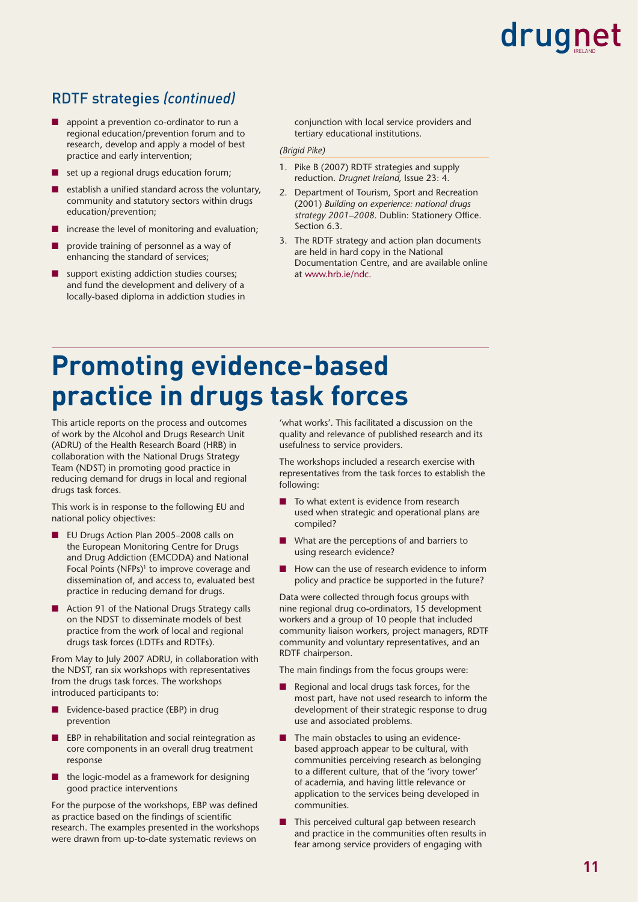## RDTF strategies *(continued)*

- appoint a prevention co-ordinator to run a regional education/prevention forum and to research, develop and apply a model of best practice and early intervention;
- set up a regional drugs education forum;
- establish a unified standard across the voluntary, community and statutory sectors within drugs education/prevention;
- increase the level of monitoring and evaluation;
- provide training of personnel as a way of enhancing the standard of services;
- support existing addiction studies courses; and fund the development and delivery of a locally-based diploma in addiction studies in conjunction with local service providers and tertiary educational institutions.

*(Brigid Pike)*

1. Pike B (2007) RDTF strategies and supply reduction. *Drugnet Ireland,* Issue 23: 4.
2. Department of Tourism, Sport and Recreation (2001) *Building on experience: national drugs strategy 2001–2008.* Dublin: Stationery Office. Section 6.3.
3. The RDTF strategy and action plan documents are held in hard copy in the National Documentation Centre, and are available online at www.hrb.ie/ndc.

# Promoting evidence-based practice in drugs task forces

This article reports on the process and outcomes of work by the Alcohol and Drugs Research Unit (ADRU) of the Health Research Board (HRB) in collaboration with the National Drugs Strategy Team (NDST) in promoting good practice in reducing demand for drugs in local and regional drugs task forces.

This work is in response to the following EU and national policy objectives:

- EU Drugs Action Plan 2005–2008 calls on the European Monitoring Centre for Drugs and Drug Addiction (EMCDDA) and National Focal Points (NFPs)[1] to improve coverage and dissemination of, and access to, evaluated best practice in reducing demand for drugs.
- Action 91 of the National Drugs Strategy calls on the NDST to disseminate models of best practice from the work of local and regional drugs task forces (LDTFs and RDTFs).

From May to July 2007 ADRU, in collaboration with the NDST, ran six workshops with representatives from the drugs task forces. The workshops introduced participants to:

- Evidence-based practice (EBP) in drug prevention
- EBP in rehabilitation and social reintegration as core components in an overall drug treatment response
- the logic-model as a framework for designing good practice interventions

For the purpose of the workshops, EBP was defined as practice based on the findings of scientific research. The examples presented in the workshops were drawn from up-to-date systematic reviews on 'what works'. This facilitated a discussion on the quality and relevance of published research and its usefulness to service providers.

The workshops included a research exercise with representatives from the task forces to establish the following:

- To what extent is evidence from research used when strategic and operational plans are compiled?
- What are the perceptions of and barriers to using research evidence?
- How can the use of research evidence to inform policy and practice be supported in the future?

Data were collected through focus groups with nine regional drug co-ordinators, 15 development workers and a group of 10 people that included community liaison workers, project managers, RDTF community and voluntary representatives, and an RDTF chairperson.

The main findings from the focus groups were:

- Regional and local drugs task forces, for the most part, have not used research to inform the development of their strategic response to drug use and associated problems.
- The main obstacles to using an evidence-based approach appear to be cultural, with communities perceiving research as belonging to a different culture, that of the 'ivory tower' of academia, and having little relevance or application to the services being developed in communities.
- This perceived cultural gap between research and practice in the communities often results in fear among service providers of engaging with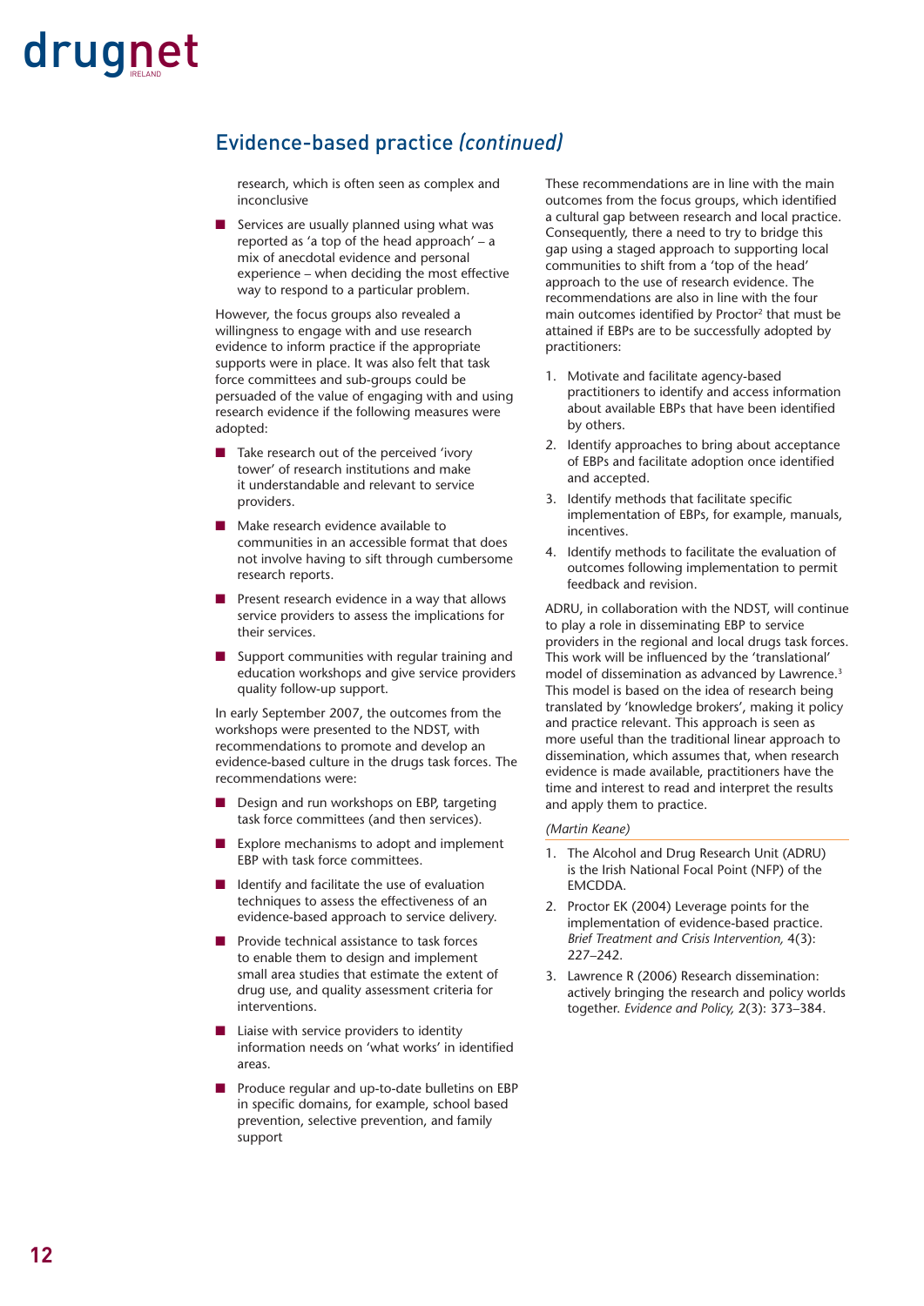## Evidence-based practice *(continued)*

research, which is often seen as complex and inconclusive

- Services are usually planned using what was reported as 'a top of the head approach' – a mix of anecdotal evidence and personal experience – when deciding the most effective way to respond to a particular problem.

However, the focus groups also revealed a willingness to engage with and use research evidence to inform practice if the appropriate supports were in place. It was also felt that task force committees and sub-groups could be persuaded of the value of engaging with and using research evidence if the following measures were adopted:

- Take research out of the perceived 'ivory tower' of research institutions and make it understandable and relevant to service providers.
- Make research evidence available to communities in an accessible format that does not involve having to sift through cumbersome research reports.
- Present research evidence in a way that allows service providers to assess the implications for their services.
- Support communities with regular training and education workshops and give service providers quality follow-up support.

In early September 2007, the outcomes from the workshops were presented to the NDST, with recommendations to promote and develop an evidence-based culture in the drugs task forces. The recommendations were:

- Design and run workshops on EBP, targeting task force committees (and then services).
- Explore mechanisms to adopt and implement EBP with task force committees.
- Identify and facilitate the use of evaluation techniques to assess the effectiveness of an evidence-based approach to service delivery.
- Provide technical assistance to task forces to enable them to design and implement small area studies that estimate the extent of drug use, and quality assessment criteria for interventions.
- Liaise with service providers to identity information needs on 'what works' in identified areas.
- Produce regular and up-to-date bulletins on EBP in specific domains, for example, school based prevention, selective prevention, and family support

These recommendations are in line with the main outcomes from the focus groups, which identified a cultural gap between research and local practice. Consequently, there a need to try to bridge this gap using a staged approach to supporting local communities to shift from a 'top of the head' approach to the use of research evidence. The recommendations are also in line with the four main outcomes identified by Proctor[2] that must be attained if EBPs are to be successfully adopted by practitioners:

1. Motivate and facilitate agency-based practitioners to identify and access information about available EBPs that have been identified by others.
2. Identify approaches to bring about acceptance of EBPs and facilitate adoption once identified and accepted.
3. Identify methods that facilitate specific implementation of EBPs, for example, manuals, incentives.
4. Identify methods to facilitate the evaluation of outcomes following implementation to permit feedback and revision.

ADRU, in collaboration with the NDST, will continue to play a role in disseminating EBP to service providers in the regional and local drugs task forces. This work will be influenced by the 'translational' model of dissemination as advanced by Lawrence.[3] This model is based on the idea of research being translated by 'knowledge brokers', making it policy and practice relevant. This approach is seen as more useful than the traditional linear approach to dissemination, which assumes that, when research evidence is made available, practitioners have the time and interest to read and interpret the results and apply them to practice.

*(Martin Keane)*

1. The Alcohol and Drug Research Unit (ADRU) is the Irish National Focal Point (NFP) of the EMCDDA.
2. Proctor EK (2004) Leverage points for the implementation of evidence-based practice. *Brief Treatment and Crisis Intervention,* 4(3): 227–242.
3. Lawrence R (2006) Research dissemination: actively bringing the research and policy worlds together. *Evidence and Policy,* 2(3): 373–384.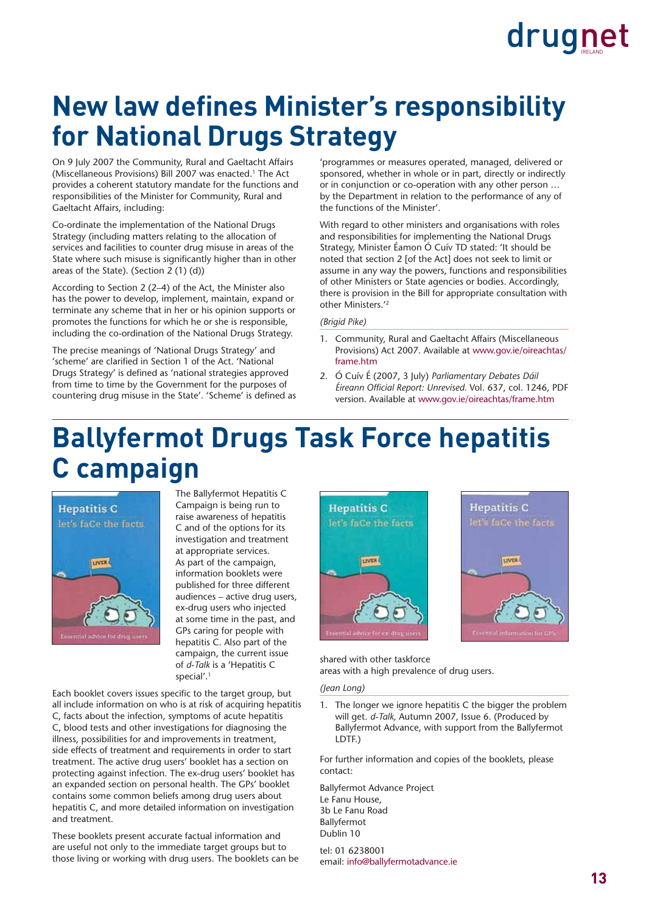# New law defines Minister's responsibility for National Drugs Strategy

On 9 July 2007 the Community, Rural and Gaeltacht Affairs (Miscellaneous Provisions) Bill 2007 was enacted.[1] The Act provides a coherent statutory mandate for the functions and responsibilities of the Minister for Community, Rural and Gaeltacht Affairs, including:

Co-ordinate the implementation of the National Drugs Strategy (including matters relating to the allocation of services and facilities to counter drug misuse in areas of the State where such misuse is significantly higher than in other areas of the State). (Section 2 (1) (d))

According to Section 2 (2–4) of the Act, the Minister also has the power to develop, implement, maintain, expand or terminate any scheme that in her or his opinion supports or promotes the functions for which he or she is responsible, including the co-ordination of the National Drugs Strategy.

The precise meanings of 'National Drugs Strategy' and 'scheme' are clarified in Section 1 of the Act. 'National Drugs Strategy' is defined as 'national strategies approved from time to time by the Government for the purposes of countering drug misuse in the State'. 'Scheme' is defined as 'programmes or measures operated, managed, delivered or sponsored, whether in whole or in part, directly or indirectly or in conjunction or co-operation with any other person … by the Department in relation to the performance of any of the functions of the Minister'.

With regard to other ministers and organisations with roles and responsibilities for implementing the National Drugs Strategy, Minister Éamon Ó Cuív TD stated: 'It should be noted that section 2 [of the Act] does not seek to limit or assume in any way the powers, functions and responsibilities of other Ministers or State agencies or bodies. Accordingly, there is provision in the Bill for appropriate consultation with other Ministers.'[2]

*(Brigid Pike)*

1. Community, Rural and Gaeltacht Affairs (Miscellaneous Provisions) Act 2007. Available at www.gov.ie/oireachtas/frame.htm
2. Ó Cuív É (2007, 3 July) *Parliamentary Debates Dáil Éireann Official Report: Unrevised.* Vol. 637, col. 1246, PDF version. Available at www.gov.ie/oireachtas/frame.htm

# Ballyfermot Drugs Task Force hepatitis C campaign

The Ballyfermot Hepatitis C Campaign is being run to raise awareness of hepatitis C and of the options for its investigation and treatment at appropriate services. As part of the campaign, information booklets were published for three different audiences – active drug users, ex-drug users who injected at some time in the past, and GPs caring for people with hepatitis C. Also part of the campaign, the current issue of *d-Talk* is a 'Hepatitis C special'.[1]

Each booklet covers issues specific to the target group, but all include information on who is at risk of acquiring hepatitis C, facts about the infection, symptoms of acute hepatitis C, blood tests and other investigations for diagnosing the illness, possibilities for and improvements in treatment, side effects of treatment and requirements in order to start treatment. The active drug users' booklet has a section on protecting against infection. The ex-drug users' booklet has an expanded section on personal health. The GPs' booklet contains some common beliefs among drug users about hepatitis C, and more detailed information on investigation and treatment.

These booklets present accurate factual information and are useful not only to the immediate target groups but to those living or working with drug users. The booklets can be shared with other taskforce areas with a high prevalence of drug users.

*(Jean Long)*

1. The longer we ignore hepatitis C the bigger the problem will get. *d-Talk,* Autumn 2007, Issue 6. (Produced by Ballyfermot Advance, with support from the Ballyfermot LDTF.)

For further information and copies of the booklets, please contact:

Ballyfermot Advance Project
Le Fanu House,
3b Le Fanu Road
Ballyfermot
Dublin 10

tel: 01 6238001
email: info@ballyfermotadvance.ie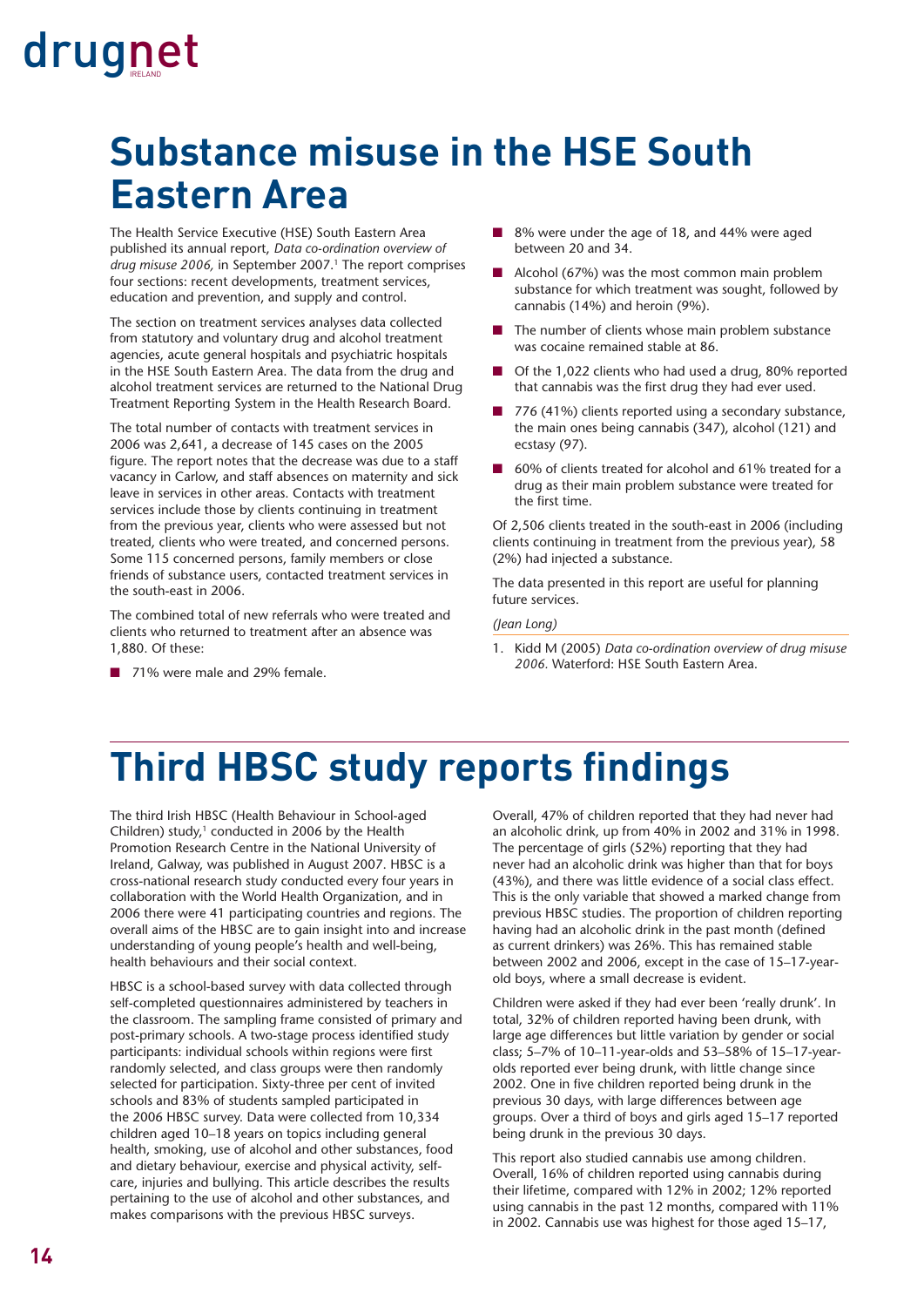# Substance misuse in the HSE South Eastern Area

The Health Service Executive (HSE) South Eastern Area published its annual report, *Data co-ordination overview of drug misuse 2006,* in September 2007.[1] The report comprises four sections: recent developments, treatment services, education and prevention, and supply and control.

The section on treatment services analyses data collected from statutory and voluntary drug and alcohol treatment agencies, acute general hospitals and psychiatric hospitals in the HSE South Eastern Area. The data from the drug and alcohol treatment services are returned to the National Drug Treatment Reporting System in the Health Research Board.

The total number of contacts with treatment services in 2006 was 2,641, a decrease of 145 cases on the 2005 figure. The report notes that the decrease was due to a staff vacancy in Carlow, and staff absences on maternity and sick leave in services in other areas. Contacts with treatment services include those by clients continuing in treatment from the previous year, clients who were assessed but not treated, clients who were treated, and concerned persons. Some 115 concerned persons, family members or close friends of substance users, contacted treatment services in the south-east in 2006.

The combined total of new referrals who were treated and clients who returned to treatment after an absence was 1,880. Of these:

- 71% were male and 29% female.
- 8% were under the age of 18, and 44% were aged between 20 and 34.
- Alcohol (67%) was the most common main problem substance for which treatment was sought, followed by cannabis (14%) and heroin (9%).
- The number of clients whose main problem substance was cocaine remained stable at 86.
- Of the 1,022 clients who had used a drug, 80% reported that cannabis was the first drug they had ever used.
- 776 (41%) clients reported using a secondary substance, the main ones being cannabis (347), alcohol (121) and ecstasy (97).
- 60% of clients treated for alcohol and 61% treated for a drug as their main problem substance were treated for the first time.

Of 2,506 clients treated in the south-east in 2006 (including clients continuing in treatment from the previous year), 58 (2%) had injected a substance.

The data presented in this report are useful for planning future services.

*(Jean Long)*

1. Kidd M (2005) *Data co-ordination overview of drug misuse 2006.* Waterford: HSE South Eastern Area.

# Third HBSC study reports findings

The third Irish HBSC (Health Behaviour in School-aged Children) study,[1] conducted in 2006 by the Health Promotion Research Centre in the National University of Ireland, Galway, was published in August 2007. HBSC is a cross-national research study conducted every four years in collaboration with the World Health Organization, and in 2006 there were 41 participating countries and regions. The overall aims of the HBSC are to gain insight into and increase understanding of young people's health and well-being, health behaviours and their social context.

HBSC is a school-based survey with data collected through self-completed questionnaires administered by teachers in the classroom. The sampling frame consisted of primary and post-primary schools. A two-stage process identified study participants: individual schools within regions were first randomly selected, and class groups were then randomly selected for participation. Sixty-three per cent of invited schools and 83% of students sampled participated in the 2006 HBSC survey. Data were collected from 10,334 children aged 10–18 years on topics including general health, smoking, use of alcohol and other substances, food and dietary behaviour, exercise and physical activity, self-care, injuries and bullying. This article describes the results pertaining to the use of alcohol and other substances, and makes comparisons with the previous HBSC surveys.

Overall, 47% of children reported that they had never had an alcoholic drink, up from 40% in 2002 and 31% in 1998. The percentage of girls (52%) reporting that they had never had an alcoholic drink was higher than that for boys (43%), and there was little evidence of a social class effect. This is the only variable that showed a marked change from previous HBSC studies. The proportion of children reporting having had an alcoholic drink in the past month (defined as current drinkers) was 26%. This has remained stable between 2002 and 2006, except in the case of 15–17-year-old boys, where a small decrease is evident.

Children were asked if they had ever been 'really drunk'. In total, 32% of children reported having been drunk, with large age differences but little variation by gender or social class; 5–7% of 10–11-year-olds and 53–58% of 15–17-year-olds reported ever being drunk, with little change since 2002. One in five children reported being drunk in the previous 30 days, with large differences between age groups. Over a third of boys and girls aged 15–17 reported being drunk in the previous 30 days.

This report also studied cannabis use among children. Overall, 16% of children reported using cannabis during their lifetime, compared with 12% in 2002; 12% reported using cannabis in the past 12 months, compared with 11% in 2002. Cannabis use was highest for those aged 15–17,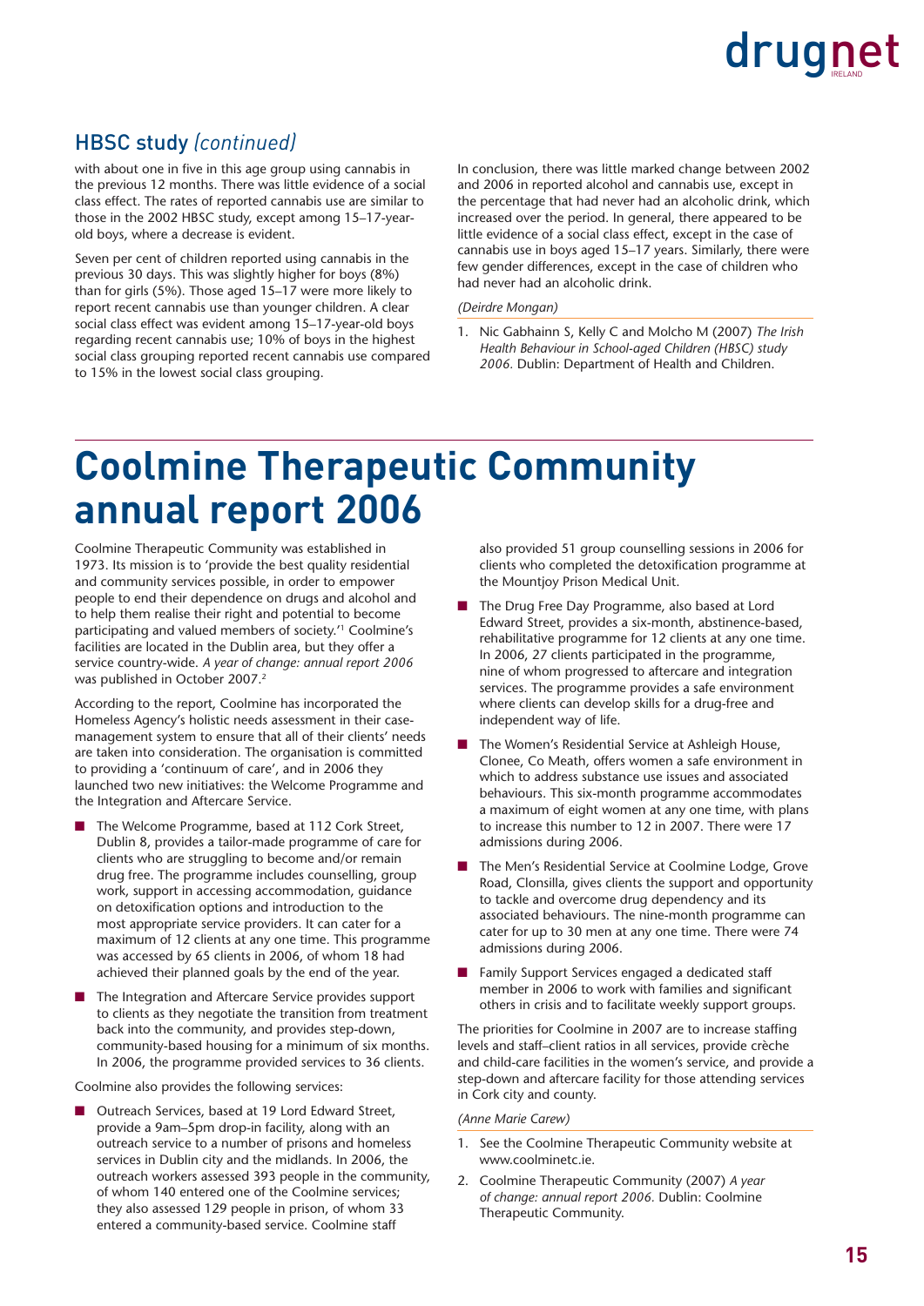## HBSC study *(continued)*

with about one in five in this age group using cannabis in the previous 12 months. There was little evidence of a social class effect. The rates of reported cannabis use are similar to those in the 2002 HBSC study, except among 15–17-year-old boys, where a decrease is evident.

Seven per cent of children reported using cannabis in the previous 30 days. This was slightly higher for boys (8%) than for girls (5%). Those aged 15–17 were more likely to report recent cannabis use than younger children. A clear social class effect was evident among 15–17-year-old boys regarding recent cannabis use; 10% of boys in the highest social class grouping reported recent cannabis use compared to 15% in the lowest social class grouping.

In conclusion, there was little marked change between 2002 and 2006 in reported alcohol and cannabis use, except in the percentage that had never had an alcoholic drink, which increased over the period. In general, there appeared to be little evidence of a social class effect, except in the case of cannabis use in boys aged 15–17 years. Similarly, there were few gender differences, except in the case of children who had never had an alcoholic drink.

*(Deirdre Mongan)*

1. Nic Gabhainn S, Kelly C and Molcho M (2007) *The Irish Health Behaviour in School-aged Children (HBSC) study 2006.* Dublin: Department of Health and Children.

# Coolmine Therapeutic Community annual report 2006

Coolmine Therapeutic Community was established in 1973. Its mission is to 'provide the best quality residential and community services possible, in order to empower people to end their dependence on drugs and alcohol and to help them realise their right and potential to become participating and valued members of society.'[1] Coolmine's facilities are located in the Dublin area, but they offer a service country-wide. *A year of change: annual report 2006* was published in October 2007.[2]

According to the report, Coolmine has incorporated the Homeless Agency's holistic needs assessment in their case-management system to ensure that all of their clients' needs are taken into consideration. The organisation is committed to providing a 'continuum of care', and in 2006 they launched two new initiatives: the Welcome Programme and the Integration and Aftercare Service.

- The Welcome Programme, based at 112 Cork Street, Dublin 8, provides a tailor-made programme of care for clients who are struggling to become and/or remain drug free. The programme includes counselling, group work, support in accessing accommodation, guidance on detoxification options and introduction to the most appropriate service providers. It can cater for a maximum of 12 clients at any one time. This programme was accessed by 65 clients in 2006, of whom 18 had achieved their planned goals by the end of the year.
- The Integration and Aftercare Service provides support to clients as they negotiate the transition from treatment back into the community, and provides step-down, community-based housing for a minimum of six months. In 2006, the programme provided services to 36 clients.

Coolmine also provides the following services:

- Outreach Services, based at 19 Lord Edward Street, provide a 9am–5pm drop-in facility, along with an outreach service to a number of prisons and homeless services in Dublin city and the midlands. In 2006, the outreach workers assessed 393 people in the community, of whom 140 entered one of the Coolmine services; they also assessed 129 people in prison, of whom 33 entered a community-based service. Coolmine staff also provided 51 group counselling sessions in 2006 for clients who completed the detoxification programme at the Mountjoy Prison Medical Unit.
- The Drug Free Day Programme, also based at Lord Edward Street, provides a six-month, abstinence-based, rehabilitative programme for 12 clients at any one time. In 2006, 27 clients participated in the programme, nine of whom progressed to aftercare and integration services. The programme provides a safe environment where clients can develop skills for a drug-free and independent way of life.
- The Women's Residential Service at Ashleigh House, Clonee, Co Meath, offers women a safe environment in which to address substance use issues and associated behaviours. This six-month programme accommodates a maximum of eight women at any one time, with plans to increase this number to 12 in 2007. There were 17 admissions during 2006.
- The Men's Residential Service at Coolmine Lodge, Grove Road, Clonsilla, gives clients the support and opportunity to tackle and overcome drug dependency and its associated behaviours. The nine-month programme can cater for up to 30 men at any one time. There were 74 admissions during 2006.
- Family Support Services engaged a dedicated staff member in 2006 to work with families and significant others in crisis and to facilitate weekly support groups.

The priorities for Coolmine in 2007 are to increase staffing levels and staff–client ratios in all services, provide crèche and child-care facilities in the women's service, and provide a step-down and aftercare facility for those attending services in Cork city and county.

*(Anne Marie Carew)*

1. See the Coolmine Therapeutic Community website at www.coolminetc.ie.
2. Coolmine Therapeutic Community (2007) *A year of change: annual report 2006.* Dublin: Coolmine Therapeutic Community.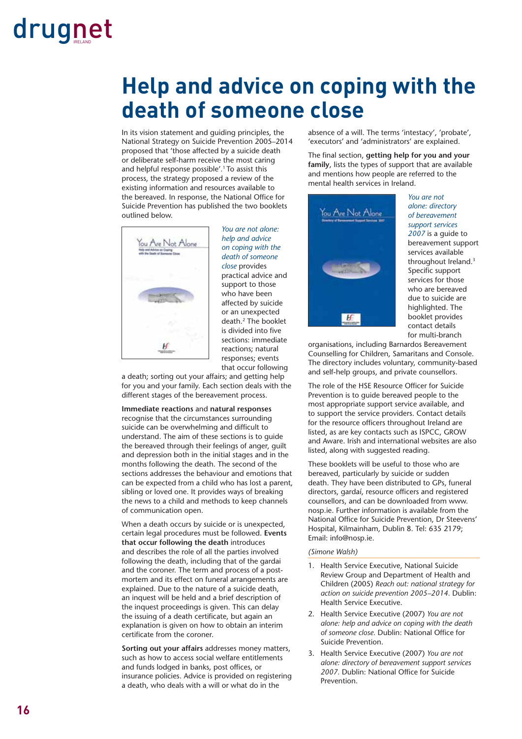# Help and advice on coping with the death of someone close

In its vision statement and guiding principles, the National Strategy on Suicide Prevention 2005–2014 proposed that 'those affected by a suicide death or deliberate self-harm receive the most caring and helpful response possible'.[1] To assist this process, the strategy proposed a review of the existing information and resources available to the bereaved. In response, the National Office for Suicide Prevention has published the two booklets outlined below.

*You are not alone: help and advice on coping with the death of someone close* provides practical advice and support to those who have been affected by suicide or an unexpected death.[2] The booklet is divided into five sections: immediate reactions; natural responses; events that occur following a death; sorting out your affairs; and getting help for you and your family. Each section deals with the different stages of the bereavement process.

**Immediate reactions** and **natural responses** recognise that the circumstances surrounding suicide can be overwhelming and difficult to understand. The aim of these sections is to guide the bereaved through their feelings of anger, guilt and depression both in the initial stages and in the months following the death. The second of the sections addresses the behaviour and emotions that can be expected from a child who has lost a parent, sibling or loved one. It provides ways of breaking the news to a child and methods to keep channels of communication open.

When a death occurs by suicide or is unexpected, certain legal procedures must be followed. **Events that occur following the death** introduces and describes the role of all the parties involved following the death, including that of the gardai and the coroner. The term and process of a post-mortem and its effect on funeral arrangements are explained. Due to the nature of a suicide death, an inquest will be held and a brief description of the inquest proceedings is given. This can delay the issuing of a death certificate, but again an explanation is given on how to obtain an interim certificate from the coroner.

**Sorting out your affairs** addresses money matters, such as how to access social welfare entitlements and funds lodged in banks, post offices, or insurance policies. Advice is provided on registering a death, who deals with a will or what do in the absence of a will. The terms 'intestacy', 'probate', 'executors' and 'administrators' are explained.

The final section, **getting help for you and your family**, lists the types of support that are available and mentions how people are referred to the mental health services in Ireland.

*You are not alone: directory of bereavement support services 2007* is a guide to bereavement support services available throughout Ireland.[3] Specific support services for those who are bereaved due to suicide are highlighted. The booklet provides contact details for multi-branch organisations, including Barnardos Bereavement Counselling for Children, Samaritans and Console. The directory includes voluntary, community-based and self-help groups, and private counsellors.

The role of the HSE Resource Officer for Suicide Prevention is to guide bereaved people to the most appropriate support service available, and to support the service providers. Contact details for the resource officers throughout Ireland are listed, as are key contacts such as ISPCC, GROW and Aware. Irish and international websites are also listed, along with suggested reading.

These booklets will be useful to those who are bereaved, particularly by suicide or sudden death. They have been distributed to GPs, funeral directors, gardaí, resource officers and registered counsellors, and can be downloaded from www.nosp.ie. Further information is available from the National Office for Suicide Prevention, Dr Steevens' Hospital, Kilmainham, Dublin 8. Tel: 635 2179; Email: info@nosp.ie.

*(Simone Walsh)*

1. Health Service Executive, National Suicide Review Group and Department of Health and Children (2005) *Reach out: national strategy for action on suicide prevention 2005–2014.* Dublin: Health Service Executive.
2. Health Service Executive (2007) *You are not alone: help and advice on coping with the death of someone close.* Dublin: National Office for Suicide Prevention.
3. Health Service Executive (2007) *You are not alone: directory of bereavement support services 2007.* Dublin: National Office for Suicide Prevention.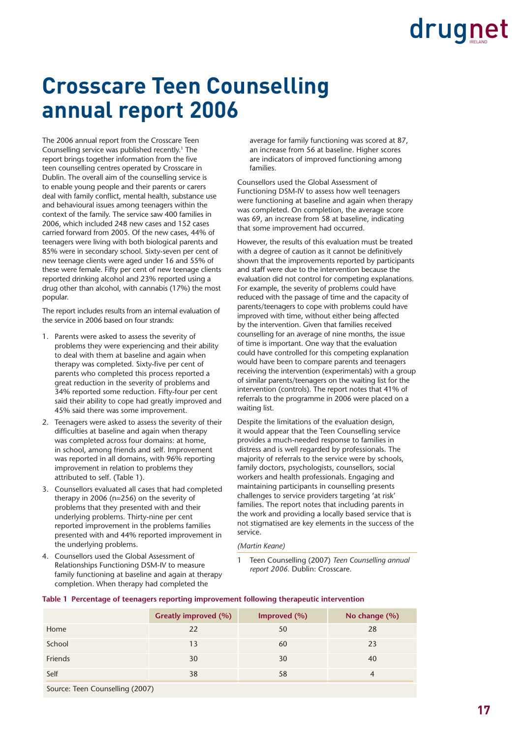# Crosscare Teen Counselling annual report 2006

The 2006 annual report from the Crosscare Teen Counselling service was published recently.[1] The report brings together information from the five teen counselling centres operated by Crosscare in Dublin. The overall aim of the counselling service is to enable young people and their parents or carers deal with family conflict, mental health, substance use and behavioural issues among teenagers within the context of the family. The service saw 400 families in 2006, which included 248 new cases and 152 cases carried forward from 2005. Of the new cases, 44% of teenagers were living with both biological parents and 85% were in secondary school. Sixty-seven per cent of new teenage clients were aged under 16 and 55% of these were female. Fifty per cent of new teenage clients reported drinking alcohol and 23% reported using a drug other than alcohol, with cannabis (17%) the most popular.

The report includes results from an internal evaluation of the service in 2006 based on four strands:

1. Parents were asked to assess the severity of problems they were experiencing and their ability to deal with them at baseline and again when therapy was completed. Sixty-five per cent of parents who completed this process reported a great reduction in the severity of problems and 34% reported some reduction. Fifty-four per cent said their ability to cope had greatly improved and 45% said there was some improvement.
2. Teenagers were asked to assess the severity of their difficulties at baseline and again when therapy was completed across four domains: at home, in school, among friends and self. Improvement was reported in all domains, with 96% reporting improvement in relation to problems they attributed to self. (Table 1).
3. Counsellors evaluated all cases that had completed therapy in 2006 (n=256) on the severity of problems that they presented with and their underlying problems. Thirty-nine per cent reported improvement in the problems families presented with and 44% reported improvement in the underlying problems.
4. Counsellors used the Global Assessment of Relationships Functioning DSM-IV to measure family functioning at baseline and again at therapy completion. When therapy had completed the average for family functioning was scored at 87, an increase from 56 at baseline. Higher scores are indicators of improved functioning among families.

Counsellors used the Global Assessment of Functioning DSM-IV to assess how well teenagers were functioning at baseline and again when therapy was completed. On completion, the average score was 69, an increase from 58 at baseline, indicating that some improvement had occurred.

However, the results of this evaluation must be treated with a degree of caution as it cannot be definitively shown that the improvements reported by participants and staff were due to the intervention because the evaluation did not control for competing explanations. For example, the severity of problems could have reduced with the passage of time and the capacity of parents/teenagers to cope with problems could have improved with time, without either being affected by the intervention. Given that families received counselling for an average of nine months, the issue of time is important. One way that the evaluation could have controlled for this competing explanation would have been to compare parents and teenagers receiving the intervention (experimentals) with a group of similar parents/teenagers on the waiting list for the intervention (controls). The report notes that 41% of referrals to the programme in 2006 were placed on a waiting list.

Despite the limitations of the evaluation design, it would appear that the Teen Counselling service provides a much-needed response to families in distress and is well regarded by professionals. The majority of referrals to the service were by schools, family doctors, psychologists, counsellors, social workers and health professionals. Engaging and maintaining participants in counselling presents challenges to service providers targeting 'at risk' families. The report notes that including parents in the work and providing a locally based service that is not stigmatised are key elements in the success of the service.

*(Martin Keane)*

1 Teen Counselling (2007) *Teen Counselling annual report 2006.* Dublin: Crosscare.

**Table 1 Percentage of teenagers reporting improvement following therapeutic intervention**

| | Greatly improved (%) | Improved (%) | No change (%) |
|---|---|---|---|
| Home | 22 | 50 | 28 |
| School | 13 | 60 | 23 |
| Friends | 30 | 30 | 40 |
| Self | 38 | 58 | 4 |

Source: Teen Counselling (2007)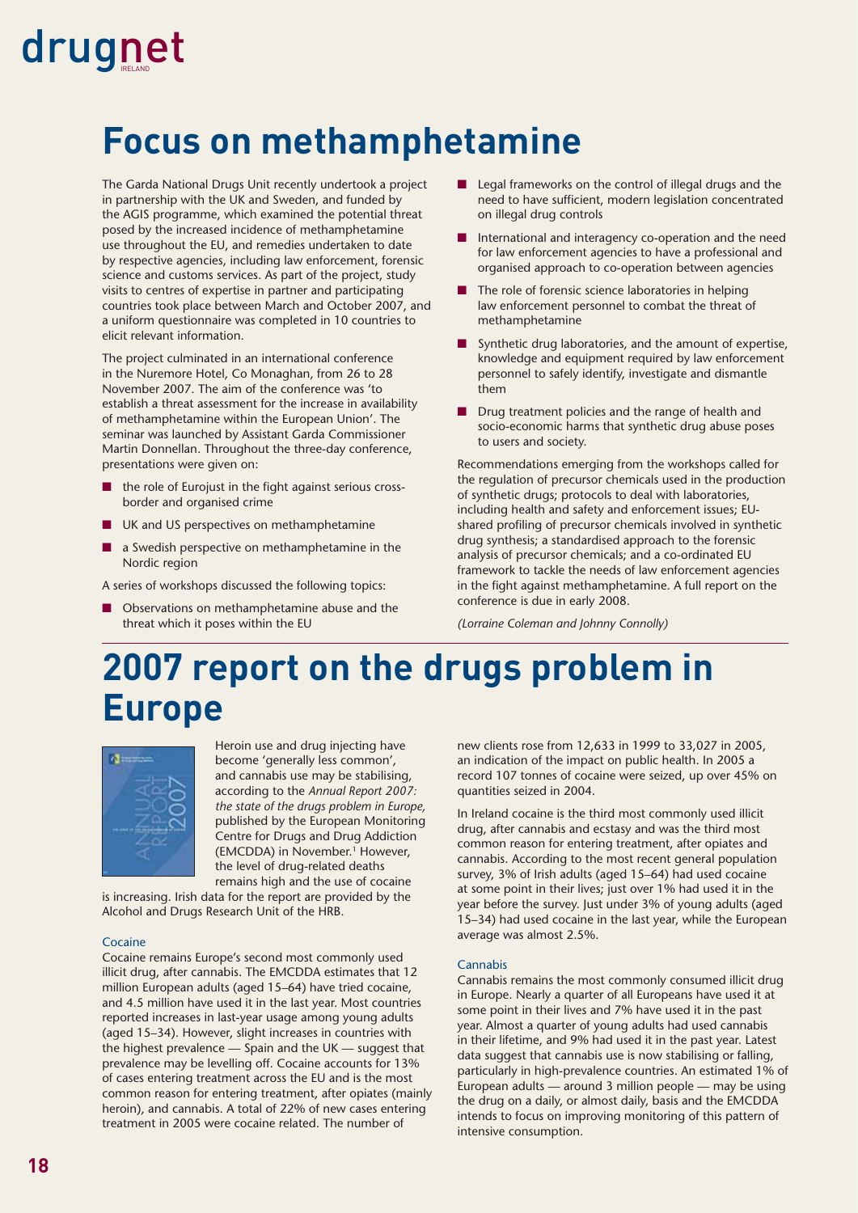# Focus on methamphetamine

The Garda National Drugs Unit recently undertook a project in partnership with the UK and Sweden, and funded by the AGIS programme, which examined the potential threat posed by the increased incidence of methamphetamine use throughout the EU, and remedies undertaken to date by respective agencies, including law enforcement, forensic science and customs services. As part of the project, study visits to centres of expertise in partner and participating countries took place between March and October 2007, and a uniform questionnaire was completed in 10 countries to elicit relevant information.

The project culminated in an international conference in the Nuremore Hotel, Co Monaghan, from 26 to 28 November 2007. The aim of the conference was 'to establish a threat assessment for the increase in availability of methamphetamine within the European Union'. The seminar was launched by Assistant Garda Commissioner Martin Donnellan. Throughout the three-day conference, presentations were given on:

- the role of Eurojust in the fight against serious cross-border and organised crime
- UK and US perspectives on methamphetamine
- a Swedish perspective on methamphetamine in the Nordic region

A series of workshops discussed the following topics:

- Observations on methamphetamine abuse and the threat which it poses within the EU
- Legal frameworks on the control of illegal drugs and the need to have sufficient, modern legislation concentrated on illegal drug controls
- International and interagency co-operation and the need for law enforcement agencies to have a professional and organised approach to co-operation between agencies
- The role of forensic science laboratories in helping law enforcement personnel to combat the threat of methamphetamine
- Synthetic drug laboratories, and the amount of expertise, knowledge and equipment required by law enforcement personnel to safely identify, investigate and dismantle them
- Drug treatment policies and the range of health and socio-economic harms that synthetic drug abuse poses to users and society.

Recommendations emerging from the workshops called for the regulation of precursor chemicals used in the production of synthetic drugs; protocols to deal with laboratories, including health and safety and enforcement issues; EU-shared profiling of precursor chemicals involved in synthetic drug synthesis; a standardised approach to the forensic analysis of precursor chemicals; and a co-ordinated EU framework to tackle the needs of law enforcement agencies in the fight against methamphetamine. A full report on the conference is due in early 2008.

*(Lorraine Coleman and Johnny Connolly)*

# 2007 report on the drugs problem in Europe

Heroin use and drug injecting have become 'generally less common', and cannabis use may be stabilising, according to the *Annual Report 2007: the state of the drugs problem in Europe,* published by the European Monitoring Centre for Drugs and Drug Addiction (EMCDDA) in November.[1] However, the level of drug-related deaths remains high and the use of cocaine is increasing. Irish data for the report are provided by the Alcohol and Drugs Research Unit of the HRB.

### Cocaine

Cocaine remains Europe's second most commonly used illicit drug, after cannabis. The EMCDDA estimates that 12 million European adults (aged 15–64) have tried cocaine, and 4.5 million have used it in the last year. Most countries reported increases in last-year usage among young adults (aged 15–34). However, slight increases in countries with the highest prevalence — Spain and the UK — suggest that prevalence may be levelling off. Cocaine accounts for 13% of cases entering treatment across the EU and is the most common reason for entering treatment, after opiates (mainly heroin), and cannabis. A total of 22% of new cases entering treatment in 2005 were cocaine related. The number of new clients rose from 12,633 in 1999 to 33,027 in 2005, an indication of the impact on public health. In 2005 a record 107 tonnes of cocaine were seized, up over 45% on quantities seized in 2004.

In Ireland cocaine is the third most commonly used illicit drug, after cannabis and ecstasy and was the third most common reason for entering treatment, after opiates and cannabis. According to the most recent general population survey, 3% of Irish adults (aged 15–64) had used cocaine at some point in their lives; just over 1% had used it in the year before the survey. Just under 3% of young adults (aged 15–34) had used cocaine in the last year, while the European average was almost 2.5%.

### Cannabis

Cannabis remains the most commonly consumed illicit drug in Europe. Nearly a quarter of all Europeans have used it at some point in their lives and 7% have used it in the past year. Almost a quarter of young adults had used cannabis in their lifetime, and 9% had used it in the past year. Latest data suggest that cannabis use is now stabilising or falling, particularly in high-prevalence countries. An estimated 1% of European adults — around 3 million people — may be using the drug on a daily, or almost daily, basis and the EMCDDA intends to focus on improving monitoring of this pattern of intensive consumption.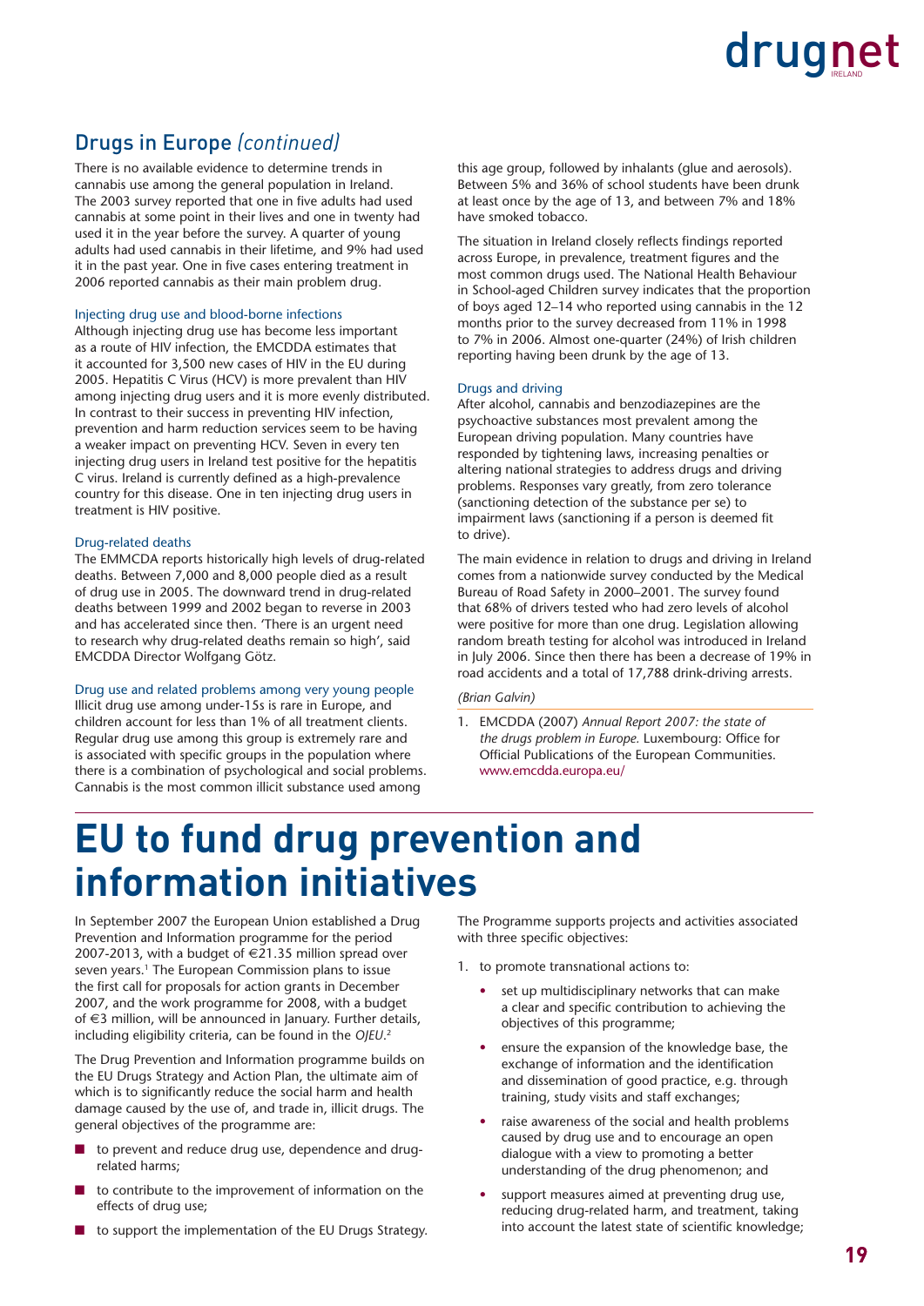## Drugs in Europe *(continued)*

There is no available evidence to determine trends in cannabis use among the general population in Ireland. The 2003 survey reported that one in five adults had used cannabis at some point in their lives and one in twenty had used it in the year before the survey. A quarter of young adults had used cannabis in their lifetime, and 9% had used it in the past year. One in five cases entering treatment in 2006 reported cannabis as their main problem drug.

### Injecting drug use and blood-borne infections

Although injecting drug use has become less important as a route of HIV infection, the EMCDDA estimates that it accounted for 3,500 new cases of HIV in the EU during 2005. Hepatitis C Virus (HCV) is more prevalent than HIV among injecting drug users and it is more evenly distributed. In contrast to their success in preventing HIV infection, prevention and harm reduction services seem to be having a weaker impact on preventing HCV. Seven in every ten injecting drug users in Ireland test positive for the hepatitis C virus. Ireland is currently defined as a high-prevalence country for this disease. One in ten injecting drug users in treatment is HIV positive.

### Drug-related deaths

The EMMCDA reports historically high levels of drug-related deaths. Between 7,000 and 8,000 people died as a result of drug use in 2005. The downward trend in drug-related deaths between 1999 and 2002 began to reverse in 2003 and has accelerated since then. 'There is an urgent need to research why drug-related deaths remain so high', said EMCDDA Director Wolfgang Götz.

### Drug use and related problems among very young people

Illicit drug use among under-15s is rare in Europe, and children account for less than 1% of all treatment clients. Regular drug use among this group is extremely rare and is associated with specific groups in the population where there is a combination of psychological and social problems. Cannabis is the most common illicit substance used among this age group, followed by inhalants (glue and aerosols). Between 5% and 36% of school students have been drunk at least once by the age of 13, and between 7% and 18% have smoked tobacco.

The situation in Ireland closely reflects findings reported across Europe, in prevalence, treatment figures and the most common drugs used. The National Health Behaviour in School-aged Children survey indicates that the proportion of boys aged 12–14 who reported using cannabis in the 12 months prior to the survey decreased from 11% in 1998 to 7% in 2006. Almost one-quarter (24%) of Irish children reporting having been drunk by the age of 13.

### Drugs and driving

After alcohol, cannabis and benzodiazepines are the psychoactive substances most prevalent among the European driving population. Many countries have responded by tightening laws, increasing penalties or altering national strategies to address drugs and driving problems. Responses vary greatly, from zero tolerance (sanctioning detection of the substance per se) to impairment laws (sanctioning if a person is deemed fit to drive).

The main evidence in relation to drugs and driving in Ireland comes from a nationwide survey conducted by the Medical Bureau of Road Safety in 2000–2001. The survey found that 68% of drivers tested who had zero levels of alcohol were positive for more than one drug. Legislation allowing random breath testing for alcohol was introduced in Ireland in July 2006. Since then there has been a decrease of 19% in road accidents and a total of 17,788 drink-driving arrests.

*(Brian Galvin)*

1. EMCDDA (2007) *Annual Report 2007: the state of the drugs problem in Europe.* Luxembourg: Office for Official Publications of the European Communities. www.emcdda.europa.eu/

# EU to fund drug prevention and information initiatives

In September 2007 the European Union established a Drug Prevention and Information programme for the period 2007-2013, with a budget of €21.35 million spread over seven years.[1] The European Commission plans to issue the first call for proposals for action grants in December 2007, and the work programme for 2008, with a budget of €3 million, will be announced in January. Further details, including eligibility criteria, can be found in the *OJEU*.[2]

The Drug Prevention and Information programme builds on the EU Drugs Strategy and Action Plan, the ultimate aim of which is to significantly reduce the social harm and health damage caused by the use of, and trade in, illicit drugs. The general objectives of the programme are:

- to prevent and reduce drug use, dependence and drug-related harms;
- to contribute to the improvement of information on the effects of drug use;
- to support the implementation of the EU Drugs Strategy.

The Programme supports projects and activities associated with three specific objectives:

1. to promote transnational actions to:
   - set up multidisciplinary networks that can make a clear and specific contribution to achieving the objectives of this programme;
   - ensure the expansion of the knowledge base, the exchange of information and the identification and dissemination of good practice, e.g. through training, study visits and staff exchanges;
   - raise awareness of the social and health problems caused by drug use and to encourage an open dialogue with a view to promoting a better understanding of the drug phenomenon; and
   - support measures aimed at preventing drug use, reducing drug-related harm, and treatment, taking into account the latest state of scientific knowledge;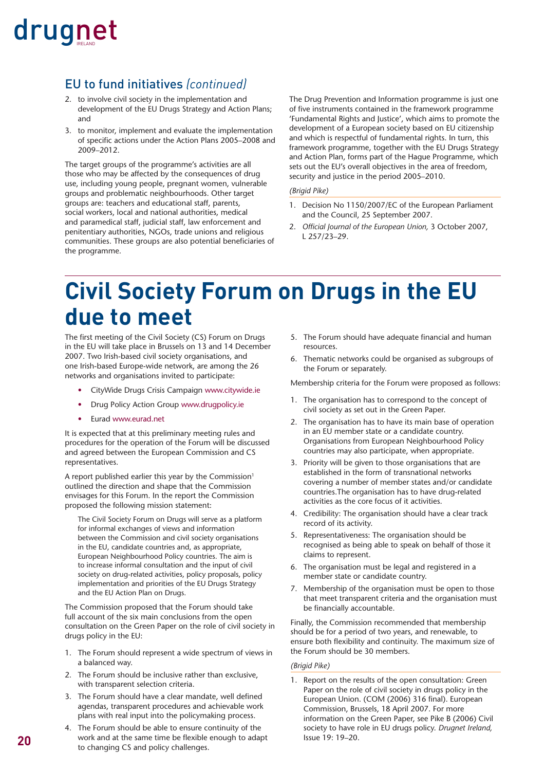## EU to fund initiatives *(continued)*

2. to involve civil society in the implementation and development of the EU Drugs Strategy and Action Plans; and
3. to monitor, implement and evaluate the implementation of specific actions under the Action Plans 2005–2008 and 2009–2012.

The target groups of the programme's activities are all those who may be affected by the consequences of drug use, including young people, pregnant women, vulnerable groups and problematic neighbourhoods. Other target groups are: teachers and educational staff, parents, social workers, local and national authorities, medical and paramedical staff, judicial staff, law enforcement and penitentiary authorities, NGOs, trade unions and religious communities. These groups are also potential beneficiaries of the programme.

The Drug Prevention and Information programme is just one of five instruments contained in the framework programme 'Fundamental Rights and Justice', which aims to promote the development of a European society based on EU citizenship and which is respectful of fundamental rights. In turn, this framework programme, together with the EU Drugs Strategy and Action Plan, forms part of the Hague Programme, which sets out the EU's overall objectives in the area of freedom, security and justice in the period 2005–2010.

*(Brigid Pike)*

1. Decision No 1150/2007/EC of the European Parliament and the Council, 25 September 2007.
2. *Official Journal of the European Union,* 3 October 2007, L 257/23–29.

# Civil Society Forum on Drugs in the EU due to meet

The first meeting of the Civil Society (CS) Forum on Drugs in the EU will take place in Brussels on 13 and 14 December 2007. Two Irish-based civil society organisations, and one Irish-based Europe-wide network, are among the 26 networks and organisations invited to participate:

- CityWide Drugs Crisis Campaign www.citywide.ie
- Drug Policy Action Group www.drugpolicy.ie
- Eurad www.eurad.net

It is expected that at this preliminary meeting rules and procedures for the operation of the Forum will be discussed and agreed between the European Commission and CS representatives.

A report published earlier this year by the Commission[1] outlined the direction and shape that the Commission envisages for this Forum. In the report the Commission proposed the following mission statement:

> The Civil Society Forum on Drugs will serve as a platform for informal exchanges of views and information between the Commission and civil society organisations in the EU, candidate countries and, as appropriate, European Neighbourhood Policy countries. The aim is to increase informal consultation and the input of civil society on drug-related activities, policy proposals, policy implementation and priorities of the EU Drugs Strategy and the EU Action Plan on Drugs.

The Commission proposed that the Forum should take full account of the six main conclusions from the open consultation on the Green Paper on the role of civil society in drugs policy in the EU:

1. The Forum should represent a wide spectrum of views in a balanced way.
2. The Forum should be inclusive rather than exclusive, with transparent selection criteria.
3. The Forum should have a clear mandate, well defined agendas, transparent procedures and achievable work plans with real input into the policymaking process.
4. The Forum should be able to ensure continuity of the work and at the same time be flexible enough to adapt to changing CS and policy challenges.
5. The Forum should have adequate financial and human resources.
6. Thematic networks could be organised as subgroups of the Forum or separately.

Membership criteria for the Forum were proposed as follows:

1. The organisation has to correspond to the concept of civil society as set out in the Green Paper.
2. The organisation has to have its main base of operation in an EU member state or a candidate country. Organisations from European Neighbourhood Policy countries may also participate, when appropriate.
3. Priority will be given to those organisations that are established in the form of transnational networks covering a number of member states and/or candidate countries.The organisation has to have drug-related activities as the core focus of it activities.
4. Credibility: The organisation should have a clear track record of its activity.
5. Representativeness: The organisation should be recognised as being able to speak on behalf of those it claims to represent.
6. The organisation must be legal and registered in a member state or candidate country.
7. Membership of the organisation must be open to those that meet transparent criteria and the organisation must be financially accountable.

Finally, the Commission recommended that membership should be for a period of two years, and renewable, to ensure both flexibility and continuity. The maximum size of the Forum should be 30 members.

*(Brigid Pike)*

1. Report on the results of the open consultation: Green Paper on the role of civil society in drugs policy in the European Union. (COM (2006) 316 final). European Commission, Brussels, 18 April 2007. For more information on the Green Paper, see Pike B (2006) Civil society to have role in EU drugs policy. *Drugnet Ireland,* Issue 19: 19–20.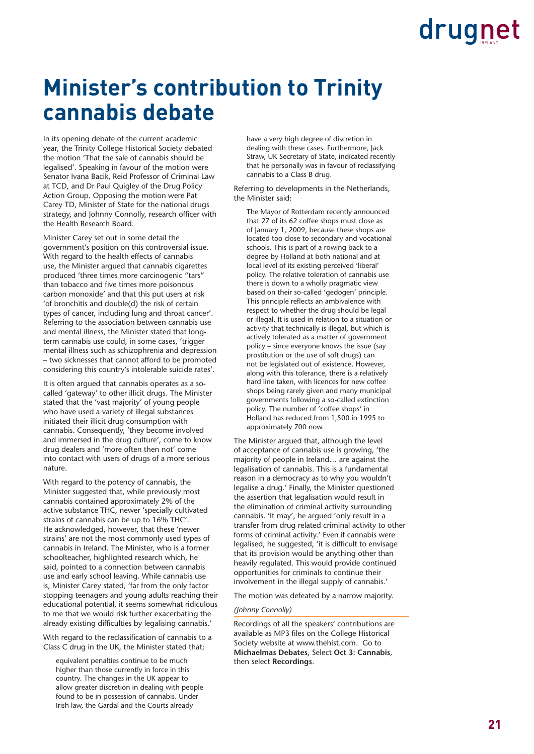# Minister's contribution to Trinity cannabis debate

In its opening debate of the current academic year, the Trinity College Historical Society debated the motion 'That the sale of cannabis should be legalised'. Speaking in favour of the motion were Senator Ivana Bacik, Reid Professor of Criminal Law at TCD, and Dr Paul Quigley of the Drug Policy Action Group. Opposing the motion were Pat Carey TD, Minister of State for the national drugs strategy, and Johnny Connolly, research officer with the Health Research Board.

Minister Carey set out in some detail the government's position on this controversial issue. With regard to the health effects of cannabis use, the Minister argued that cannabis cigarettes produced 'three times more carcinogenic "tars" than tobacco and five times more poisonous carbon monoxide' and that this put users at risk 'of bronchitis and double(d) the risk of certain types of cancer, including lung and throat cancer'. Referring to the association between cannabis use and mental illness, the Minister stated that long-term cannabis use could, in some cases, 'trigger mental illness such as schizophrenia and depression – two sicknesses that cannot afford to be promoted considering this country's intolerable suicide rates'.

It is often argued that cannabis operates as a so-called 'gateway' to other illicit drugs. The Minister stated that the 'vast majority' of young people who have used a variety of illegal substances initiated their illicit drug consumption with cannabis. Consequently, 'they become involved and immersed in the drug culture', come to know drug dealers and 'more often then not' come into contact with users of drugs of a more serious nature.

With regard to the potency of cannabis, the Minister suggested that, while previously most cannabis contained approximately 2% of the active substance THC, newer 'specially cultivated strains of cannabis can be up to 16% THC'. He acknowledged, however, that these 'newer strains' are not the most commonly used types of cannabis in Ireland. The Minister, who is a former schoolteacher, highlighted research which, he said, pointed to a connection between cannabis use and early school leaving. While cannabis use is, Minister Carey stated, 'far from the only factor stopping teenagers and young adults reaching their educational potential, it seems somewhat ridiculous to me that we would risk further exacerbating the already existing difficulties by legalising cannabis.'

With regard to the reclassification of cannabis to a Class C drug in the UK, the Minister stated that:

> equivalent penalties continue to be much higher than those currently in force in this country. The changes in the UK appear to allow greater discretion in dealing with people found to be in possession of cannabis. Under Irish law, the Gardaí and the Courts already have a very high degree of discretion in dealing with these cases. Furthermore, Jack Straw, UK Secretary of State, indicated recently that he personally was in favour of reclassifying cannabis to a Class B drug.

Referring to developments in the Netherlands, the Minister said:

> The Mayor of Rotterdam recently announced that 27 of its 62 coffee shops must close as of January 1, 2009, because these shops are located too close to secondary and vocational schools. This is part of a rowing back to a degree by Holland at both national and at local level of its existing perceived 'liberal' policy. The relative toleration of cannabis use there is down to a wholly pragmatic view based on their so-called 'gedogen' principle. This principle reflects an ambivalence with respect to whether the drug should be legal or illegal. It is used in relation to a situation or activity that technically is illegal, but which is actively tolerated as a matter of government policy – since everyone knows the issue (say prostitution or the use of soft drugs) can not be legislated out of existence. However, along with this tolerance, there is a relatively hard line taken, with licences for new coffee shops being rarely given and many municipal governments following a so-called extinction policy. The number of 'coffee shops' in Holland has reduced from 1,500 in 1995 to approximately 700 now.

The Minister argued that, although the level of acceptance of cannabis use is growing, 'the majority of people in Ireland… are against the legalisation of cannabis. This is a fundamental reason in a democracy as to why you wouldn't legalise a drug.' Finally, the Minister questioned the assertion that legalisation would result in the elimination of criminal activity surrounding cannabis. 'It may', he argued 'only result in a transfer from drug related criminal activity to other forms of criminal activity.' Even if cannabis were legalised, he suggested, 'it is difficult to envisage that its provision would be anything other than heavily regulated. This would provide continued opportunities for criminals to continue their involvement in the illegal supply of cannabis.'

The motion was defeated by a narrow majority.

*(Johnny Connolly)*

Recordings of all the speakers' contributions are available as MP3 files on the College Historical Society website at www.thehist.com. Go to **Michaelmas Debates**, Select **Oct 3: Cannabis**, then select **Recordings**.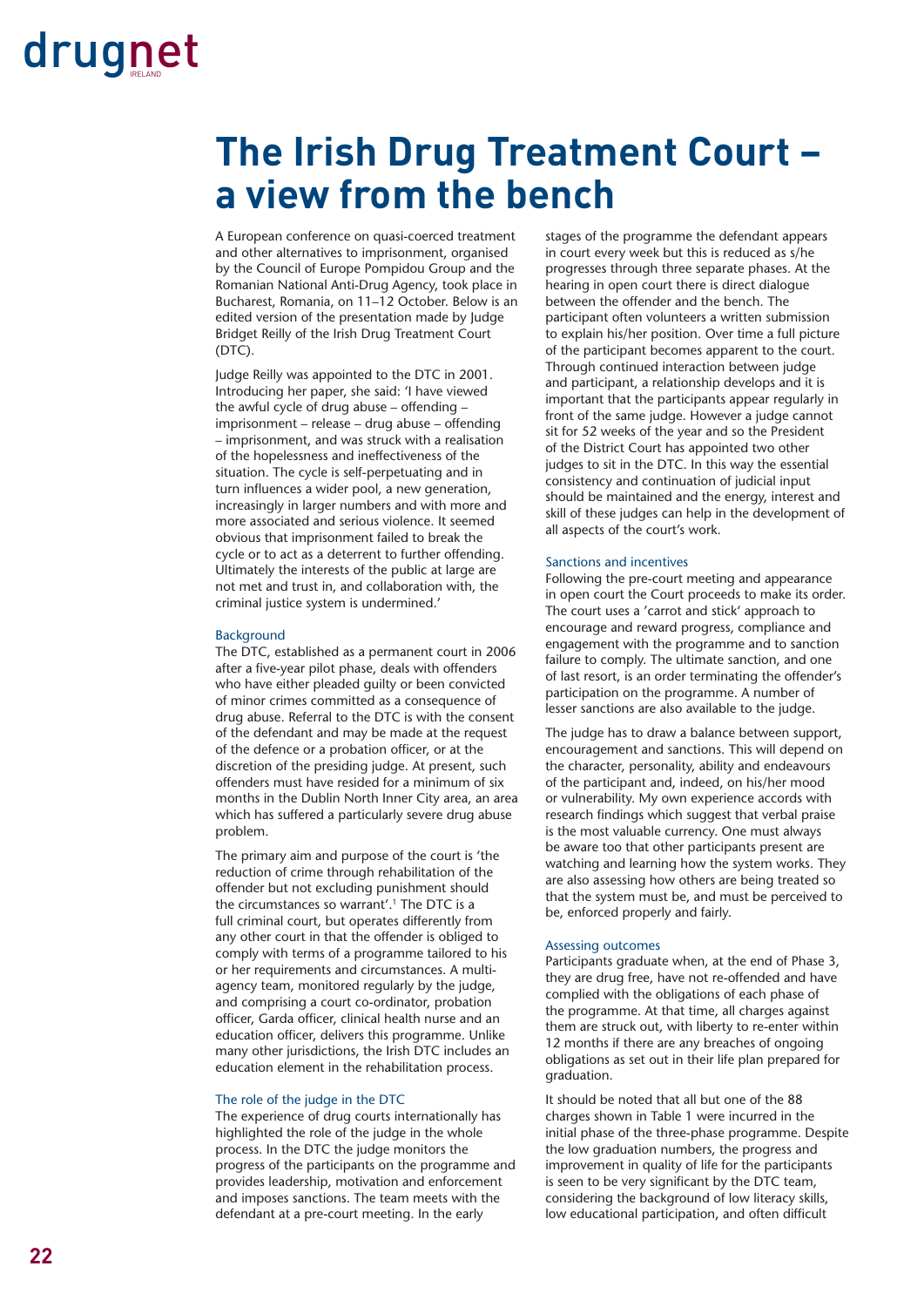# The Irish Drug Treatment Court – a view from the bench

A European conference on quasi-coerced treatment and other alternatives to imprisonment, organised by the Council of Europe Pompidou Group and the Romanian National Anti-Drug Agency, took place in Bucharest, Romania, on 11–12 October. Below is an edited version of the presentation made by Judge Bridget Reilly of the Irish Drug Treatment Court (DTC).

Judge Reilly was appointed to the DTC in 2001. Introducing her paper, she said: 'I have viewed the awful cycle of drug abuse – offending – imprisonment – release – drug abuse – offending – imprisonment, and was struck with a realisation of the hopelessness and ineffectiveness of the situation. The cycle is self-perpetuating and in turn influences a wider pool, a new generation, increasingly in larger numbers and with more and more associated and serious violence. It seemed obvious that imprisonment failed to break the cycle or to act as a deterrent to further offending. Ultimately the interests of the public at large are not met and trust in, and collaboration with, the criminal justice system is undermined.'

### Background

The DTC, established as a permanent court in 2006 after a five-year pilot phase, deals with offenders who have either pleaded guilty or been convicted of minor crimes committed as a consequence of drug abuse. Referral to the DTC is with the consent of the defendant and may be made at the request of the defence or a probation officer, or at the discretion of the presiding judge. At present, such offenders must have resided for a minimum of six months in the Dublin North Inner City area, an area which has suffered a particularly severe drug abuse problem.

The primary aim and purpose of the court is 'the reduction of crime through rehabilitation of the offender but not excluding punishment should the circumstances so warrant'.[1] The DTC is a full criminal court, but operates differently from any other court in that the offender is obliged to comply with terms of a programme tailored to his or her requirements and circumstances. A multi-agency team, monitored regularly by the judge, and comprising a court co-ordinator, probation officer, Garda officer, clinical health nurse and an education officer, delivers this programme. Unlike many other jurisdictions, the Irish DTC includes an education element in the rehabilitation process.

### The role of the judge in the DTC

The experience of drug courts internationally has highlighted the role of the judge in the whole process. In the DTC the judge monitors the progress of the participants on the programme and provides leadership, motivation and enforcement and imposes sanctions. The team meets with the defendant at a pre-court meeting. In the early stages of the programme the defendant appears in court every week but this is reduced as s/he progresses through three separate phases. At the hearing in open court there is direct dialogue between the offender and the bench. The participant often volunteers a written submission to explain his/her position. Over time a full picture of the participant becomes apparent to the court. Through continued interaction between judge and participant, a relationship develops and it is important that the participants appear regularly in front of the same judge. However a judge cannot sit for 52 weeks of the year and so the President of the District Court has appointed two other judges to sit in the DTC. In this way the essential consistency and continuation of judicial input should be maintained and the energy, interest and skill of these judges can help in the development of all aspects of the court's work.

### Sanctions and incentives

Following the pre-court meeting and appearance in open court the Court proceeds to make its order. The court uses a 'carrot and stick' approach to encourage and reward progress, compliance and engagement with the programme and to sanction failure to comply. The ultimate sanction, and one of last resort, is an order terminating the offender's participation on the programme. A number of lesser sanctions are also available to the judge.

The judge has to draw a balance between support, encouragement and sanctions. This will depend on the character, personality, ability and endeavours of the participant and, indeed, on his/her mood or vulnerability. My own experience accords with research findings which suggest that verbal praise is the most valuable currency. One must always be aware too that other participants present are watching and learning how the system works. They are also assessing how others are being treated so that the system must be, and must be perceived to be, enforced properly and fairly.

### Assessing outcomes

Participants graduate when, at the end of Phase 3, they are drug free, have not re-offended and have complied with the obligations of each phase of the programme. At that time, all charges against them are struck out, with liberty to re-enter within 12 months if there are any breaches of ongoing obligations as set out in their life plan prepared for graduation.

It should be noted that all but one of the 88 charges shown in Table 1 were incurred in the initial phase of the three-phase programme. Despite the low graduation numbers, the progress and improvement in quality of life for the participants is seen to be very significant by the DTC team, considering the background of low literacy skills, low educational participation, and often difficult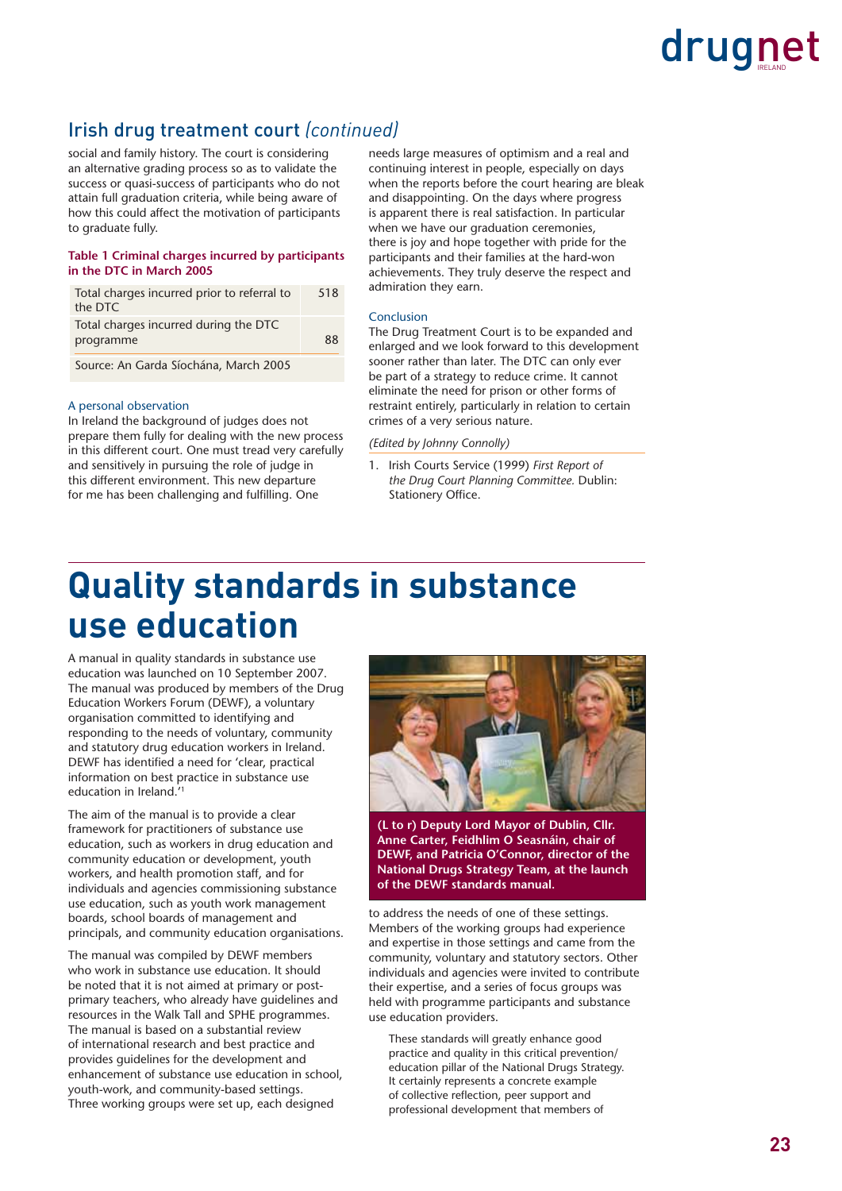## Irish drug treatment court *(continued)*

social and family history. The court is considering an alternative grading process so as to validate the success or quasi-success of participants who do not attain full graduation criteria, while being aware of how this could affect the motivation of participants to graduate fully.

**Table 1 Criminal charges incurred by participants in the DTC in March 2005**

| | |
|---|---|
| Total charges incurred prior to referral to the DTC | 518 |
| Total charges incurred during the DTC programme | 88 |
| Source: An Garda Síochána, March 2005 | |

### A personal observation

In Ireland the background of judges does not prepare them fully for dealing with the new process in this different court. One must tread very carefully and sensitively in pursuing the role of judge in this different environment. This new departure for me has been challenging and fulfilling. One needs large measures of optimism and a real and continuing interest in people, especially on days when the reports before the court hearing are bleak and disappointing. On the days where progress is apparent there is real satisfaction. In particular when we have our graduation ceremonies, there is joy and hope together with pride for the participants and their families at the hard-won achievements. They truly deserve the respect and admiration they earn.

### Conclusion

The Drug Treatment Court is to be expanded and enlarged and we look forward to this development sooner rather than later. The DTC can only ever be part of a strategy to reduce crime. It cannot eliminate the need for prison or other forms of restraint entirely, particularly in relation to certain crimes of a very serious nature.

*(Edited by Johnny Connolly)*

1. Irish Courts Service (1999) *First Report of the Drug Court Planning Committee.* Dublin: Stationery Office.

# Quality standards in substance use education

A manual in quality standards in substance use education was launched on 10 September 2007. The manual was produced by members of the Drug Education Workers Forum (DEWF), a voluntary organisation committed to identifying and responding to the needs of voluntary, community and statutory drug education workers in Ireland. DEWF has identified a need for 'clear, practical information on best practice in substance use education in Ireland.'[1]

The aim of the manual is to provide a clear framework for practitioners of substance use education, such as workers in drug education and community education or development, youth workers, and health promotion staff, and for individuals and agencies commissioning substance use education, such as youth work management boards, school boards of management and principals, and community education organisations.

The manual was compiled by DEWF members who work in substance use education. It should be noted that it is not aimed at primary or post-primary teachers, who already have guidelines and resources in the Walk Tall and SPHE programmes. The manual is based on a substantial review of international research and best practice and provides guidelines for the development and enhancement of substance use education in school, youth-work, and community-based settings. Three working groups were set up, each designed to address the needs of one of these settings. Members of the working groups had experience and expertise in those settings and came from the community, voluntary and statutory sectors. Other individuals and agencies were invited to contribute their expertise, and a series of focus groups was held with programme participants and substance use education providers.

**(L to r) Deputy Lord Mayor of Dublin, Cllr. Anne Carter, Feidhlim O Seasnáin, chair of DEWF, and Patricia O'Connor, director of the National Drugs Strategy Team, at the launch of the DEWF standards manual.**

> These standards will greatly enhance good practice and quality in this critical prevention/education pillar of the National Drugs Strategy. It certainly represents a concrete example of collective reflection, peer support and professional development that members of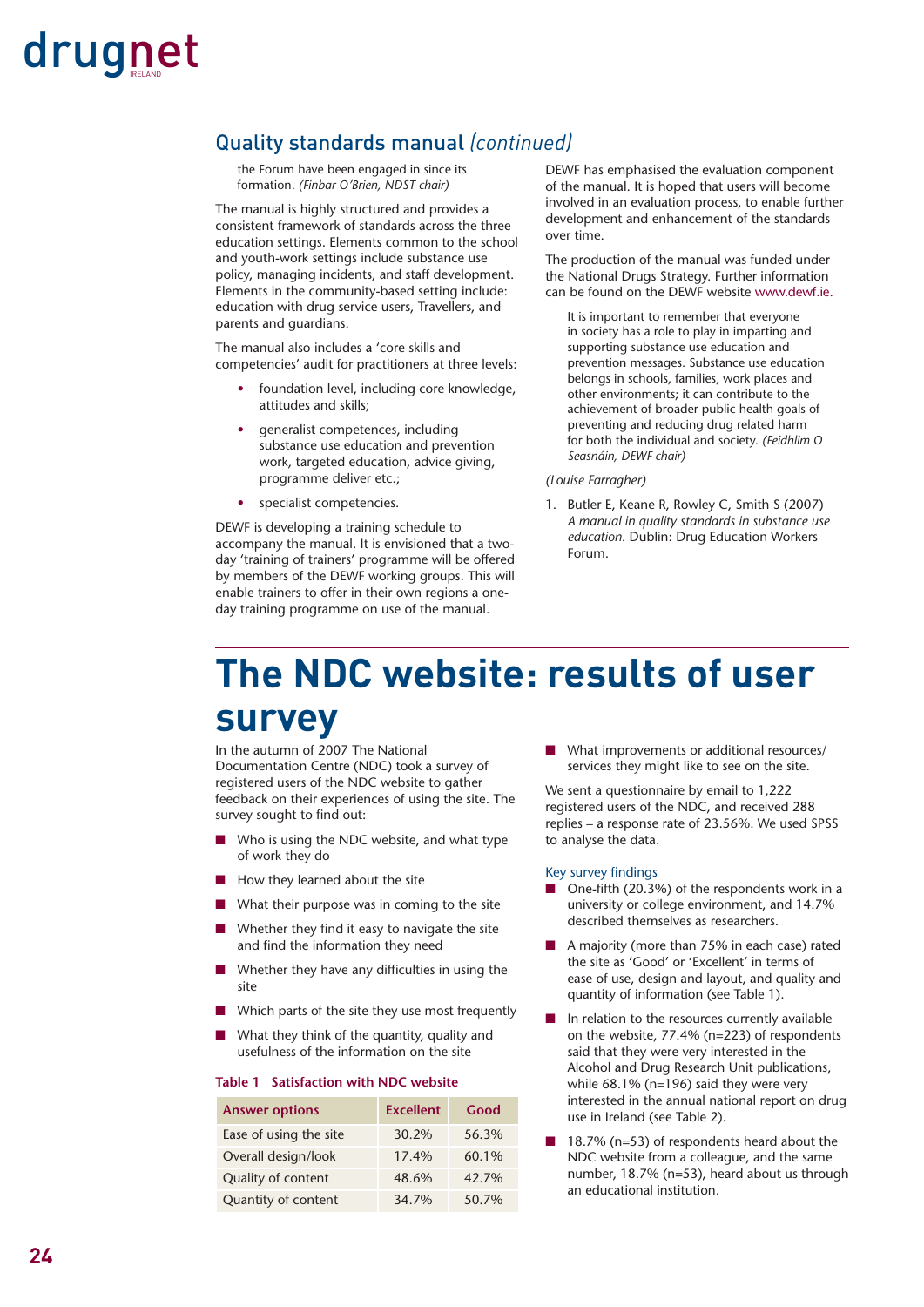## Quality standards manual *(continued)*

the Forum have been engaged in since its formation. *(Finbar O'Brien, NDST chair)*

The manual is highly structured and provides a consistent framework of standards across the three education settings. Elements common to the school and youth-work settings include substance use policy, managing incidents, and staff development. Elements in the community-based setting include: education with drug service users, Travellers, and parents and guardians.

The manual also includes a 'core skills and competencies' audit for practitioners at three levels:

- foundation level, including core knowledge, attitudes and skills;
- generalist competences, including substance use education and prevention work, targeted education, advice giving, programme deliver etc.;
- specialist competencies.

DEWF is developing a training schedule to accompany the manual. It is envisioned that a two-day 'training of trainers' programme will be offered by members of the DEWF working groups. This will enable trainers to offer in their own regions a one-day training programme on use of the manual.

DEWF has emphasised the evaluation component of the manual. It is hoped that users will become involved in an evaluation process, to enable further development and enhancement of the standards over time.

The production of the manual was funded under the National Drugs Strategy. Further information can be found on the DEWF website www.dewf.ie.

> It is important to remember that everyone in society has a role to play in imparting and supporting substance use education and prevention messages. Substance use education belongs in schools, families, work places and other environments; it can contribute to the achievement of broader public health goals of preventing and reducing drug related harm for both the individual and society. *(Feidhlim O Seasnáin, DEWF chair)*

*(Louise Farragher)*

1. Butler E, Keane R, Rowley C, Smith S (2007) *A manual in quality standards in substance use education.* Dublin: Drug Education Workers Forum.

# The NDC website: results of user survey

In the autumn of 2007 The National Documentation Centre (NDC) took a survey of registered users of the NDC website to gather feedback on their experiences of using the site. The survey sought to find out:

- Who is using the NDC website, and what type of work they do
- How they learned about the site
- What their purpose was in coming to the site
- Whether they find it easy to navigate the site and find the information they need
- Whether they have any difficulties in using the site
- Which parts of the site they use most frequently
- What they think of the quantity, quality and usefulness of the information on the site
- What improvements or additional resources/services they might like to see on the site.

**Table 1 Satisfaction with NDC website**

| Answer options | Excellent | Good |
|---|---|---|
| Ease of using the site | 30.2% | 56.3% |
| Overall design/look | 17.4% | 60.1% |
| Quality of content | 48.6% | 42.7% |
| Quantity of content | 34.7% | 50.7% |

We sent a questionnaire by email to 1,222 registered users of the NDC, and received 288 replies – a response rate of 23.56%. We used SPSS to analyse the data.

### Key survey findings

- One-fifth (20.3%) of the respondents work in a university or college environment, and 14.7% described themselves as researchers.
- A majority (more than 75% in each case) rated the site as 'Good' or 'Excellent' in terms of ease of use, design and layout, and quality and quantity of information (see Table 1).
- In relation to the resources currently available on the website, 77.4% (n=223) of respondents said that they were very interested in the Alcohol and Drug Research Unit publications, while 68.1% (n=196) said they were very interested in the annual national report on drug use in Ireland (see Table 2).
- 18.7% (n=53) of respondents heard about the NDC website from a colleague, and the same number, 18.7% (n=53), heard about us through an educational institution.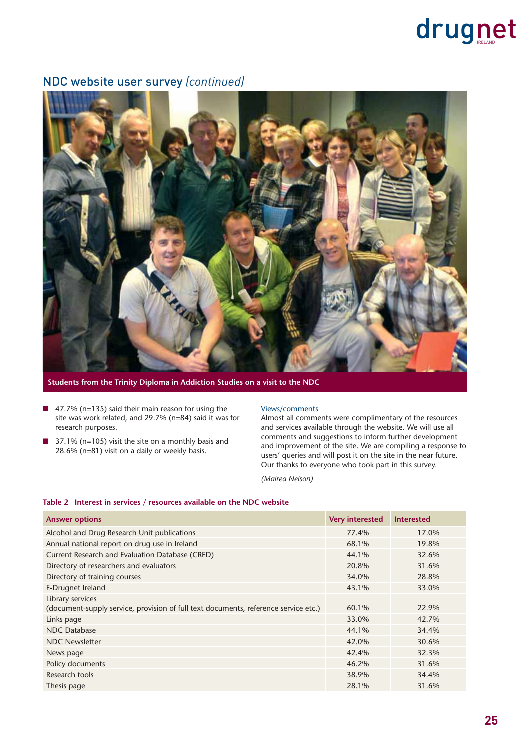## NDC website user survey *(continued)*

**Students from the Trinity Diploma in Addiction Studies on a visit to the NDC**

- 47.7% (n=135) said their main reason for using the site was work related, and 29.7% (n=84) said it was for research purposes.
- 37.1% (n=105) visit the site on a monthly basis and 28.6% (n=81) visit on a daily or weekly basis.

### Views/comments

Almost all comments were complimentary of the resources and services available through the website. We will use all comments and suggestions to inform further development and improvement of the site. We are compiling a response to users' queries and will post it on the site in the near future. Our thanks to everyone who took part in this survey.

*(Mairea Nelson)*

**Table 2 Interest in services / resources available on the NDC website**

| Answer options | Very interested | Interested |
|---|---|---|
| Alcohol and Drug Research Unit publications | 77.4% | 17.0% |
| Annual national report on drug use in Ireland | 68.1% | 19.8% |
| Current Research and Evaluation Database (CRED) | 44.1% | 32.6% |
| Directory of researchers and evaluators | 20.8% | 31.6% |
| Directory of training courses | 34.0% | 28.8% |
| E-Drugnet Ireland | 43.1% | 33.0% |
| Library services (document-supply service, provision of full text documents, reference service etc.) | 60.1% | 22.9% |
| Links page | 33.0% | 42.7% |
| NDC Database | 44.1% | 34.4% |
| NDC Newsletter | 42.0% | 30.6% |
| News page | 42.4% | 32.3% |
| Policy documents | 46.2% | 31.6% |
| Research tools | 38.9% | 34.4% |
| Thesis page | 28.1% | 31.6% |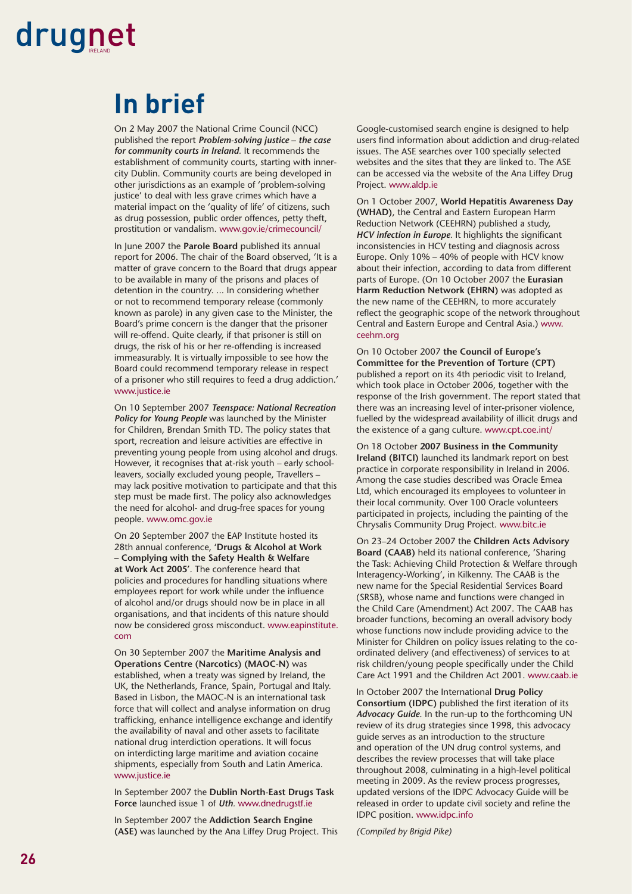# In brief

On 2 May 2007 the National Crime Council (NCC) published the report ***Problem-solving justice – the case for community courts in Ireland***. It recommends the establishment of community courts, starting with inner-city Dublin. Community courts are being developed in other jurisdictions as an example of 'problem-solving justice' to deal with less grave crimes which have a material impact on the 'quality of life' of citizens, such as drug possession, public order offences, petty theft, prostitution or vandalism. www.gov.ie/crimecouncil/

In June 2007 the **Parole Board** published its annual report for 2006. The chair of the Board observed, 'It is a matter of grave concern to the Board that drugs appear to be available in many of the prisons and places of detention in the country. ... In considering whether or not to recommend temporary release (commonly known as parole) in any given case to the Minister, the Board's prime concern is the danger that the prisoner will re-offend. Quite clearly, if that prisoner is still on drugs, the risk of his or her re-offending is increased immeasurably. It is virtually impossible to see how the Board could recommend temporary release in respect of a prisoner who still requires to feed a drug addiction.' www.justice.ie

On 10 September 2007 ***Teenspace: National Recreation Policy for Young People*** was launched by the Minister for Children, Brendan Smith TD. The policy states that sport, recreation and leisure activities are effective in preventing young people from using alcohol and drugs. However, it recognises that at-risk youth – early school-leavers, socially excluded young people, Travellers – may lack positive motivation to participate and that this step must be made first. The policy also acknowledges the need for alcohol- and drug-free spaces for young people. www.omc.gov.ie

On 20 September 2007 the EAP Institute hosted its 28th annual conference, '**Drugs & Alcohol at Work – Complying with the Safety Health & Welfare at Work Act 2005**'. The conference heard that policies and procedures for handling situations where employees report for work while under the influence of alcohol and/or drugs should now be in place in all organisations, and that incidents of this nature should now be considered gross misconduct. www.eapinstitute.com

On 30 September 2007 the **Maritime Analysis and Operations Centre (Narcotics) (MAOC-N)** was established, when a treaty was signed by Ireland, the UK, the Netherlands, France, Spain, Portugal and Italy. Based in Lisbon, the MAOC-N is an international task force that will collect and analyse information on drug trafficking, enhance intelligence exchange and identify the availability of naval and other assets to facilitate national drug interdiction operations. It will focus on interdicting large maritime and aviation cocaine shipments, especially from South and Latin America. www.justice.ie

In September 2007 the **Dublin North-East Drugs Task Force** launched issue 1 of ***Uth***. www.dnedrugstf.ie

In September 2007 the **Addiction Search Engine (ASE)** was launched by the Ana Liffey Drug Project. This Google-customised search engine is designed to help users find information about addiction and drug-related issues. The ASE searches over 100 specially selected websites and the sites that they are linked to. The ASE can be accessed via the website of the Ana Liffey Drug Project. www.aldp.ie

On 1 October 2007, **World Hepatitis Awareness Day (WHAD)**, the Central and Eastern European Harm Reduction Network (CEEHRN) published a study, ***HCV infection in Europe***. It highlights the significant inconsistencies in HCV testing and diagnosis across Europe. Only 10% – 40% of people with HCV know about their infection, according to data from different parts of Europe. (On 10 October 2007 the **Eurasian Harm Reduction Network (EHRN)** was adopted as the new name of the CEEHRN, to more accurately reflect the geographic scope of the network throughout Central and Eastern Europe and Central Asia.) www.ceehrn.org

On 10 October 2007 **the Council of Europe's Committee for the Prevention of Torture (CPT)** published a report on its 4th periodic visit to Ireland, which took place in October 2006, together with the response of the Irish government. The report stated that there was an increasing level of inter-prisoner violence, fuelled by the widespread availability of illicit drugs and the existence of a gang culture. www.cpt.coe.int/

On 18 October **2007 Business in the Community Ireland (BITCI)** launched its landmark report on best practice in corporate responsibility in Ireland in 2006. Among the case studies described was Oracle Emea Ltd, which encouraged its employees to volunteer in their local community. Over 100 Oracle volunteers participated in projects, including the painting of the Chrysalis Community Drug Project. www.bitc.ie

On 23–24 October 2007 the **Children Acts Advisory Board (CAAB)** held its national conference, 'Sharing the Task: Achieving Child Protection & Welfare through Interagency-Working', in Kilkenny. The CAAB is the new name for the Special Residential Services Board (SRSB), whose name and functions were changed in the Child Care (Amendment) Act 2007. The CAAB has broader functions, becoming an overall advisory body whose functions now include providing advice to the Minister for Children on policy issues relating to the co-ordinated delivery (and effectiveness) of services to at risk children/young people specifically under the Child Care Act 1991 and the Children Act 2001. www.caab.ie

In October 2007 the International **Drug Policy Consortium (IDPC)** published the first iteration of its ***Advocacy Guide***. In the run-up to the forthcoming UN review of its drug strategies since 1998, this advocacy guide serves as an introduction to the structure and operation of the UN drug control systems, and describes the review processes that will take place throughout 2008, culminating in a high-level political meeting in 2009. As the review process progresses, updated versions of the IDPC Advocacy Guide will be released in order to update civil society and refine the IDPC position. www.idpc.info

*(Compiled by Brigid Pike)*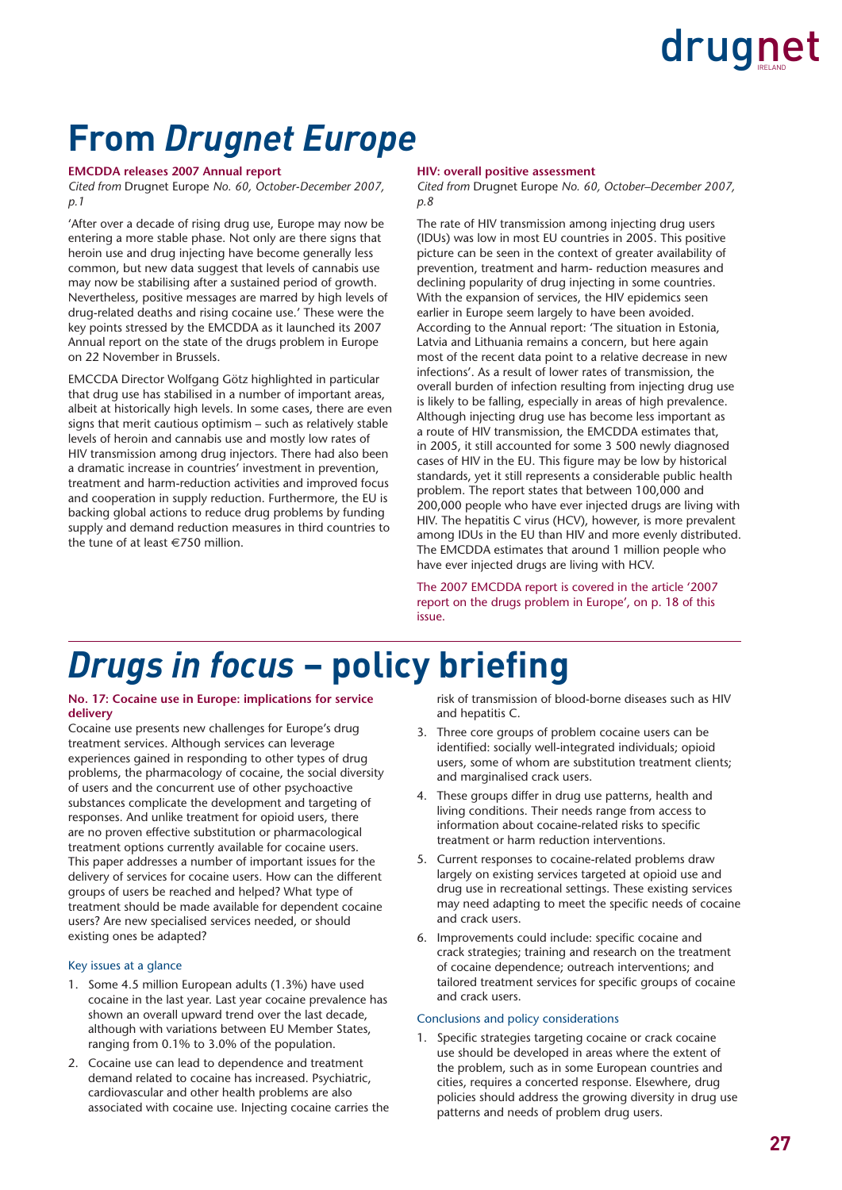# From *Drugnet Europe*

### EMCCDA releases 2007 Annual report

*Cited from* Drugnet Europe *No. 60, October-December 2007, p.1*

'After over a decade of rising drug use, Europe may now be entering a more stable phase. Not only are there signs that heroin use and drug injecting have become generally less common, but new data suggest that levels of cannabis use may now be stabilising after a sustained period of growth. Nevertheless, positive messages are marred by high levels of drug-related deaths and rising cocaine use.' These were the key points stressed by the EMCDDA as it launched its 2007 Annual report on the state of the drugs problem in Europe on 22 November in Brussels.

EMCCDA Director Wolfgang Götz highlighted in particular that drug use has stabilised in a number of important areas, albeit at historically high levels. In some cases, there are even signs that merit cautious optimism – such as relatively stable levels of heroin and cannabis use and mostly low rates of HIV transmission among drug injectors. There had also been a dramatic increase in countries' investment in prevention, treatment and harm-reduction activities and improved focus and cooperation in supply reduction. Furthermore, the EU is backing global actions to reduce drug problems by funding supply and demand reduction measures in third countries to the tune of at least €750 million.

### HIV: overall positive assessment

*Cited from* Drugnet Europe *No. 60, October–December 2007, p.8*

The rate of HIV transmission among injecting drug users (IDUs) was low in most EU countries in 2005. This positive picture can be seen in the context of greater availability of prevention, treatment and harm- reduction measures and declining popularity of drug injecting in some countries. With the expansion of services, the HIV epidemics seen earlier in Europe seem largely to have been avoided. According to the Annual report: 'The situation in Estonia, Latvia and Lithuania remains a concern, but here again most of the recent data point to a relative decrease in new infections'. As a result of lower rates of transmission, the overall burden of infection resulting from injecting drug use is likely to be falling, especially in areas of high prevalence. Although injecting drug use has become less important as a route of HIV transmission, the EMCDDA estimates that, in 2005, it still accounted for some 3 500 newly diagnosed cases of HIV in the EU. This figure may be low by historical standards, yet it still represents a considerable public health problem. The report states that between 100,000 and 200,000 people who have ever injected drugs are living with HIV. The hepatitis C virus (HCV), however, is more prevalent among IDUs in the EU than HIV and more evenly distributed. The EMCDDA estimates that around 1 million people who have ever injected drugs are living with HCV.

The 2007 EMCDDA report is covered in the article '2007 report on the drugs problem in Europe', on p. 18 of this issue.

# *Drugs in focus* – policy briefing

### No. 17: Cocaine use in Europe: implications for service delivery

Cocaine use presents new challenges for Europe's drug treatment services. Although services can leverage experiences gained in responding to other types of drug problems, the pharmacology of cocaine, the social diversity of users and the concurrent use of other psychoactive substances complicate the development and targeting of responses. And unlike treatment for opioid users, there are no proven effective substitution or pharmacological treatment options currently available for cocaine users. This paper addresses a number of important issues for the delivery of services for cocaine users. How can the different groups of users be reached and helped? What type of treatment should be made available for dependent cocaine users? Are new specialised services needed, or should existing ones be adapted?

#### Key issues at a glance

1. Some 4.5 million European adults (1.3%) have used cocaine in the last year. Last year cocaine prevalence has shown an overall upward trend over the last decade, although with variations between EU Member States, ranging from 0.1% to 3.0% of the population.
2. Cocaine use can lead to dependence and treatment demand related to cocaine has increased. Psychiatric, cardiovascular and other health problems are also associated with cocaine use. Injecting cocaine carries the risk of transmission of blood-borne diseases such as HIV and hepatitis C.
3. Three core groups of problem cocaine users can be identified: socially well-integrated individuals; opioid users, some of whom are substitution treatment clients; and marginalised crack users.
4. These groups differ in drug use patterns, health and living conditions. Their needs range from access to information about cocaine-related risks to specific treatment or harm reduction interventions.
5. Current responses to cocaine-related problems draw largely on existing services targeted at opioid use and drug use in recreational settings. These existing services may need adapting to meet the specific needs of cocaine and crack users.
6. Improvements could include: specific cocaine and crack strategies; training and research on the treatment of cocaine dependence; outreach interventions; and tailored treatment services for specific groups of cocaine and crack users.

#### Conclusions and policy considerations

1. Specific strategies targeting cocaine or crack cocaine use should be developed in areas where the extent of the problem, such as in some European countries and cities, requires a concerted response. Elsewhere, drug policies should address the growing diversity in drug use patterns and needs of problem drug users.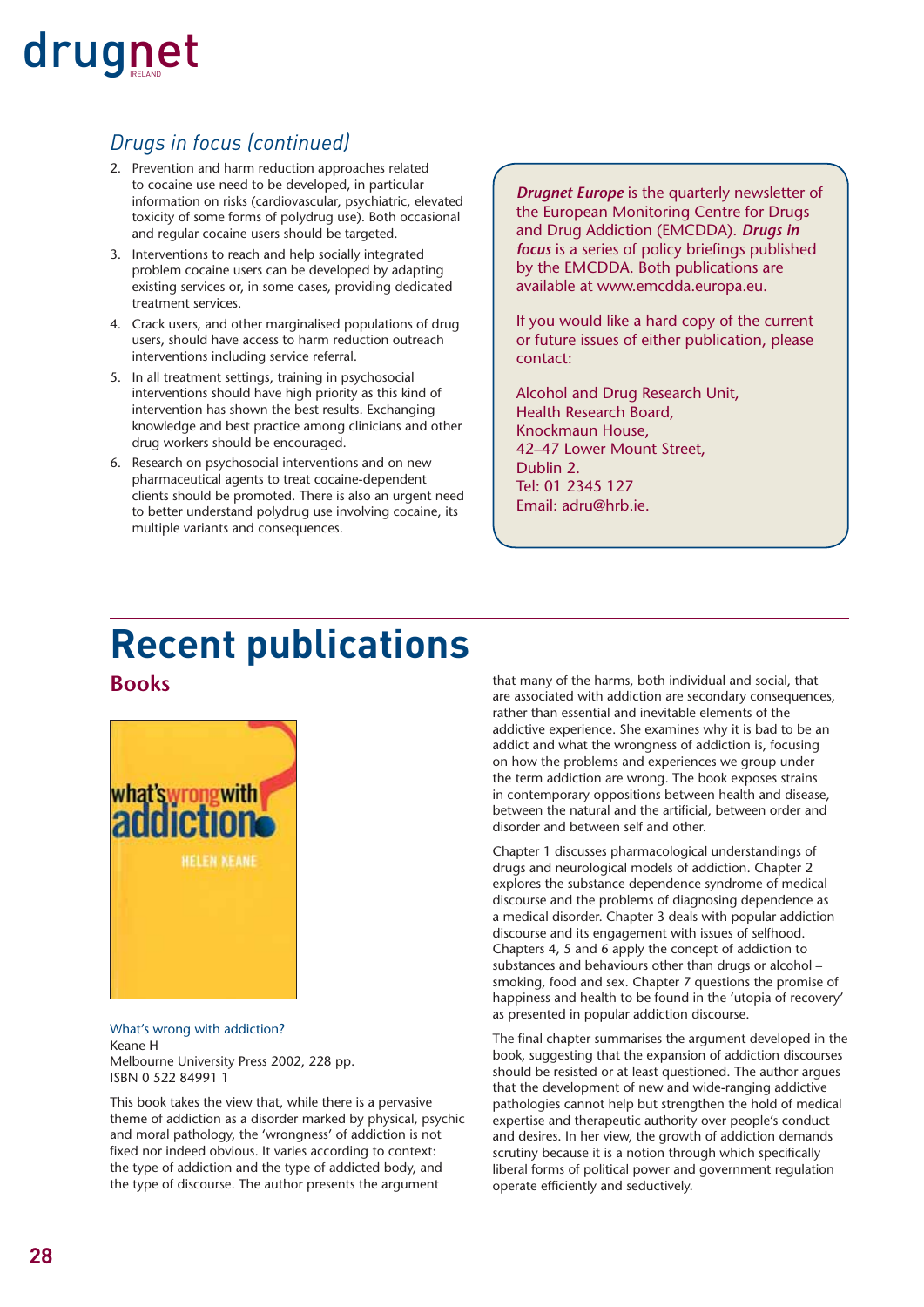## *Drugs in focus (continued)*

2. Prevention and harm reduction approaches related to cocaine use need to be developed, in particular information on risks (cardiovascular, psychiatric, elevated toxicity of some forms of polydrug use). Both occasional and regular cocaine users should be targeted.
3. Interventions to reach and help socially integrated problem cocaine users can be developed by adapting existing services or, in some cases, providing dedicated treatment services.
4. Crack users, and other marginalised populations of drug users, should have access to harm reduction outreach interventions including service referral.
5. In all treatment settings, training in psychosocial interventions should have high priority as this kind of intervention has shown the best results. Exchanging knowledge and best practice among clinicians and other drug workers should be encouraged.
6. Research on psychosocial interventions and on new pharmaceutical agents to treat cocaine-dependent clients should be promoted. There is also an urgent need to better understand polydrug use involving cocaine, its multiple variants and consequences.

***Drugnet Europe*** is the quarterly newsletter of the European Monitoring Centre for Drugs and Drug Addiction (EMCDDA). ***Drugs in focus*** is a series of policy briefings published by the EMCDDA. Both publications are available at www.emcdda.europa.eu.

If you would like a hard copy of the current or future issues of either publication, please contact:

Alcohol and Drug Research Unit,
Health Research Board,
Knockmaun House,
42–47 Lower Mount Street,
Dublin 2.
Tel: 01 2345 127
Email: adru@hrb.ie.

# Recent publications

## Books

What's wrong with addiction?
Keane H
Melbourne University Press 2002, 228 pp.
ISBN 0 522 84991 1

This book takes the view that, while there is a pervasive theme of addiction as a disorder marked by physical, psychic and moral pathology, the 'wrongness' of addiction is not fixed nor indeed obvious. It varies according to context: the type of addiction and the type of addicted body, and the type of discourse. The author presents the argument that many of the harms, both individual and social, that are associated with addiction are secondary consequences, rather than essential and inevitable elements of the addictive experience. She examines why it is bad to be an addict and what the wrongness of addiction is, focusing on how the problems and experiences we group under the term addiction are wrong. The book exposes strains in contemporary oppositions between health and disease, between the natural and the artificial, between order and disorder and between self and other.

Chapter 1 discusses pharmacological understandings of drugs and neurological models of addiction. Chapter 2 explores the substance dependence syndrome of medical discourse and the problems of diagnosing dependence as a medical disorder. Chapter 3 deals with popular addiction discourse and its engagement with issues of selfhood. Chapters 4, 5 and 6 apply the concept of addiction to substances and behaviours other than drugs or alcohol – smoking, food and sex. Chapter 7 questions the promise of happiness and health to be found in the 'utopia of recovery' as presented in popular addiction discourse.

The final chapter summarises the argument developed in the book, suggesting that the expansion of addiction discourses should be resisted or at least questioned. The author argues that the development of new and wide-ranging addictive pathologies cannot help but strengthen the hold of medical expertise and therapeutic authority over people's conduct and desires. In her view, the growth of addiction demands scrutiny because it is a notion through which specifically liberal forms of political power and government regulation operate efficiently and seductively.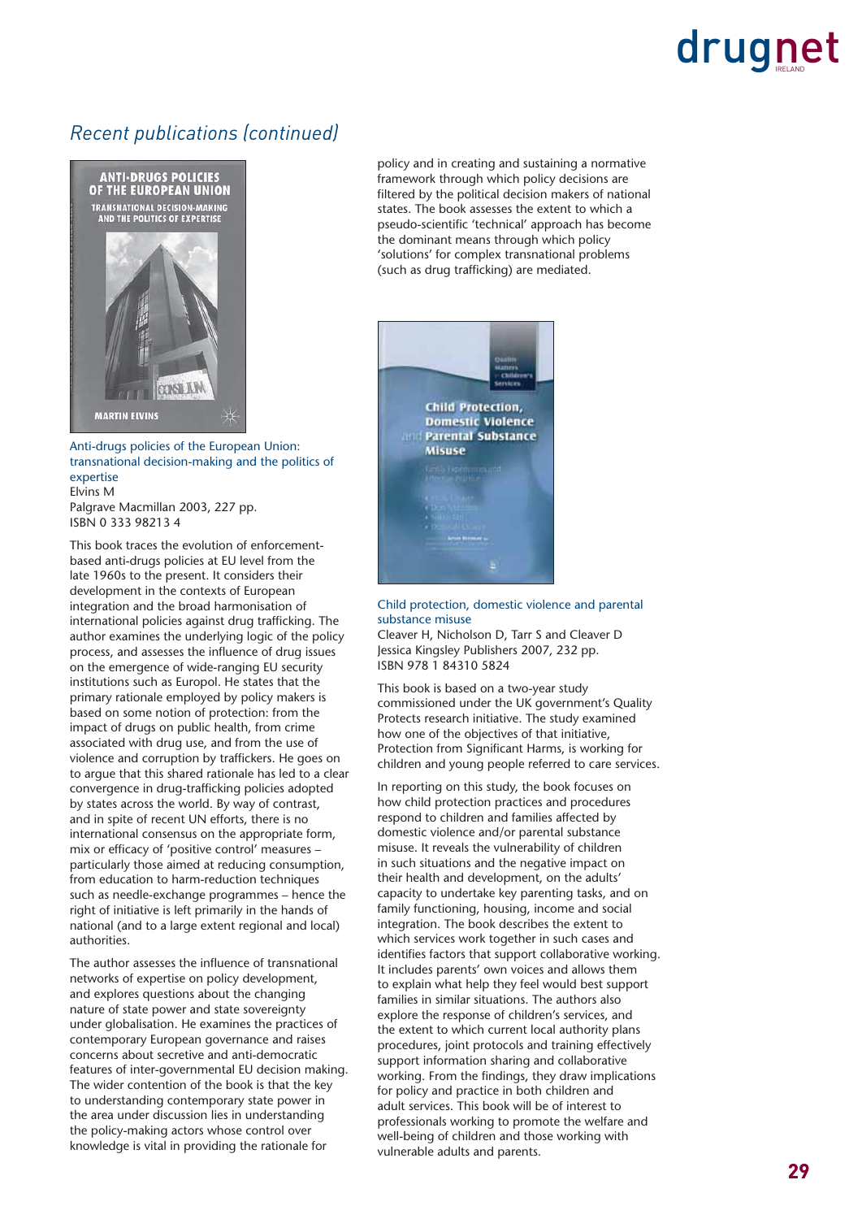## Recent publications (continued)

Anti-drugs policies of the European Union: transnational decision-making and the politics of expertise
Elvins M
Palgrave Macmillan 2003, 227 pp.
ISBN 0 333 98213 4

This book traces the evolution of enforcement-based anti-drugs policies at EU level from the late 1960s to the present. It considers their development in the contexts of European integration and the broad harmonisation of international policies against drug trafficking. The author examines the underlying logic of the policy process, and assesses the influence of drug issues on the emergence of wide-ranging EU security institutions such as Europol. He states that the primary rationale employed by policy makers is based on some notion of protection: from the impact of drugs on public health, from crime associated with drug use, and from the use of violence and corruption by traffickers. He goes on to argue that this shared rationale has led to a clear convergence in drug-trafficking policies adopted by states across the world. By way of contrast, and in spite of recent UN efforts, there is no international consensus on the appropriate form, mix or efficacy of 'positive control' measures – particularly those aimed at reducing consumption, from education to harm-reduction techniques such as needle-exchange programmes – hence the right of initiative is left primarily in the hands of national (and to a large extent regional and local) authorities.

The author assesses the influence of transnational networks of expertise on policy development, and explores questions about the changing nature of state power and state sovereignty under globalisation. He examines the practices of contemporary European governance and raises concerns about secretive and anti-democratic features of inter-governmental EU decision making. The wider contention of the book is that the key to understanding contemporary state power in the area under discussion lies in understanding the policy-making actors whose control over knowledge is vital in providing the rationale for policy and in creating and sustaining a normative framework through which policy decisions are filtered by the political decision makers of national states. The book assesses the extent to which a pseudo-scientific 'technical' approach has become the dominant means through which policy 'solutions' for complex transnational problems (such as drug trafficking) are mediated.

Child protection, domestic violence and parental substance misuse
Cleaver H, Nicholson D, Tarr S and Cleaver D
Jessica Kingsley Publishers 2007, 232 pp.
ISBN 978 1 84310 5824

This book is based on a two-year study commissioned under the UK government's Quality Protects research initiative. The study examined how one of the objectives of that initiative, Protection from Significant Harms, is working for children and young people referred to care services.

In reporting on this study, the book focuses on how child protection practices and procedures respond to children and families affected by domestic violence and/or parental substance misuse. It reveals the vulnerability of children in such situations and the negative impact on their health and development, on the adults' capacity to undertake key parenting tasks, and on family functioning, housing, income and social integration. The book describes the extent to which services work together in such cases and identifies factors that support collaborative working. It includes parents' own voices and allows them to explain what help they feel would best support families in similar situations. The authors also explore the response of children's services, and the extent to which current local authority plans procedures, joint protocols and training effectively support information sharing and collaborative working. From the findings, they draw implications for policy and practice in both children and adult services. This book will be of interest to professionals working to promote the welfare and well-being of children and those working with vulnerable adults and parents.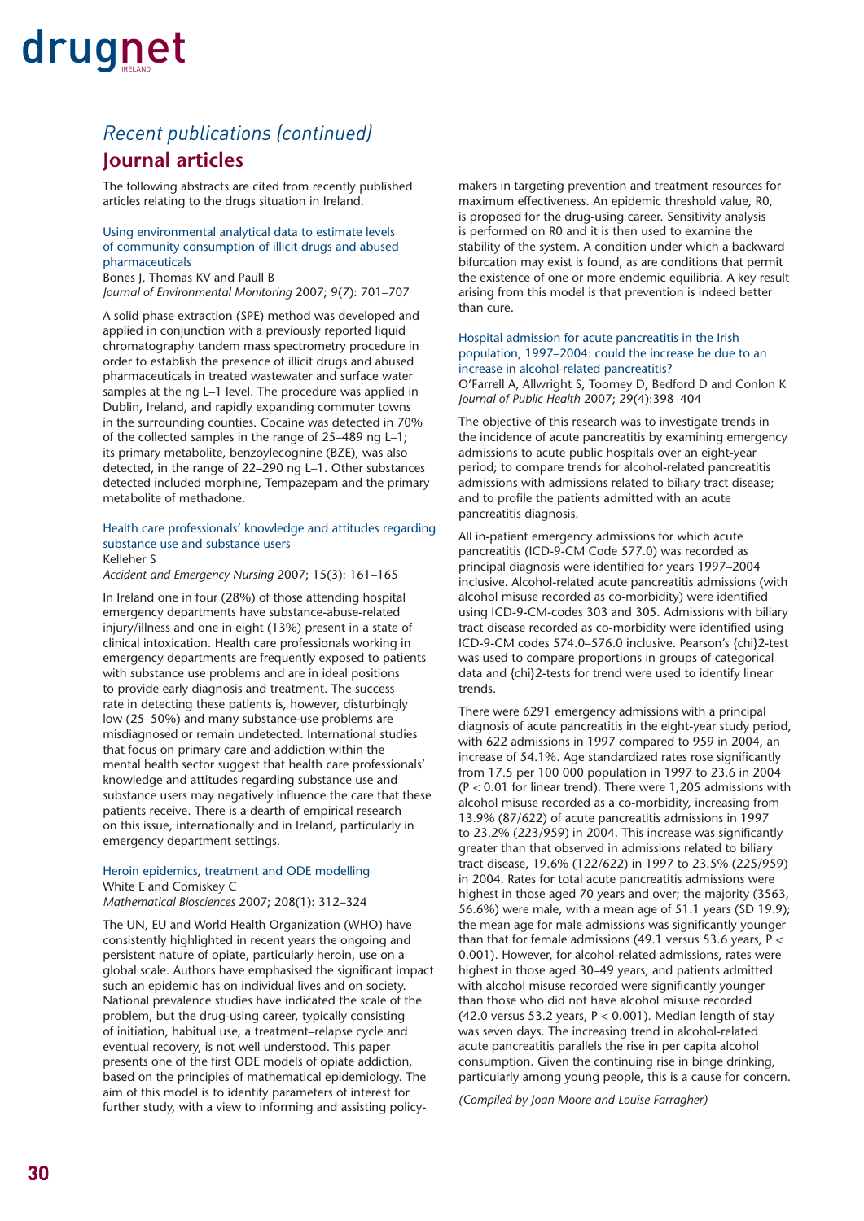## *Recent publications (continued)*

# Journal articles

The following abstracts are cited from recently published articles relating to the drugs situation in Ireland.

### Using environmental analytical data to estimate levels of community consumption of illicit drugs and abused pharmaceuticals

Bones J, Thomas KV and Paull B

*Journal of Environmental Monitoring* 2007; 9(7): 701–707

A solid phase extraction (SPE) method was developed and applied in conjunction with a previously reported liquid chromatography tandem mass spectrometry procedure in order to establish the presence of illicit drugs and abused pharmaceuticals in treated wastewater and surface water samples at the ng L–1 level. The procedure was applied in Dublin, Ireland, and rapidly expanding commuter towns in the surrounding counties. Cocaine was detected in 70% of the collected samples in the range of 25–489 ng L–1; its primary metabolite, benzoylecognine (BZE), was also detected, in the range of 22–290 ng L–1. Other substances detected included morphine, Tempazepam and the primary metabolite of methadone.

### Health care professionals' knowledge and attitudes regarding substance use and substance users

Kelleher S

*Accident and Emergency Nursing* 2007; 15(3): 161–165

In Ireland one in four (28%) of those attending hospital emergency departments have substance-abuse-related injury/illness and one in eight (13%) present in a state of clinical intoxication. Health care professionals working in emergency departments are frequently exposed to patients with substance use problems and are in ideal positions to provide early diagnosis and treatment. The success rate in detecting these patients is, however, disturbingly low (25–50%) and many substance-use problems are misdiagnosed or remain undetected. International studies that focus on primary care and addiction within the mental health sector suggest that health care professionals' knowledge and attitudes regarding substance use and substance users may negatively influence the care that these patients receive. There is a dearth of empirical research on this issue, internationally and in Ireland, particularly in emergency department settings.

### Heroin epidemics, treatment and ODE modelling

White E and Comiskey C

*Mathematical Biosciences* 2007; 208(1): 312–324

The UN, EU and World Health Organization (WHO) have consistently highlighted in recent years the ongoing and persistent nature of opiate, particularly heroin, use on a global scale. Authors have emphasised the significant impact such an epidemic has on individual lives and on society. National prevalence studies have indicated the scale of the problem, but the drug-using career, typically consisting of initiation, habitual use, a treatment–relapse cycle and eventual recovery, is not well understood. This paper presents one of the first ODE models of opiate addiction, based on the principles of mathematical epidemiology. The aim of this model is to identify parameters of interest for further study, with a view to informing and assisting policy-makers in targeting prevention and treatment resources for maximum effectiveness. An epidemic threshold value, R0, is proposed for the drug-using career. Sensitivity analysis is performed on R0 and it is then used to examine the stability of the system. A condition under which a backward bifurcation may exist is found, as are conditions that permit the existence of one or more endemic equilibria. A key result arising from this model is that prevention is indeed better than cure.

### Hospital admission for acute pancreatitis in the Irish population, 1997–2004: could the increase be due to an increase in alcohol-related pancreatitis?

O'Farrell A, Allwright S, Toomey D, Bedford D and Conlon K

*Journal of Public Health* 2007; 29(4):398–404

The objective of this research was to investigate trends in the incidence of acute pancreatitis by examining emergency admissions to acute public hospitals over an eight-year period; to compare trends for alcohol-related pancreatitis admissions with admissions related to biliary tract disease; and to profile the patients admitted with an acute pancreatitis diagnosis.

All in-patient emergency admissions for which acute pancreatitis (ICD-9-CM Code 577.0) was recorded as principal diagnosis were identified for years 1997–2004 inclusive. Alcohol-related acute pancreatitis admissions (with alcohol misuse recorded as co-morbidity) were identified using ICD-9-CM-codes 303 and 305. Admissions with biliary tract disease recorded as co-morbidity were identified using ICD-9-CM codes 574.0–576.0 inclusive. Pearson's {chi}2-test was used to compare proportions in groups of categorical data and {chi}2-tests for trend were used to identify linear trends.

There were 6291 emergency admissions with a principal diagnosis of acute pancreatitis in the eight-year study period, with 622 admissions in 1997 compared to 959 in 2004, an increase of 54.1%. Age standardized rates rose significantly from 17.5 per 100 000 population in 1997 to 23.6 in 2004 ($P < 0.01$ for linear trend). There were 1,205 admissions with alcohol misuse recorded as a co-morbidity, increasing from 13.9% (87/622) of acute pancreatitis admissions in 1997 to 23.2% (223/959) in 2004. This increase was significantly greater than that observed in admissions related to biliary tract disease, 19.6% (122/622) in 1997 to 23.5% (225/959) in 2004. Rates for total acute pancreatitis admissions were highest in those aged 70 years and over; the majority (3563, 56.6%) were male, with a mean age of 51.1 years (SD 19.9); the mean age for male admissions was significantly younger than that for female admissions (49.1 versus 53.6 years, $P < 0.001$). However, for alcohol-related admissions, rates were highest in those aged 30–49 years, and patients admitted with alcohol misuse recorded were significantly younger than those who did not have alcohol misuse recorded (42.0 versus 53.2 years, $P < 0.001$). Median length of stay was seven days. The increasing trend in alcohol-related acute pancreatitis parallels the rise in per capita alcohol consumption. Given the continuing rise in binge drinking, particularly among young people, this is a cause for concern.

*(Compiled by Joan Moore and Louise Farragher)*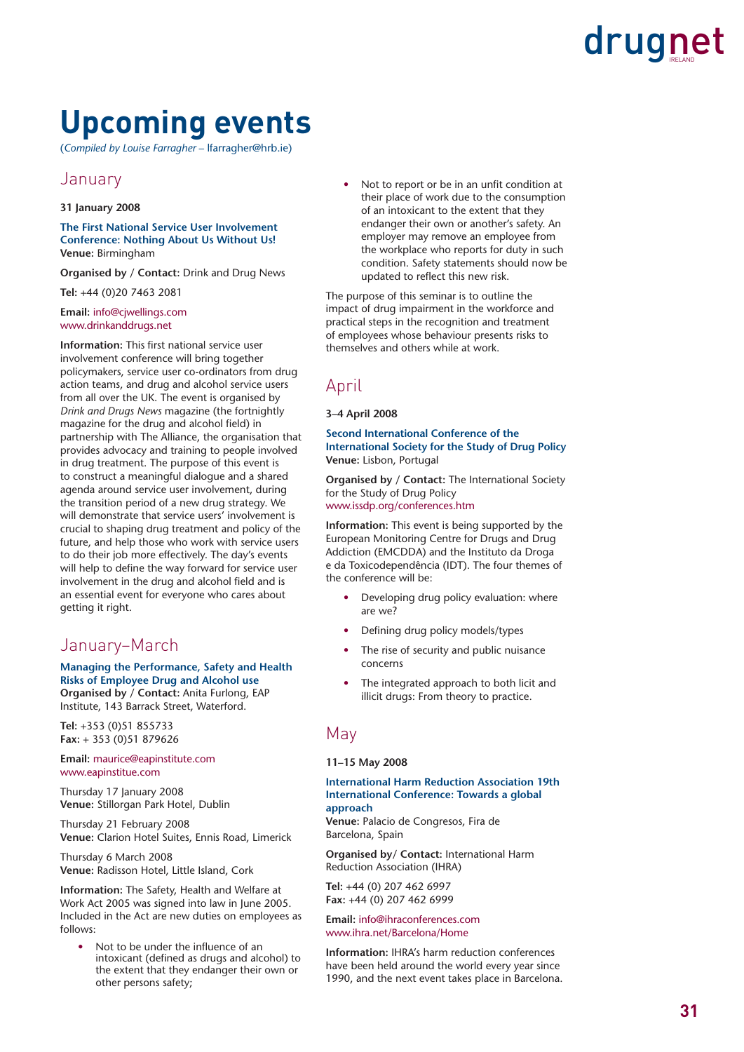# Upcoming events

(*Compiled by Louise Farragher* – lfarragher@hrb.ie)

## January

**31 January 2008**

**The First National Service User Involvement Conference: Nothing About Us Without Us!**
**Venue:** Birmingham

**Organised by / Contact:** Drink and Drug News

**Tel:** +44 (0)20 7463 2081

**Email:** info@cjwellings.com
www.drinkanddrugs.net

**Information:** This first national service user involvement conference will bring together policymakers, service user co-ordinators from drug action teams, and drug and alcohol service users from all over the UK. The event is organised by *Drink and Drugs News* magazine (the fortnightly magazine for the drug and alcohol field) in partnership with The Alliance, the organisation that provides advocacy and training to people involved in drug treatment. The purpose of this event is to construct a meaningful dialogue and a shared agenda around service user involvement, during the transition period of a new drug strategy. We will demonstrate that service users' involvement is crucial to shaping drug treatment and policy of the future, and help those who work with service users to do their job more effectively. The day's events will help to define the way forward for service user involvement in the drug and alcohol field and is an essential event for everyone who cares about getting it right.

## January–March

**Managing the Performance, Safety and Health Risks of Employee Drug and Alcohol use**
**Organised by / Contact:** Anita Furlong, EAP Institute, 143 Barrack Street, Waterford.

**Tel:** +353 (0)51 855733
**Fax:** + 353 (0)51 879626

**Email:** maurice@eapinstitute.com
www.eapinstitue.com

Thursday 17 January 2008
**Venue:** Stillorgan Park Hotel, Dublin

Thursday 21 February 2008
**Venue:** Clarion Hotel Suites, Ennis Road, Limerick

Thursday 6 March 2008
**Venue:** Radisson Hotel, Little Island, Cork

**Information:** The Safety, Health and Welfare at Work Act 2005 was signed into law in June 2005. Included in the Act are new duties on employees as follows:

- Not to be under the influence of an intoxicant (defined as drugs and alcohol) to the extent that they endanger their own or other persons safety;
- Not to report or be in an unfit condition at their place of work due to the consumption of an intoxicant to the extent that they endanger their own or another's safety. An employer may remove an employee from the workplace who reports for duty in such condition. Safety statements should now be updated to reflect this new risk.

The purpose of this seminar is to outline the impact of drug impairment in the workforce and practical steps in the recognition and treatment of employees whose behaviour presents risks to themselves and others while at work.

## April

**3–4 April 2008**

**Second International Conference of the International Society for the Study of Drug Policy**
**Venue:** Lisbon, Portugal

**Organised by / Contact:** The International Society for the Study of Drug Policy
www.issdp.org/conferences.htm

**Information:** This event is being supported by the European Monitoring Centre for Drugs and Drug Addiction (EMCDDA) and the Instituto da Droga e da Toxicodependência (IDT). The four themes of the conference will be:

- Developing drug policy evaluation: where are we?
- Defining drug policy models/types
- The rise of security and public nuisance concerns
- The integrated approach to both licit and illicit drugs: From theory to practice.

## May

**11–15 May 2008**

**International Harm Reduction Association 19th International Conference: Towards a global approach**
**Venue:** Palacio de Congresos, Fira de Barcelona, Spain

**Organised by/ Contact:** International Harm Reduction Association (IHRA)

**Tel:** +44 (0) 207 462 6997
**Fax:** +44 (0) 207 462 6999

**Email:** info@ihraconferences.com
www.ihra.net/Barcelona/Home

**Information:** IHRA's harm reduction conferences have been held around the world every year since 1990, and the next event takes place in Barcelona.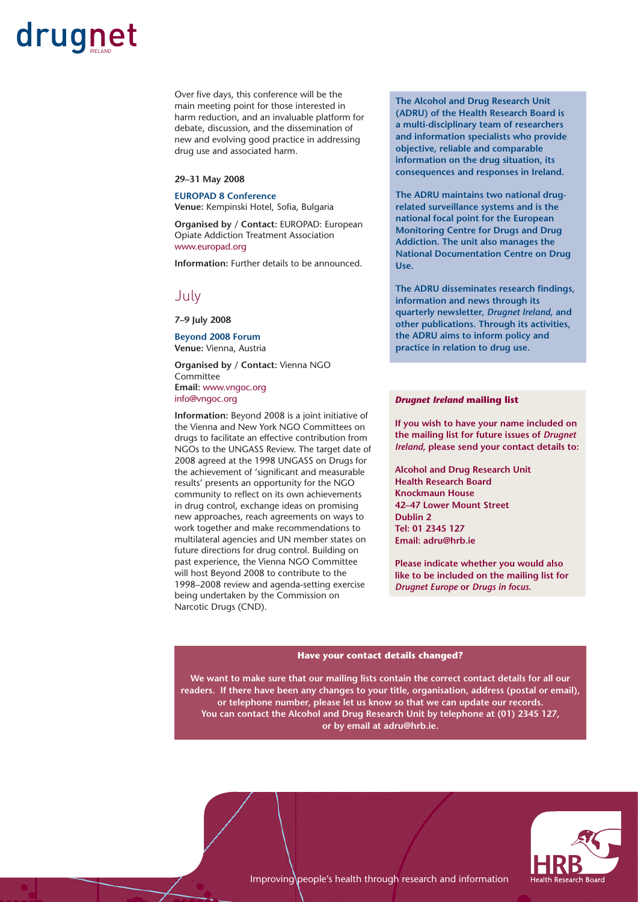Over five days, this conference will be the main meeting point for those interested in harm reduction, and an invaluable platform for debate, discussion, and the dissemination of new and evolving good practice in addressing drug use and associated harm.

**29–31 May 2008**

**EUROPAD 8 Conference**
**Venue:** Kempinski Hotel, Sofia, Bulgaria

**Organised by / Contact:** EUROPAD: European Opiate Addiction Treatment Association
www.europad.org

**Information:** Further details to be announced.

## July

**7–9 July 2008**

**Beyond 2008 Forum**
**Venue:** Vienna, Austria

**Organised by / Contact:** Vienna NGO Committee
**Email:** www.vngoc.org
info@vngoc.org

**Information:** Beyond 2008 is a joint initiative of the Vienna and New York NGO Committees on drugs to facilitate an effective contribution from NGOs to the UNGASS Review. The target date of 2008 agreed at the 1998 UNGASS on Drugs for the achievement of 'significant and measurable results' presents an opportunity for the NGO community to reflect on its own achievements in drug control, exchange ideas on promising new approaches, reach agreements on ways to work together and make recommendations to multilateral agencies and UN member states on future directions for drug control. Building on past experience, the Vienna NGO Committee will host Beyond 2008 to contribute to the 1998–2008 review and agenda-setting exercise being undertaken by the Commission on Narcotic Drugs (CND).

**The Alcohol and Drug Research Unit (ADRU) of the Health Research Board is a multi-disciplinary team of researchers and information specialists who provide objective, reliable and comparable information on the drug situation, its consequences and responses in Ireland.**

**The ADRU maintains two national drug-related surveillance systems and is the national focal point for the European Monitoring Centre for Drugs and Drug Addiction. The unit also manages the National Documentation Centre on Drug Use.**

**The ADRU disseminates research findings, information and news through its quarterly newsletter, *Drugnet Ireland*, and other publications. Through its activities, the ADRU aims to inform policy and practice in relation to drug use.**

***Drugnet Ireland* mailing list**

**If you wish to have your name included on the mailing list for future issues of *Drugnet Ireland*, please send your contact details to:**

**Alcohol and Drug Research Unit**
**Health Research Board**
**Knockmaun House**
**42–47 Lower Mount Street**
**Dublin 2**
**Tel: 01 2345 127**
**Email: adru@hrb.ie**

**Please indicate whether you would also like to be included on the mailing list for *Drugnet Europe* or *Drugs in focus*.**

**Have your contact details changed?**

**We want to make sure that our mailing lists contain the correct contact details for all our readers. If there have been any changes to your title, organisation, address (postal or email), or telephone number, please let us know so that we can update our records. You can contact the Alcohol and Drug Research Unit by telephone at (01) 2345 127, or by email at adru@hrb.ie.**

Improving people's health through research and information

HRB Health Research Board